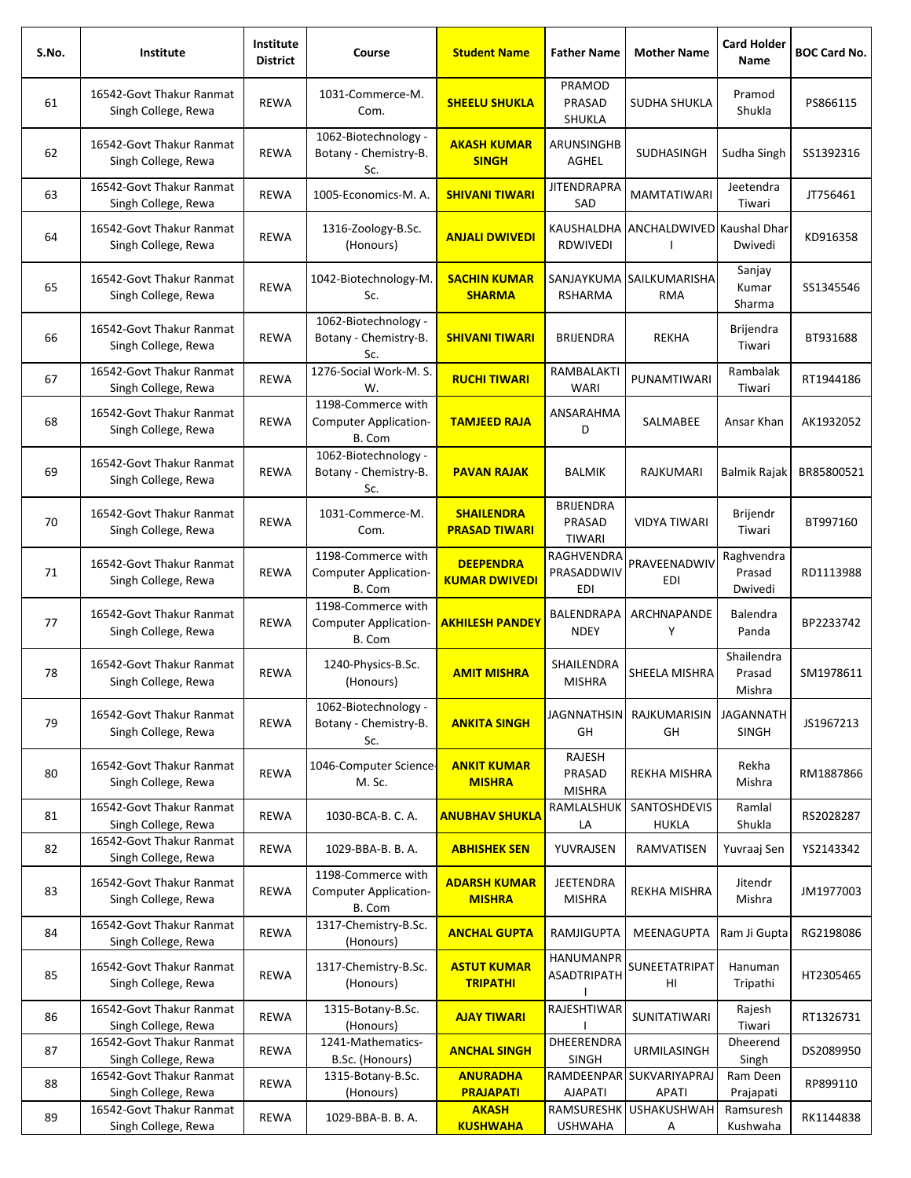| S.No. | Institute | Institute District | Course | Student Name | Father Name | Mother Name | Card Holder Name | BOC Card No. |
|---|---|---|---|---|---|---|---|---|
| 61 | 16542-Govt Thakur Ranmat Singh College, Rewa | REWA | 1031-Commerce-M. Com. | **SHEELU SHUKLA** | PRAMOD PRASAD SHUKLA | SUDHA SHUKLA | Pramod Shukla | PS866115 |
| 62 | 16542-Govt Thakur Ranmat Singh College, Rewa | REWA | 1062-Biotechnology - Botany - Chemistry-B. Sc. | **AKASH KUMAR SINGH** | ARUNSINGHBAGHEL | SUDHASINGH | Sudha Singh | SS1392316 |
| 63 | 16542-Govt Thakur Ranmat Singh College, Rewa | REWA | 1005-Economics-M. A. | **SHIVANI TIWARI** | JITENDRAPRASAD | MAMTATIWARI | Jeetendra Tiwari | JT756461 |
| 64 | 16542-Govt Thakur Ranmat Singh College, Rewa | REWA | 1316-Zoology-B.Sc. (Honours) | **ANJALI DWIVEDI** | KAUSHALDHARDWIVEDI | ANCHALDWIVEDI | Kaushal Dhar Dwivedi | KD916358 |
| 65 | 16542-Govt Thakur Ranmat Singh College, Rewa | REWA | 1042-Biotechnology-M. Sc. | **SACHIN KUMAR SHARMA** | SANJAYKUMARSHARMA | SAILKUMARISHARMA | Sanjay Kumar Sharma | SS1345546 |
| 66 | 16542-Govt Thakur Ranmat Singh College, Rewa | REWA | 1062-Biotechnology - Botany - Chemistry-B. Sc. | **SHIVANI TIWARI** | BRIJENDRA | REKHA | Brijendra Tiwari | BT931688 |
| 67 | 16542-Govt Thakur Ranmat Singh College, Rewa | REWA | 1276-Social Work-M. S. W. | **RUCHI TIWARI** | RAMBALAKTIWARI | PUNAMTIWARI | Rambalak Tiwari | RT1944186 |
| 68 | 16542-Govt Thakur Ranmat Singh College, Rewa | REWA | 1198-Commerce with Computer Application-B. Com | **TAMJEED RAJA** | ANSARAHMAD | SALMABEE | Ansar Khan | AK1932052 |
| 69 | 16542-Govt Thakur Ranmat Singh College, Rewa | REWA | 1062-Biotechnology - Botany - Chemistry-B. Sc. | **PAVAN RAJAK** | BALMIK | RAJKUMARI | Balmik Rajak | BR85800521 |
| 70 | 16542-Govt Thakur Ranmat Singh College, Rewa | REWA | 1031-Commerce-M. Com. | **SHAILENDRA PRASAD TIWARI** | BRIJENDRA PRASAD TIWARI | VIDYA TIWARI | Brijendr Tiwari | BT997160 |
| 71 | 16542-Govt Thakur Ranmat Singh College, Rewa | REWA | 1198-Commerce with Computer Application-B. Com | **DEEPENDRA KUMAR DWIVEDI** | RAGHVENDRA PRASADDWIVEDI | PRAVEENADWIVEDI | Raghvendra Prasad Dwivedi | RD1113988 |
| 77 | 16542-Govt Thakur Ranmat Singh College, Rewa | REWA | 1198-Commerce with Computer Application-B. Com | **AKHILESH PANDEY** | BALENDRAPANDEY | ARCHNAPANDEY | Balendra Panda | BP2233742 |
| 78 | 16542-Govt Thakur Ranmat Singh College, Rewa | REWA | 1240-Physics-B.Sc. (Honours) | **AMIT MISHRA** | SHAILENDRA MISHRA | SHEELA MISHRA | Shailendra Prasad Mishra | SM1978611 |
| 79 | 16542-Govt Thakur Ranmat Singh College, Rewa | REWA | 1062-Biotechnology - Botany - Chemistry-B. Sc. | **ANKITA SINGH** | JAGNNATHSINGH | RAJKUMARISINGH | JAGANNATH SINGH | JS1967213 |
| 80 | 16542-Govt Thakur Ranmat Singh College, Rewa | REWA | 1046-Computer Science-M. Sc. | **ANKIT KUMAR MISHRA** | RAJESH PRASAD MISHRA | REKHA MISHRA | Rekha Mishra | RM1887866 |
| 81 | 16542-Govt Thakur Ranmat Singh College, Rewa | REWA | 1030-BCA-B. C. A. | **ANUBHAV SHUKLA** | RAMLALSHUKLA | SANTOSHDEVISHUKLA | Ramlal Shukla | RS2028287 |
| 82 | 16542-Govt Thakur Ranmat Singh College, Rewa | REWA | 1029-BBA-B. B. A. | **ABHISHEK SEN** | YUVRAJSEN | RAMVATISEN | Yuvraaj Sen | YS2143342 |
| 83 | 16542-Govt Thakur Ranmat Singh College, Rewa | REWA | 1198-Commerce with Computer Application-B. Com | **ADARSH KUMAR MISHRA** | JEETENDRA MISHRA | REKHA MISHRA | Jitendr Mishra | JM1977003 |
| 84 | 16542-Govt Thakur Ranmat Singh College, Rewa | REWA | 1317-Chemistry-B.Sc. (Honours) | **ANCHAL GUPTA** | RAMJIGUPTA | MEENAGUPTA | Ram Ji Gupta | RG2198086 |
| 85 | 16542-Govt Thakur Ranmat Singh College, Rewa | REWA | 1317-Chemistry-B.Sc. (Honours) | **ASTUT KUMAR TRIPATHI** | HANUMANPRASADTRIPATHI | SUNEETATRIPATHI | Hanuman Tripathi | HT2305465 |
| 86 | 16542-Govt Thakur Ranmat Singh College, Rewa | REWA | 1315-Botany-B.Sc. (Honours) | **AJAY TIWARI** | RAJESHTIWARI | SUNITATIWARI | Rajesh Tiwari | RT1326731 |
| 87 | 16542-Govt Thakur Ranmat Singh College, Rewa | REWA | 1241-Mathematics-B.Sc. (Honours) | **ANCHAL SINGH** | DHEERENDRA SINGH | URMILASINGH | Dheerend Singh | DS2089950 |
| 88 | 16542-Govt Thakur Ranmat Singh College, Rewa | REWA | 1315-Botany-B.Sc. (Honours) | **ANURADHA PRAJAPATI** | RAMDEENPARAJAPATI | SUKVARIYAPRAJAPATI | Ram Deen Prajapati | RP899110 |
| 89 | 16542-Govt Thakur Ranmat Singh College, Rewa | REWA | 1029-BBA-B. B. A. | **AKASH KUSHWAHA** | RAMSURESHKUSHWAHA | USHAKUSHWAHA | Ramsuresh Kushwaha | RK1144838 |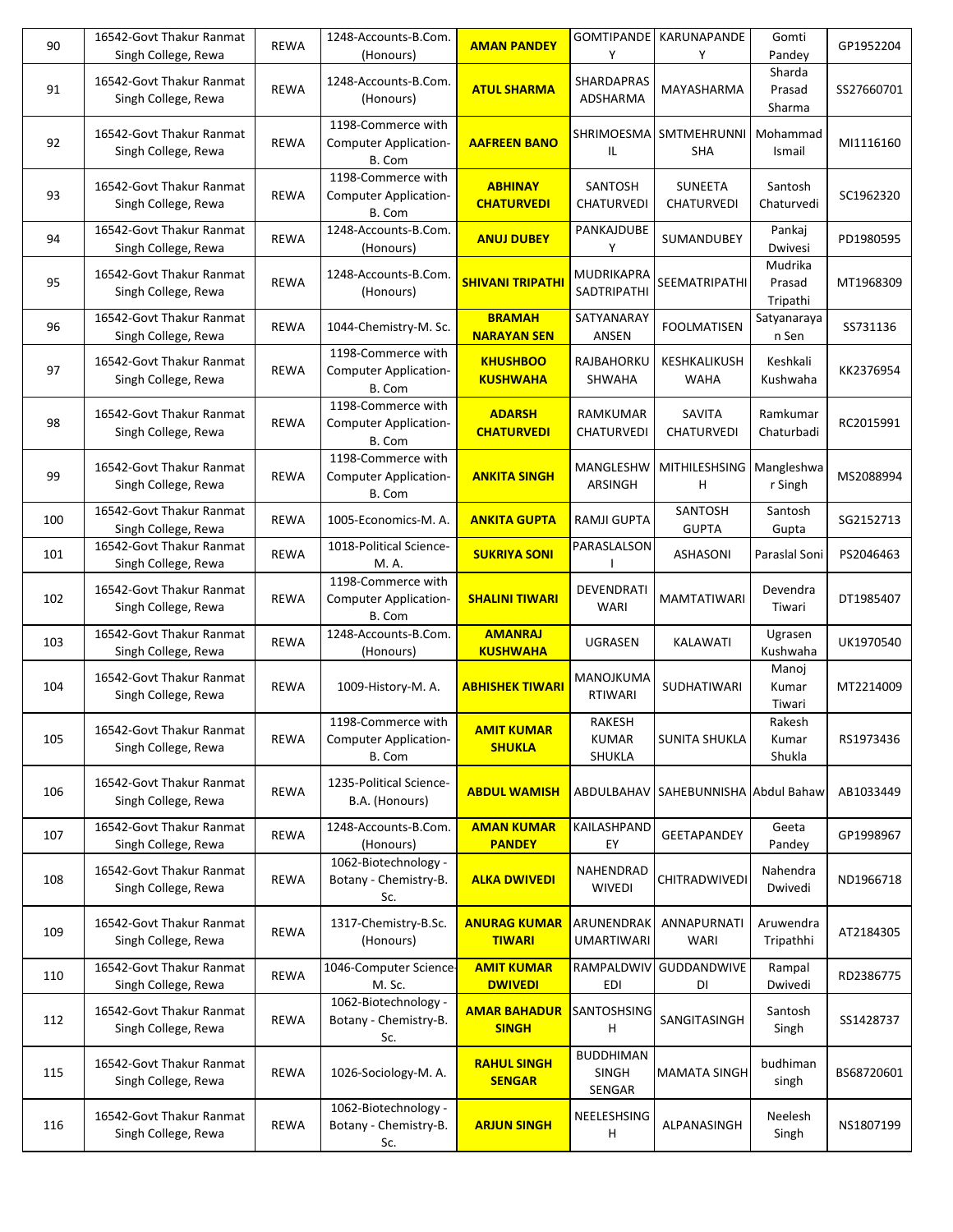| 90 | 16542-Govt Thakur Ranmat Singh College, Rewa | REWA | 1248-Accounts-B.Com. (Honours) | **AMAN PANDEY** | GOMTIPANDEY | KARUNAPANDEY | Gomti Pandey | GP1952204 |
|---|---|---|---|---|---|---|---|---|
| 91 | 16542-Govt Thakur Ranmat Singh College, Rewa | REWA | 1248-Accounts-B.Com. (Honours) | **ATUL SHARMA** | SHARDAPRASADSHARMA | MAYASHARMA | Sharda Prasad Sharma | SS27660701 |
| 92 | 16542-Govt Thakur Ranmat Singh College, Rewa | REWA | 1198-Commerce with Computer Application-B. Com | **AAFREEN BANO** | SHRIMOESMAIL | SMTMEHRUNNISHA | Mohammad Ismail | MI1116160 |
| 93 | 16542-Govt Thakur Ranmat Singh College, Rewa | REWA | 1198-Commerce with Computer Application-B. Com | **ABHINAY CHATURVEDI** | SANTOSH CHATURVEDI | SUNEETA CHATURVEDI | Santosh Chaturvedi | SC1962320 |
| 94 | 16542-Govt Thakur Ranmat Singh College, Rewa | REWA | 1248-Accounts-B.Com. (Honours) | **ANUJ DUBEY** | PANKAJDUBEY | SUMANDUBEY | Pankaj Dwivesi | PD1980595 |
| 95 | 16542-Govt Thakur Ranmat Singh College, Rewa | REWA | 1248-Accounts-B.Com. (Honours) | **SHIVANI TRIPATHI** | MUDRIKAPRASADTRIPATHI | SEEMATRIPATHI | Mudrika Prasad Tripathi | MT1968309 |
| 96 | 16542-Govt Thakur Ranmat Singh College, Rewa | REWA | 1044-Chemistry-M. Sc. | **BRAMAH NARAYAN SEN** | SATYANARAYANSEN | FOOLMATISEN | Satyanarayan Sen | SS731136 |
| 97 | 16542-Govt Thakur Ranmat Singh College, Rewa | REWA | 1198-Commerce with Computer Application-B. Com | **KHUSHBOO KUSHWAHA** | RAJBAHORKUSHWAHA | KESHKALIKUSHWAHA | Keshkali Kushwaha | KK2376954 |
| 98 | 16542-Govt Thakur Ranmat Singh College, Rewa | REWA | 1198-Commerce with Computer Application-B. Com | **ADARSH CHATURVEDI** | RAMKUMAR CHATURVEDI | SAVITA CHATURVEDI | Ramkumar Chaturbadi | RC2015991 |
| 99 | 16542-Govt Thakur Ranmat Singh College, Rewa | REWA | 1198-Commerce with Computer Application-B. Com | **ANKITA SINGH** | MANGLESHWARSINGH | MITHILESHSINGH | Mangleshwar Singh | MS2088994 |
| 100 | 16542-Govt Thakur Ranmat Singh College, Rewa | REWA | 1005-Economics-M. A. | **ANKITA GUPTA** | RAMJI GUPTA | SANTOSH GUPTA | Santosh Gupta | SG2152713 |
| 101 | 16542-Govt Thakur Ranmat Singh College, Rewa | REWA | 1018-Political Science-M. A. | **SUKRIYA SONI** | PARASLALSONI | ASHASONI | Paraslal Soni | PS2046463 |
| 102 | 16542-Govt Thakur Ranmat Singh College, Rewa | REWA | 1198-Commerce with Computer Application-B. Com | **SHALINI TIWARI** | DEVENDRATIWARI | MAMTATIWARI | Devendra Tiwari | DT1985407 |
| 103 | 16542-Govt Thakur Ranmat Singh College, Rewa | REWA | 1248-Accounts-B.Com. (Honours) | **AMANRAJ KUSHWAHA** | UGRASEN | KALAWATI | Ugrasen Kushwaha | UK1970540 |
| 104 | 16542-Govt Thakur Ranmat Singh College, Rewa | REWA | 1009-History-M. A. | **ABHISHEK TIWARI** | MANOJKUMARTIWARI | SUDHATIWARI | Manoj Kumar Tiwari | MT2214009 |
| 105 | 16542-Govt Thakur Ranmat Singh College, Rewa | REWA | 1198-Commerce with Computer Application-B. Com | **AMIT KUMAR SHUKLA** | RAKESH KUMAR SHUKLA | SUNITA SHUKLA | Rakesh Kumar Shukla | RS1973436 |
| 106 | 16542-Govt Thakur Ranmat Singh College, Rewa | REWA | 1235-Political Science-B.A. (Honours) | **ABDUL WAMISH** | ABDULBAHAV | SAHEBUNNISHA | Abdul Bahaw | AB1033449 |
| 107 | 16542-Govt Thakur Ranmat Singh College, Rewa | REWA | 1248-Accounts-B.Com. (Honours) | **AMAN KUMAR PANDEY** | KAILASHPANDEY | GEETAPANDEY | Geeta Pandey | GP1998967 |
| 108 | 16542-Govt Thakur Ranmat Singh College, Rewa | REWA | 1062-Biotechnology - Botany - Chemistry-B. Sc. | **ALKA DWIVEDI** | NAHENDRADWIVEDI | CHITRADWIVEDI | Nahendra Dwivedi | ND1966718 |
| 109 | 16542-Govt Thakur Ranmat Singh College, Rewa | REWA | 1317-Chemistry-B.Sc. (Honours) | **ANURAG KUMAR TIWARI** | ARUNENDRAKUMARTIWARI | ANNAPURNATIWARI | Aruwendra Tripathhi | AT2184305 |
| 110 | 16542-Govt Thakur Ranmat Singh College, Rewa | REWA | 1046-Computer Science-M. Sc. | **AMIT KUMAR DWIVEDI** | RAMPALDWIVEDI | GUDDANDWIVEDI | Rampal Dwivedi | RD2386775 |
| 112 | 16542-Govt Thakur Ranmat Singh College, Rewa | REWA | 1062-Biotechnology - Botany - Chemistry-B. Sc. | **AMAR BAHADUR SINGH** | SANTOSHSINGH | SANGITASINGH | Santosh Singh | SS1428737 |
| 115 | 16542-Govt Thakur Ranmat Singh College, Rewa | REWA | 1026-Sociology-M. A. | **RAHUL SINGH SENGAR** | BUDDHIMAN SINGH SENGAR | MAMATA SINGH | budhiman singh | BS68720601 |
| 116 | 16542-Govt Thakur Ranmat Singh College, Rewa | REWA | 1062-Biotechnology - Botany - Chemistry-B. Sc. | **ARJUN SINGH** | NEELESHSINGH | ALPANASINGH | Neelesh Singh | NS1807199 |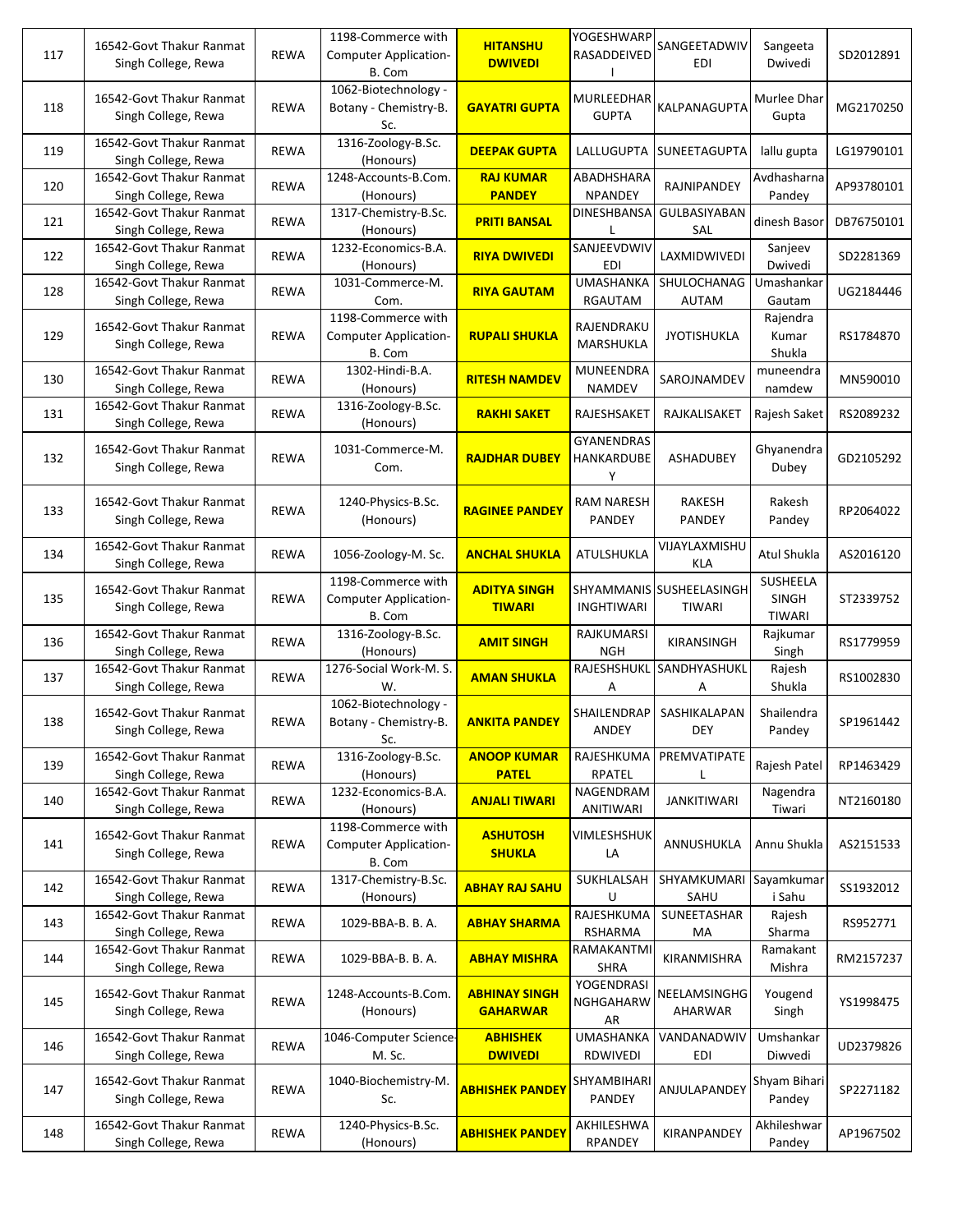| 117 | 16542-Govt Thakur Ranmat Singh College, Rewa | REWA | 1198-Commerce with Computer Application-B. Com | **HITANSHU DWIVEDI** | YOGESHWARPRASADDEIVEDI | SANGEETADWIVEDI | Sangeeta Dwivedi | SD2012891 |
|---|---|---|---|---|---|---|---|---|
| 118 | 16542-Govt Thakur Ranmat Singh College, Rewa | REWA | 1062-Biotechnology - Botany - Chemistry-B. Sc. | **GAYATRI GUPTA** | MURLEEDHAR GUPTA | KALPANAGUPTA | Murlee Dhar Gupta | MG2170250 |
| 119 | 16542-Govt Thakur Ranmat Singh College, Rewa | REWA | 1316-Zoology-B.Sc. (Honours) | **DEEPAK GUPTA** | LALLUGUPTA | SUNEETAGUPTA | lallu gupta | LG19790101 |
| 120 | 16542-Govt Thakur Ranmat Singh College, Rewa | REWA | 1248-Accounts-B.Com. (Honours) | **RAJ KUMAR PANDEY** | ABADHSHARANPANDEY | RAJNIPANDEY | Avdhasharna Pandey | AP93780101 |
| 121 | 16542-Govt Thakur Ranmat Singh College, Rewa | REWA | 1317-Chemistry-B.Sc. (Honours) | **PRITI BANSAL** | DINESHBANSAL | GULBASIYABANSAL | dinesh Basor | DB76750101 |
| 122 | 16542-Govt Thakur Ranmat Singh College, Rewa | REWA | 1232-Economics-B.A. (Honours) | **RIYA DWIVEDI** | SANJEEVDWIVEDI | LAXMIDWIVEDI | Sanjeev Dwivedi | SD2281369 |
| 128 | 16542-Govt Thakur Ranmat Singh College, Rewa | REWA | 1031-Commerce-M. Com. | **RIYA GAUTAM** | UMASHANKARGAUTAM | SHULOCHANAGAUTAM | Umashankar Gautam | UG2184446 |
| 129 | 16542-Govt Thakur Ranmat Singh College, Rewa | REWA | 1198-Commerce with Computer Application-B. Com | **RUPALI SHUKLA** | RAJENDRAKUMARSHUKLA | JYOTISHUKLA | Rajendra Kumar Shukla | RS1784870 |
| 130 | 16542-Govt Thakur Ranmat Singh College, Rewa | REWA | 1302-Hindi-B.A. (Honours) | **RITESH NAMDEV** | MUNEENDRA NAMDEV | SAROJNAMDEV | muneendra namdew | MN590010 |
| 131 | 16542-Govt Thakur Ranmat Singh College, Rewa | REWA | 1316-Zoology-B.Sc. (Honours) | **RAKHI SAKET** | RAJESHSAKET | RAJKALISAKET | Rajesh Saket | RS2089232 |
| 132 | 16542-Govt Thakur Ranmat Singh College, Rewa | REWA | 1031-Commerce-M. Com. | **RAJDHAR DUBEY** | GYANENDRASHANKARDUBEY | ASHADUBEY | Ghyanendra Dubey | GD2105292 |
| 133 | 16542-Govt Thakur Ranmat Singh College, Rewa | REWA | 1240-Physics-B.Sc. (Honours) | **RAGINEE PANDEY** | RAM NARESH PANDEY | RAKESH PANDEY | Rakesh Pandey | RP2064022 |
| 134 | 16542-Govt Thakur Ranmat Singh College, Rewa | REWA | 1056-Zoology-M. Sc. | **ANCHAL SHUKLA** | ATULSHUKLA | VIJAYLAXMISHUKLA | Atul Shukla | AS2016120 |
| 135 | 16542-Govt Thakur Ranmat Singh College, Rewa | REWA | 1198-Commerce with Computer Application-B. Com | **ADITYA SINGH TIWARI** | SHYAMMANISINGHTIWARI | SUSHEELASINGHTIWARI | SUSHEELA SINGH TIWARI | ST2339752 |
| 136 | 16542-Govt Thakur Ranmat Singh College, Rewa | REWA | 1316-Zoology-B.Sc. (Honours) | **AMIT SINGH** | RAJKUMARSINGH | KIRANSINGH | Rajkumar Singh | RS1779959 |
| 137 | 16542-Govt Thakur Ranmat Singh College, Rewa | REWA | 1276-Social Work-M. S. W. | **AMAN SHUKLA** | RAJESHSHUKLA | SANDHYASHUKLA | Rajesh Shukla | RS1002830 |
| 138 | 16542-Govt Thakur Ranmat Singh College, Rewa | REWA | 1062-Biotechnology - Botany - Chemistry-B. Sc. | **ANKITA PANDEY** | SHAILENDRAPANDEY | SASHIKALAPANDEY | Shailendra Pandey | SP1961442 |
| 139 | 16542-Govt Thakur Ranmat Singh College, Rewa | REWA | 1316-Zoology-B.Sc. (Honours) | **ANOOP KUMAR PATEL** | RAJESHKUMARPATEL | PREMVATIPATEL | Rajesh Patel | RP1463429 |
| 140 | 16542-Govt Thakur Ranmat Singh College, Rewa | REWA | 1232-Economics-B.A. (Honours) | **ANJALI TIWARI** | NAGENDRAMANITIWARI | JANKITIWARI | Nagendra Tiwari | NT2160180 |
| 141 | 16542-Govt Thakur Ranmat Singh College, Rewa | REWA | 1198-Commerce with Computer Application-B. Com | **ASHUTOSH SHUKLA** | VIMLESHSHUKLA | ANNUSHUKLA | Annu Shukla | AS2151533 |
| 142 | 16542-Govt Thakur Ranmat Singh College, Rewa | REWA | 1317-Chemistry-B.Sc. (Honours) | **ABHAY RAJ SAHU** | SUKHLALSAHU | SHYAMKUMARI SAHU | Sayamkumari Sahu | SS1932012 |
| 143 | 16542-Govt Thakur Ranmat Singh College, Rewa | REWA | 1029-BBA-B. B. A. | **ABHAY SHARMA** | RAJESHKUMARSHARMA | SUNEETASHARMA | Rajesh Sharma | RS952771 |
| 144 | 16542-Govt Thakur Ranmat Singh College, Rewa | REWA | 1029-BBA-B. B. A. | **ABHAY MISHRA** | RAMAKANTMISHRA | KIRANMISHRA | Ramakant Mishra | RM2157237 |
| 145 | 16542-Govt Thakur Ranmat Singh College, Rewa | REWA | 1248-Accounts-B.Com. (Honours) | **ABHINAY SINGH GAHARWAR** | YOGENDRASINGHGAHARWAR | NEELAMSINGHGAHARWAR | Yougend Singh | YS1998475 |
| 146 | 16542-Govt Thakur Ranmat Singh College, Rewa | REWA | 1046-Computer Science-M. Sc. | **ABHISHEK DWIVEDI** | UMASHANKARDWIVEDI | VANDANADWIVEDI | Umshankar Diwvedi | UD2379826 |
| 147 | 16542-Govt Thakur Ranmat Singh College, Rewa | REWA | 1040-Biochemistry-M. Sc. | **ABHISHEK PANDEY** | SHYAMBIHARI PANDEY | ANJULAPANDEY | Shyam Bihari Pandey | SP2271182 |
| 148 | 16542-Govt Thakur Ranmat Singh College, Rewa | REWA | 1240-Physics-B.Sc. (Honours) | **ABHISHEK PANDEY** | AKHILESHWARPANDEY | KIRANPANDEY | Akhileshwar Pandey | AP1967502 |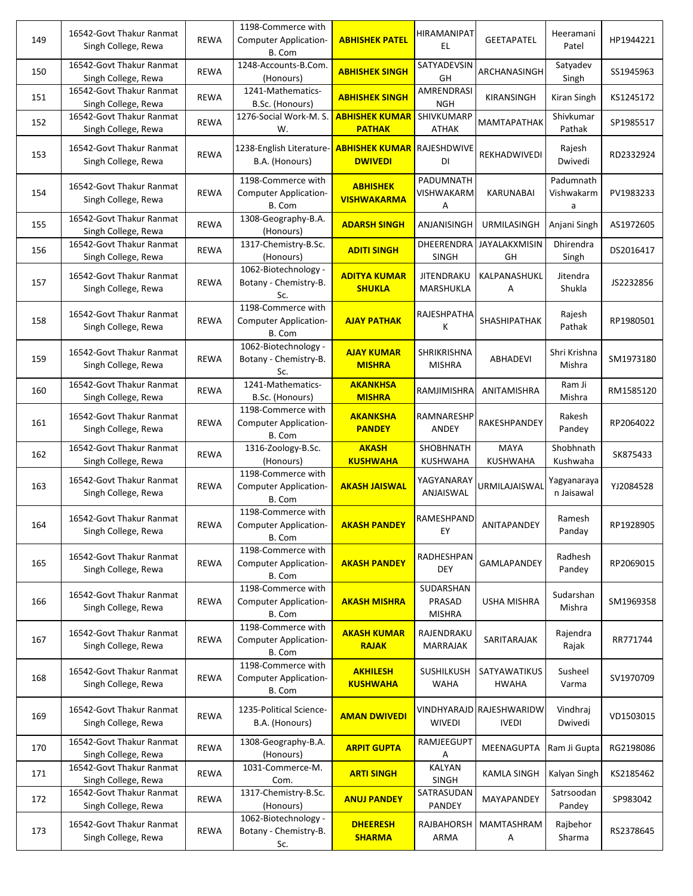| 149 | 16542-Govt Thakur Ranmat Singh College, Rewa | REWA | 1198-Commerce with Computer Application-B. Com | **ABHISHEK PATEL** | HIRAMANIPATEL | GEETAPATEL | Heeramani Patel | HP1944221 |
|---|---|---|---|---|---|---|---|---|
| 150 | 16542-Govt Thakur Ranmat Singh College, Rewa | REWA | 1248-Accounts-B.Com. (Honours) | **ABHISHEK SINGH** | SATYADEVSINGH | ARCHANASINGH | Satyadev Singh | SS1945963 |
| 151 | 16542-Govt Thakur Ranmat Singh College, Rewa | REWA | 1241-Mathematics-B.Sc. (Honours) | **ABHISHEK SINGH** | AMRENDRASINGH | KIRANSINGH | Kiran Singh | KS1245172 |
| 152 | 16542-Govt Thakur Ranmat Singh College, Rewa | REWA | 1276-Social Work-M. S. W. | **ABHISHEK KUMAR PATHAK** | SHIVKUMARPATHAK | MAMTAPATHAK | Shivkumar Pathak | SP1985517 |
| 153 | 16542-Govt Thakur Ranmat Singh College, Rewa | REWA | 1238-English Literature-B.A. (Honours) | **ABHISHEK KUMAR DWIVEDI** | RAJESHDWIVEDI | REKHADWIVEDI | Rajesh Dwivedi | RD2332924 |
| 154 | 16542-Govt Thakur Ranmat Singh College, Rewa | REWA | 1198-Commerce with Computer Application-B. Com | **ABHISHEK VISHWAKARMA** | PADUMNATH VISHWAKARMA | KARUNABAI | Padumnath Vishwakarma | PV1983233 |
| 155 | 16542-Govt Thakur Ranmat Singh College, Rewa | REWA | 1308-Geography-B.A. (Honours) | **ADARSH SINGH** | ANJANISINGH | URMILASINGH | Anjani Singh | AS1972605 |
| 156 | 16542-Govt Thakur Ranmat Singh College, Rewa | REWA | 1317-Chemistry-B.Sc. (Honours) | **ADITI SINGH** | DHEERENDRA SINGH | JAYALAKXMISINGH | Dhirendra Singh | DS2016417 |
| 157 | 16542-Govt Thakur Ranmat Singh College, Rewa | REWA | 1062-Biotechnology - Botany - Chemistry-B. Sc. | **ADITYA KUMAR SHUKLA** | JITENDRAKUMARSHUKLA | KALPANASHUKLA | Jitendra Shukla | JS2232856 |
| 158 | 16542-Govt Thakur Ranmat Singh College, Rewa | REWA | 1198-Commerce with Computer Application-B. Com | **AJAY PATHAK** | RAJESHPATHAK | SHASHIPATHAK | Rajesh Pathak | RP1980501 |
| 159 | 16542-Govt Thakur Ranmat Singh College, Rewa | REWA | 1062-Biotechnology - Botany - Chemistry-B. Sc. | **AJAY KUMAR MISHRA** | SHRIKRISHNA MISHRA | ABHADEVI | Shri Krishna Mishra | SM1973180 |
| 160 | 16542-Govt Thakur Ranmat Singh College, Rewa | REWA | 1241-Mathematics-B.Sc. (Honours) | **AKANKHSA MISHRA** | RAMJIMISHRA | ANITAMISHRA | Ram Ji Mishra | RM1585120 |
| 161 | 16542-Govt Thakur Ranmat Singh College, Rewa | REWA | 1198-Commerce with Computer Application-B. Com | **AKANKSHA PANDEY** | RAMNARESHPANDEY | RAKESHPANDEY | Rakesh Pandey | RP2064022 |
| 162 | 16542-Govt Thakur Ranmat Singh College, Rewa | REWA | 1316-Zoology-B.Sc. (Honours) | **AKASH KUSHWAHA** | SHOBHNATH KUSHWAHA | MAYA KUSHWAHA | Shobhnath Kushwaha | SK875433 |
| 163 | 16542-Govt Thakur Ranmat Singh College, Rewa | REWA | 1198-Commerce with Computer Application-B. Com | **AKASH JAISWAL** | YAGYANARAYANJAISWAL | URMILAJAISWAL | Yagyanarayan Jaisawal | YJ2084528 |
| 164 | 16542-Govt Thakur Ranmat Singh College, Rewa | REWA | 1198-Commerce with Computer Application-B. Com | **AKASH PANDEY** | RAMESHPANDEY | ANITAPANDEY | Ramesh Panday | RP1928905 |
| 165 | 16542-Govt Thakur Ranmat Singh College, Rewa | REWA | 1198-Commerce with Computer Application-B. Com | **AKASH PANDEY** | RADHESHPANDEY | GAMLAPANDEY | Radhesh Pandey | RP2069015 |
| 166 | 16542-Govt Thakur Ranmat Singh College, Rewa | REWA | 1198-Commerce with Computer Application-B. Com | **AKASH MISHRA** | SUDARSHAN PRASAD MISHRA | USHA MISHRA | Sudarshan Mishra | SM1969358 |
| 167 | 16542-Govt Thakur Ranmat Singh College, Rewa | REWA | 1198-Commerce with Computer Application-B. Com | **AKASH KUMAR RAJAK** | RAJENDRAKUMARRAJAK | SARITARAJAK | Rajendra Rajak | RR771744 |
| 168 | 16542-Govt Thakur Ranmat Singh College, Rewa | REWA | 1198-Commerce with Computer Application-B. Com | **AKHILESH KUSHWAHA** | SUSHILKUSHWAHA | SATYAWATIKUSHWAHA | Susheel Varma | SV1970709 |
| 169 | 16542-Govt Thakur Ranmat Singh College, Rewa | REWA | 1235-Political Science-B.A. (Honours) | **AMAN DWIVEDI** | VINDHYARAJDWIVEDI | RAJESHWARIDWIVEDI | Vindhraj Dwivedi | VD1503015 |
| 170 | 16542-Govt Thakur Ranmat Singh College, Rewa | REWA | 1308-Geography-B.A. (Honours) | **ARPIT GUPTA** | RAMJEEGUPTA | MEENAGUPTA | Ram Ji Gupta | RG2198086 |
| 171 | 16542-Govt Thakur Ranmat Singh College, Rewa | REWA | 1031-Commerce-M. Com. | **ARTI SINGH** | KALYAN SINGH | KAMLA SINGH | Kalyan Singh | KS2185462 |
| 172 | 16542-Govt Thakur Ranmat Singh College, Rewa | REWA | 1317-Chemistry-B.Sc. (Honours) | **ANUJ PANDEY** | SATRASUDAN PANDEY | MAYAPANDEY | Satrsoodan Pandey | SP983042 |
| 173 | 16542-Govt Thakur Ranmat Singh College, Rewa | REWA | 1062-Biotechnology - Botany - Chemistry-B. Sc. | **DHEERESH SHARMA** | RAJBAHORSHARMA | MAMTASHRAMA | Rajbehor Sharma | RS2378645 |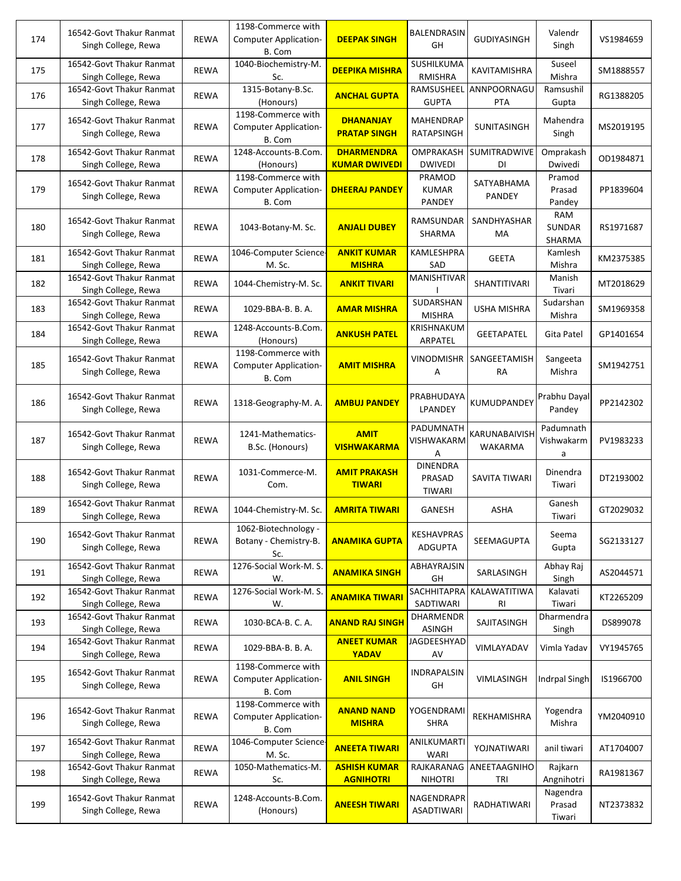| 174 | 16542-Govt Thakur Ranmat Singh College, Rewa | REWA | 1198-Commerce with Computer Application-B. Com | **DEEPAK SINGH** | BALENDRASINGH | GUDIYASINGH | Valendr Singh | VS1984659 |
|---|---|---|---|---|---|---|---|---|
| 175 | 16542-Govt Thakur Ranmat Singh College, Rewa | REWA | 1040-Biochemistry-M. Sc. | **DEEPIKA MISHRA** | SUSHILKUMARMISHRA | KAVITAMISHRA | Suseel Mishra | SM1888557 |
| 176 | 16542-Govt Thakur Ranmat Singh College, Rewa | REWA | 1315-Botany-B.Sc. (Honours) | **ANCHAL GUPTA** | RAMSUSHEEL GUPTA | ANNPOORNAGUPTA | Ramsushil Gupta | RG1388205 |
| 177 | 16542-Govt Thakur Ranmat Singh College, Rewa | REWA | 1198-Commerce with Computer Application-B. Com | **DHANANJAY PRATAP SINGH** | MAHENDRAPRATAPSINGH | SUNITASINGH | Mahendra Singh | MS2019195 |
| 178 | 16542-Govt Thakur Ranmat Singh College, Rewa | REWA | 1248-Accounts-B.Com. (Honours) | **DHARMENDRA KUMAR DWIVEDI** | OMPRAKASH DWIVEDI | SUMITRADWIVEDI | Omprakash Dwivedi | OD1984871 |
| 179 | 16542-Govt Thakur Ranmat Singh College, Rewa | REWA | 1198-Commerce with Computer Application-B. Com | **DHEERAJ PANDEY** | PRAMOD KUMAR PANDEY | SATYABHAMA PANDEY | Pramod Prasad Pandey | PP1839604 |
| 180 | 16542-Govt Thakur Ranmat Singh College, Rewa | REWA | 1043-Botany-M. Sc. | **ANJALI DUBEY** | RAMSUNDAR SHARMA | SANDHYASHARMA | RAM SUNDAR SHARMA | RS1971687 |
| 181 | 16542-Govt Thakur Ranmat Singh College, Rewa | REWA | 1046-Computer Science-M. Sc. | **ANKIT KUMAR MISHRA** | KAMLESHPRASAD | GEETA | Kamlesh Mishra | KM2375385 |
| 182 | 16542-Govt Thakur Ranmat Singh College, Rewa | REWA | 1044-Chemistry-M. Sc. | **ANKIT TIVARI** | MANISHTIVARI | SHANTITIVARI | Manish Tivari | MT2018629 |
| 183 | 16542-Govt Thakur Ranmat Singh College, Rewa | REWA | 1029-BBA-B. B. A. | **AMAR MISHRA** | SUDARSHAN MISHRA | USHA MISHRA | Sudarshan Mishra | SM1969358 |
| 184 | 16542-Govt Thakur Ranmat Singh College, Rewa | REWA | 1248-Accounts-B.Com. (Honours) | **ANKUSH PATEL** | KRISHNAKUMARPATEL | GEETAPATEL | Gita Patel | GP1401654 |
| 185 | 16542-Govt Thakur Ranmat Singh College, Rewa | REWA | 1198-Commerce with Computer Application-B. Com | **AMIT MISHRA** | VINODMISHRA | SANGEETAMISHRA | Sangeeta Mishra | SM1942751 |
| 186 | 16542-Govt Thakur Ranmat Singh College, Rewa | REWA | 1318-Geography-M. A. | **AMBUJ PANDEY** | PRABHUDAYALPANDEY | KUMUDPANDEY | Prabhu Dayal Pandey | PP2142302 |
| 187 | 16542-Govt Thakur Ranmat Singh College, Rewa | REWA | 1241-Mathematics-B.Sc. (Honours) | **AMIT VISHWAKARMA** | PADUMNATH VISHWAKARMA | KARUNABAIVISHWAKARMA | Padumnath Vishwakarma | PV1983233 |
| 188 | 16542-Govt Thakur Ranmat Singh College, Rewa | REWA | 1031-Commerce-M. Com. | **AMIT PRAKASH TIWARI** | DINENDRA PRASAD TIWARI | SAVITA TIWARI | Dinendra Tiwari | DT2193002 |
| 189 | 16542-Govt Thakur Ranmat Singh College, Rewa | REWA | 1044-Chemistry-M. Sc. | **AMRITA TIWARI** | GANESH | ASHA | Ganesh Tiwari | GT2029032 |
| 190 | 16542-Govt Thakur Ranmat Singh College, Rewa | REWA | 1062-Biotechnology - Botany - Chemistry-B. Sc. | **ANAMIKA GUPTA** | KESHAVPRASADGUPTA | SEEMAGUPTA | Seema Gupta | SG2133127 |
| 191 | 16542-Govt Thakur Ranmat Singh College, Rewa | REWA | 1276-Social Work-M. S. W. | **ANAMIKA SINGH** | ABHAYRAJSINGH | SARLASINGH | Abhay Raj Singh | AS2044571 |
| 192 | 16542-Govt Thakur Ranmat Singh College, Rewa | REWA | 1276-Social Work-M. S. W. | **ANAMIKA TIWARI** | SACHHITAPRASADTIWARI | KALAWATITIWARI | Kalavati Tiwari | KT2265209 |
| 193 | 16542-Govt Thakur Ranmat Singh College, Rewa | REWA | 1030-BCA-B. C. A. | **ANAND RAJ SINGH** | DHARMENDRASINGH | SAJITASINGH | Dharmendra Singh | DS899078 |
| 194 | 16542-Govt Thakur Ranmat Singh College, Rewa | REWA | 1029-BBA-B. B. A. | **ANEET KUMAR YADAV** | JAGDEESHYADAV | VIMLAYADAV | Vimla Yadav | VY1945765 |
| 195 | 16542-Govt Thakur Ranmat Singh College, Rewa | REWA | 1198-Commerce with Computer Application-B. Com | **ANIL SINGH** | INDRAPALSINGH | VIMLASINGH | Indrpal Singh | IS1966700 |
| 196 | 16542-Govt Thakur Ranmat Singh College, Rewa | REWA | 1198-Commerce with Computer Application-B. Com | **ANAND NAND MISHRA** | YOGENDRAMISHRA | REKHAMISHRA | Yogendra Mishra | YM2040910 |
| 197 | 16542-Govt Thakur Ranmat Singh College, Rewa | REWA | 1046-Computer Science-M. Sc. | **ANEETA TIWARI** | ANILKUMARTIWARI | YOJNATIWARI | anil tiwari | AT1704007 |
| 198 | 16542-Govt Thakur Ranmat Singh College, Rewa | REWA | 1050-Mathematics-M. Sc. | **ASHISH KUMAR AGNIHOTRI** | RAJKARANAGNIHOTRI | ANEETAAGNIHOTRI | Rajkarn Angnihotri | RA1981367 |
| 199 | 16542-Govt Thakur Ranmat Singh College, Rewa | REWA | 1248-Accounts-B.Com. (Honours) | **ANEESH TIWARI** | NAGENDRAPRASADTIWARI | RADHATIWARI | Nagendra Prasad Tiwari | NT2373832 |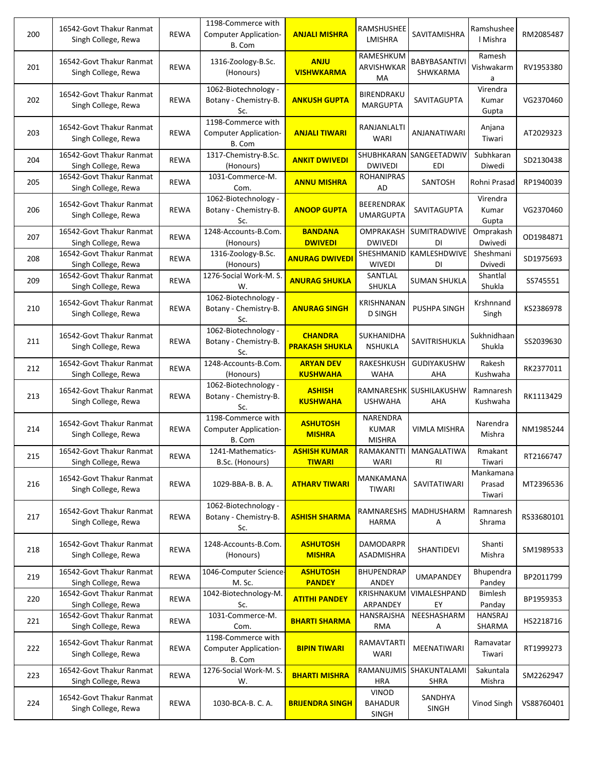| 200 | 16542-Govt Thakur Ranmat Singh College, Rewa | REWA | 1198-Commerce with Computer Application-B. Com | **ANJALI MISHRA** | RAMSHUSHEELMISHRA | SAVITAMISHRA | Ramshusheel Mishra | RM2085487 |
|---|---|---|---|---|---|---|---|---|
| 201 | 16542-Govt Thakur Ranmat Singh College, Rewa | REWA | 1316-Zoology-B.Sc. (Honours) | **ANJU VISHWKARMA** | RAMESHKUMARVISHWKARMA | BABYBASANTIVISHWKARMA | Ramesh Vishwakarma | RV1953380 |
| 202 | 16542-Govt Thakur Ranmat Singh College, Rewa | REWA | 1062-Biotechnology - Botany - Chemistry-B. Sc. | **ANKUSH GUPTA** | BIRENDRAKUMARGUPTA | SAVITAGUPTA | Virendra Kumar Gupta | VG2370460 |
| 203 | 16542-Govt Thakur Ranmat Singh College, Rewa | REWA | 1198-Commerce with Computer Application-B. Com | **ANJALI TIWARI** | RANJANLALTIWARI | ANJANATIWARI | Anjana Tiwari | AT2029323 |
| 204 | 16542-Govt Thakur Ranmat Singh College, Rewa | REWA | 1317-Chemistry-B.Sc. (Honours) | **ANKIT DWIVEDI** | SHUBHKARAN DWIVEDI | SANGEETADWIVEDI | Subhkaran Diwedi | SD2130438 |
| 205 | 16542-Govt Thakur Ranmat Singh College, Rewa | REWA | 1031-Commerce-M. Com. | **ANNU MISHRA** | ROHANIPRASAD | SANTOSH | Rohni Prasad | RP1940039 |
| 206 | 16542-Govt Thakur Ranmat Singh College, Rewa | REWA | 1062-Biotechnology - Botany - Chemistry-B. Sc. | **ANOOP GUPTA** | BEERENDRAKUMARGUPTA | SAVITAGUPTA | Virendra Kumar Gupta | VG2370460 |
| 207 | 16542-Govt Thakur Ranmat Singh College, Rewa | REWA | 1248-Accounts-B.Com. (Honours) | **BANDANA DWIVEDI** | OMPRAKASH DWIVEDI | SUMITRADWIVEDI | Omprakash Dwivedi | OD1984871 |
| 208 | 16542-Govt Thakur Ranmat Singh College, Rewa | REWA | 1316-Zoology-B.Sc. (Honours) | **ANURAG DWIVEDI** | SHESHMANIDWIVEDI | KAMLESHDWIVEDI | Sheshmani Dvivedi | SD1975693 |
| 209 | 16542-Govt Thakur Ranmat Singh College, Rewa | REWA | 1276-Social Work-M. S. W. | **ANURAG SHUKLA** | SANTLAL SHUKLA | SUMAN SHUKLA | Shantlal Shukla | SS745551 |
| 210 | 16542-Govt Thakur Ranmat Singh College, Rewa | REWA | 1062-Biotechnology - Botany - Chemistry-B. Sc. | **ANURAG SINGH** | KRISHNANAND SINGH | PUSHPA SINGH | Krshnnand Singh | KS2386978 |
| 211 | 16542-Govt Thakur Ranmat Singh College, Rewa | REWA | 1062-Biotechnology - Botany - Chemistry-B. Sc. | **CHANDRA PRAKASH SHUKLA** | SUKHANIDHANSHUKLA | SAVITRISHUKLA | Sukhnidhaan Shukla | SS2039630 |
| 212 | 16542-Govt Thakur Ranmat Singh College, Rewa | REWA | 1248-Accounts-B.Com. (Honours) | **ARYAN DEV KUSHWAHA** | RAKESHKUSHWAHA | GUDIYAKUSHWAHA | Rakesh Kushwaha | RK2377011 |
| 213 | 16542-Govt Thakur Ranmat Singh College, Rewa | REWA | 1062-Biotechnology - Botany - Chemistry-B. Sc. | **ASHISH KUSHWAHA** | RAMNARESHKUSHWAHA | SUSHILAKUSHWAHA | Ramnaresh Kushwaha | RK1113429 |
| 214 | 16542-Govt Thakur Ranmat Singh College, Rewa | REWA | 1198-Commerce with Computer Application-B. Com | **ASHUTOSH MISHRA** | NARENDRA KUMAR MISHRA | VIMLA MISHRA | Narendra Mishra | NM1985244 |
| 215 | 16542-Govt Thakur Ranmat Singh College, Rewa | REWA | 1241-Mathematics-B.Sc. (Honours) | **ASHISH KUMAR TIWARI** | RAMAKANTTIWARI | MANGALATIWARI | Rmakant Tiwari | RT2166747 |
| 216 | 16542-Govt Thakur Ranmat Singh College, Rewa | REWA | 1029-BBA-B. B. A. | **ATHARV TIWARI** | MANKAMANA TIWARI | SAVITATIWARI | Mankamana Prasad Tiwari | MT2396536 |
| 217 | 16542-Govt Thakur Ranmat Singh College, Rewa | REWA | 1062-Biotechnology - Botany - Chemistry-B. Sc. | **ASHISH SHARMA** | RAMNARESHSHARMA | MADHUSHARMA | Ramnaresh Shrama | RS33680101 |
| 218 | 16542-Govt Thakur Ranmat Singh College, Rewa | REWA | 1248-Accounts-B.Com. (Honours) | **ASHUTOSH MISHRA** | DAMODARPRASADMISHRA | SHANTIDEVI | Shanti Mishra | SM1989533 |
| 219 | 16542-Govt Thakur Ranmat Singh College, Rewa | REWA | 1046-Computer Science-M. Sc. | **ASHUTOSH PANDEY** | BHUPENDRAPANDEY | UMAPANDEY | Bhupendra Pandey | BP2011799 |
| 220 | 16542-Govt Thakur Ranmat Singh College, Rewa | REWA | 1042-Biotechnology-M. Sc. | **ATITHI PANDEY** | KRISHNAKUMARPANDEY | VIMALESHPANDEY | Bimlesh Panday | BP1959353 |
| 221 | 16542-Govt Thakur Ranmat Singh College, Rewa | REWA | 1031-Commerce-M. Com. | **BHARTI SHARMA** | HANSRAJSHARMA | NEESHASHARMA | HANSRAJ SHARMA | HS2218716 |
| 222 | 16542-Govt Thakur Ranmat Singh College, Rewa | REWA | 1198-Commerce with Computer Application-B. Com | **BIPIN TIWARI** | RAMAVTARTIWARI | MEENATIWARI | Ramavatar Tiwari | RT1999273 |
| 223 | 16542-Govt Thakur Ranmat Singh College, Rewa | REWA | 1276-Social Work-M. S. W. | **BHARTI MISHRA** | RAMANUJMISHRA | SHAKUNTALAMISHRA | Sakuntala Mishra | SM2262947 |
| 224 | 16542-Govt Thakur Ranmat Singh College, Rewa | REWA | 1030-BCA-B. C. A. | **BRIJENDRA SINGH** | VINOD BAHADUR SINGH | SANDHYA SINGH | Vinod Singh | VS88760401 |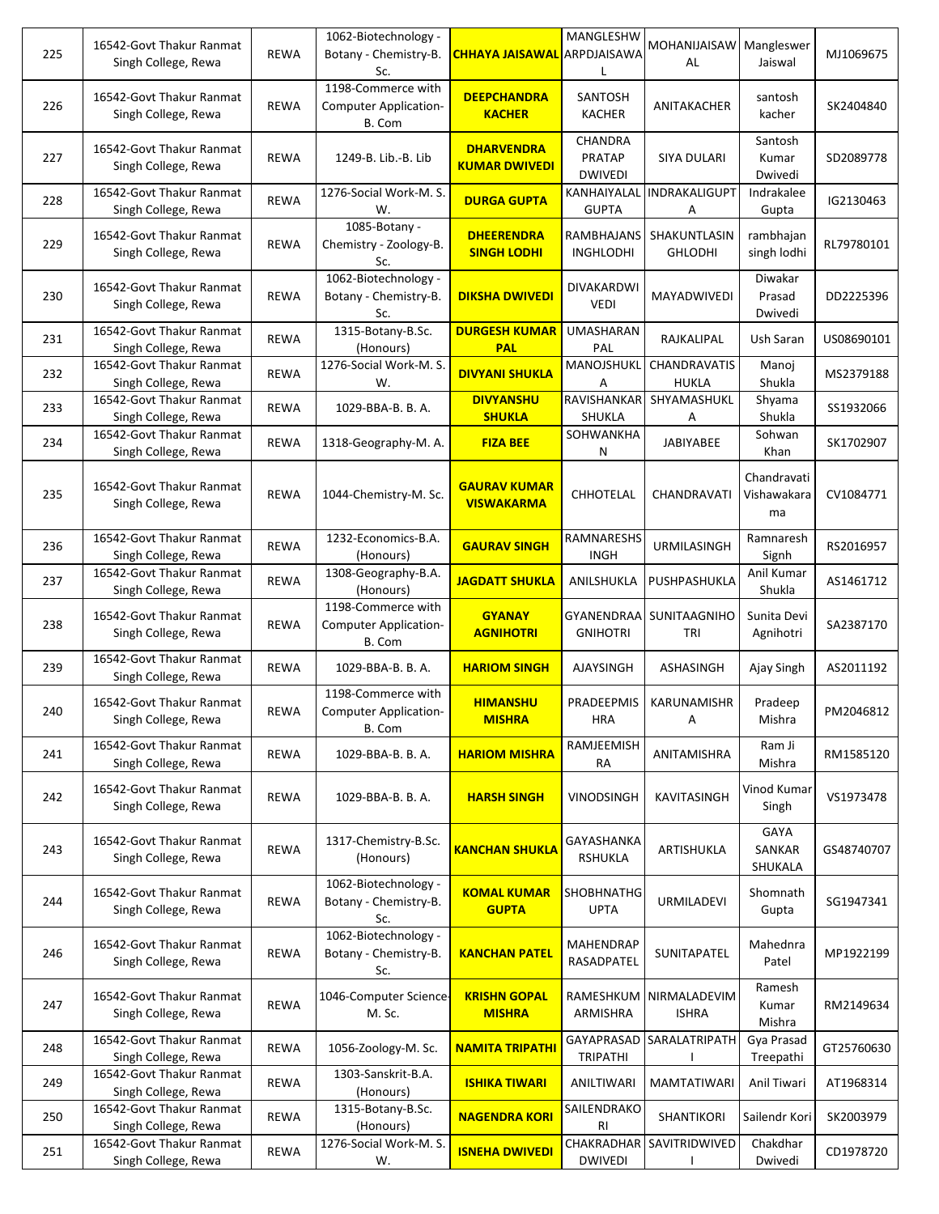| 225 | 16542-Govt Thakur Ranmat Singh College, Rewa | REWA | 1062-Biotechnology - Botany - Chemistry-B. Sc. | **CHHAYA JAISAWAL** | MANGLESHWARPDJAISAWAL | MOHANIJAISAWAL | Mangleswer Jaiswal | MJ1069675 |
|---|---|---|---|---|---|---|---|---|
| 226 | 16542-Govt Thakur Ranmat Singh College, Rewa | REWA | 1198-Commerce with Computer Application-B. Com | **DEEPCHANDRA KACHER** | SANTOSH KACHER | ANITAKACHER | santosh kacher | SK2404840 |
| 227 | 16542-Govt Thakur Ranmat Singh College, Rewa | REWA | 1249-B. Lib.-B. Lib | **DHARVENDRA KUMAR DWIVEDI** | CHANDRA PRATAP DWIVEDI | SIYA DULARI | Santosh Kumar Dwivedi | SD2089778 |
| 228 | 16542-Govt Thakur Ranmat Singh College, Rewa | REWA | 1276-Social Work-M. S. W. | **DURGA GUPTA** | KANHAIYALAL GUPTA | INDRAKALIGUPTA | Indrakalee Gupta | IG2130463 |
| 229 | 16542-Govt Thakur Ranmat Singh College, Rewa | REWA | 1085-Botany - Chemistry - Zoology-B. Sc. | **DHEERENDRA SINGH LODHI** | RAMBHAJANSINGHLODHI | SHAKUNTLASINGHLODHI | rambhajan singh lodhi | RL79780101 |
| 230 | 16542-Govt Thakur Ranmat Singh College, Rewa | REWA | 1062-Biotechnology - Botany - Chemistry-B. Sc. | **DIKSHA DWIVEDI** | DIVAKARDWIVEDI | MAYADWIVEDI | Diwakar Prasad Dwivedi | DD2225396 |
| 231 | 16542-Govt Thakur Ranmat Singh College, Rewa | REWA | 1315-Botany-B.Sc. (Honours) | **DURGESH KUMAR PAL** | UMASHARAN PAL | RAJKALIPAL | Ush Saran | US08690101 |
| 232 | 16542-Govt Thakur Ranmat Singh College, Rewa | REWA | 1276-Social Work-M. S. W. | **DIVYANI SHUKLA** | MANOJSHUKLA | CHANDRAVATISHUKLA | Manoj Shukla | MS2379188 |
| 233 | 16542-Govt Thakur Ranmat Singh College, Rewa | REWA | 1029-BBA-B. B. A. | **DIVYANSHU SHUKLA** | RAVISHANKAR SHUKLA | SHYAMASHUKLA | Shyama Shukla | SS1932066 |
| 234 | 16542-Govt Thakur Ranmat Singh College, Rewa | REWA | 1318-Geography-M. A. | **FIZA BEE** | SOHWANKHAN | JABIYABEE | Sohwan Khan | SK1702907 |
| 235 | 16542-Govt Thakur Ranmat Singh College, Rewa | REWA | 1044-Chemistry-M. Sc. | **GAURAV KUMAR VISWAKARMA** | CHHOTELAL | CHANDRAVATI | Chandravati Vishawakarama | CV1084771 |
| 236 | 16542-Govt Thakur Ranmat Singh College, Rewa | REWA | 1232-Economics-B.A. (Honours) | **GAURAV SINGH** | RAMNARESHSINGH | URMILASINGH | Ramnaresh Signh | RS2016957 |
| 237 | 16542-Govt Thakur Ranmat Singh College, Rewa | REWA | 1308-Geography-B.A. (Honours) | **JAGDATT SHUKLA** | ANILSHUKLA | PUSHPASHUKLA | Anil Kumar Shukla | AS1461712 |
| 238 | 16542-Govt Thakur Ranmat Singh College, Rewa | REWA | 1198-Commerce with Computer Application-B. Com | **GYANAY AGNIHOTRI** | GYANENDRAAGNIHOTRI | SUNITAAGNIHOTRI | Sunita Devi Agnihotri | SA2387170 |
| 239 | 16542-Govt Thakur Ranmat Singh College, Rewa | REWA | 1029-BBA-B. B. A. | **HARIOM SINGH** | AJAYSINGH | ASHASINGH | Ajay Singh | AS2011192 |
| 240 | 16542-Govt Thakur Ranmat Singh College, Rewa | REWA | 1198-Commerce with Computer Application-B. Com | **HIMANSHU MISHRA** | PRADEEPMISHRA | KARUNAMISHRA | Pradeep Mishra | PM2046812 |
| 241 | 16542-Govt Thakur Ranmat Singh College, Rewa | REWA | 1029-BBA-B. B. A. | **HARIOM MISHRA** | RAMJEEMISHRA | ANITAMISHRA | Ram Ji Mishra | RM1585120 |
| 242 | 16542-Govt Thakur Ranmat Singh College, Rewa | REWA | 1029-BBA-B. B. A. | **HARSH SINGH** | VINODSINGH | KAVITASINGH | Vinod Kumar Singh | VS1973478 |
| 243 | 16542-Govt Thakur Ranmat Singh College, Rewa | REWA | 1317-Chemistry-B.Sc. (Honours) | **KANCHAN SHUKLA** | GAYASHANKARSHUKLA | ARTISHUKLA | GAYA SANKAR SHUKALA | GS48740707 |
| 244 | 16542-Govt Thakur Ranmat Singh College, Rewa | REWA | 1062-Biotechnology - Botany - Chemistry-B. Sc. | **KOMAL KUMAR GUPTA** | SHOBHNATHGUPTA | URMILADEVI | Shomnath Gupta | SG1947341 |
| 246 | 16542-Govt Thakur Ranmat Singh College, Rewa | REWA | 1062-Biotechnology - Botany - Chemistry-B. Sc. | **KANCHAN PATEL** | MAHENDRAPRASADPATEL | SUNITAPATEL | Mahednra Patel | MP1922199 |
| 247 | 16542-Govt Thakur Ranmat Singh College, Rewa | REWA | 1046-Computer Science-M. Sc. | **KRISHN GOPAL MISHRA** | RAMESHKUMARMISHRA | NIRMALADEVIMISHRA | Ramesh Kumar Mishra | RM2149634 |
| 248 | 16542-Govt Thakur Ranmat Singh College, Rewa | REWA | 1056-Zoology-M. Sc. | **NAMITA TRIPATHI** | GAYAPRASAD TRIPATHI | SARALATRIPATHI | Gya Prasad Treepathi | GT25760630 |
| 249 | 16542-Govt Thakur Ranmat Singh College, Rewa | REWA | 1303-Sanskrit-B.A. (Honours) | **ISHIKA TIWARI** | ANILTIWARI | MAMTATIWARI | Anil Tiwari | AT1968314 |
| 250 | 16542-Govt Thakur Ranmat Singh College, Rewa | REWA | 1315-Botany-B.Sc. (Honours) | **NAGENDRA KORI** | SAILENDRAKORI | SHANTIKORI | Sailendr Kori | SK2003979 |
| 251 | 16542-Govt Thakur Ranmat Singh College, Rewa | REWA | 1276-Social Work-M. S. W. | **ISNEHA DWIVEDI** | CHAKRADHAR DWIVEDI | SAVITRIDWIVEDI | Chakdhar Dwivedi | CD1978720 |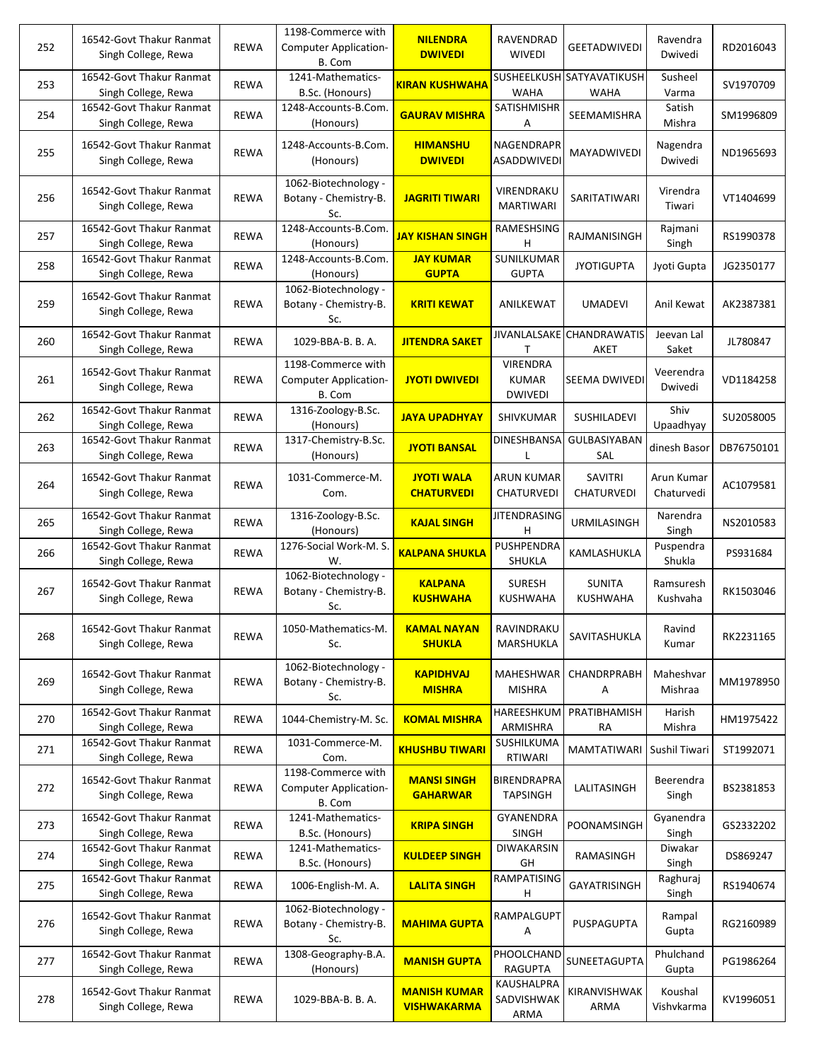| 252 | 16542-Govt Thakur Ranmat Singh College, Rewa | REWA | 1198-Commerce with Computer Application-B. Com | **NILENDRA DWIVEDI** | RAVENDRADWIVEDI | GEETADWIVEDI | Ravendra Dwivedi | RD2016043 |
|---|---|---|---|---|---|---|---|---|
| 253 | 16542-Govt Thakur Ranmat Singh College, Rewa | REWA | 1241-Mathematics-B.Sc. (Honours) | **KIRAN KUSHWAHA** | SUSHEELKUSHWAHA | SATYAVATIKUSHWAHA | Susheel Varma | SV1970709 |
| 254 | 16542-Govt Thakur Ranmat Singh College, Rewa | REWA | 1248-Accounts-B.Com. (Honours) | **GAURAV MISHRA** | SATISHMISHRA | SEEMAMISHRA | Satish Mishra | SM1996809 |
| 255 | 16542-Govt Thakur Ranmat Singh College, Rewa | REWA | 1248-Accounts-B.Com. (Honours) | **HIMANSHU DWIVEDI** | NAGENDRAPRASADDWIVEDI | MAYADWIVEDI | Nagendra Dwivedi | ND1965693 |
| 256 | 16542-Govt Thakur Ranmat Singh College, Rewa | REWA | 1062-Biotechnology - Botany - Chemistry-B. Sc. | **JAGRITI TIWARI** | VIRENDRAKUMARTIWARI | SARITATIWARI | Virendra Tiwari | VT1404699 |
| 257 | 16542-Govt Thakur Ranmat Singh College, Rewa | REWA | 1248-Accounts-B.Com. (Honours) | **JAY KISHAN SINGH** | RAMESHSINGH | RAJMANISINGH | Rajmani Singh | RS1990378 |
| 258 | 16542-Govt Thakur Ranmat Singh College, Rewa | REWA | 1248-Accounts-B.Com. (Honours) | **JAY KUMAR GUPTA** | SUNILKUMAR GUPTA | JYOTIGUPTA | Jyoti Gupta | JG2350177 |
| 259 | 16542-Govt Thakur Ranmat Singh College, Rewa | REWA | 1062-Biotechnology - Botany - Chemistry-B. Sc. | **KRITI KEWAT** | ANILKEWAT | UMADEVI | Anil Kewat | AK2387381 |
| 260 | 16542-Govt Thakur Ranmat Singh College, Rewa | REWA | 1029-BBA-B. B. A. | **JITENDRA SAKET** | JIVANLALSAKET | CHANDRAWATISAKET | Jeevan Lal Saket | JL780847 |
| 261 | 16542-Govt Thakur Ranmat Singh College, Rewa | REWA | 1198-Commerce with Computer Application-B. Com | **JYOTI DWIVEDI** | VIRENDRA KUMAR DWIVEDI | SEEMA DWIVEDI | Veerendra Dwivedi | VD1184258 |
| 262 | 16542-Govt Thakur Ranmat Singh College, Rewa | REWA | 1316-Zoology-B.Sc. (Honours) | **JAYA UPADHYAY** | SHIVKUMAR | SUSHILADEVI | Shiv Upaadhyay | SU2058005 |
| 263 | 16542-Govt Thakur Ranmat Singh College, Rewa | REWA | 1317-Chemistry-B.Sc. (Honours) | **JYOTI BANSAL** | DINESHBANSAL | GULBASIYABANSAL | dinesh Basor | DB76750101 |
| 264 | 16542-Govt Thakur Ranmat Singh College, Rewa | REWA | 1031-Commerce-M. Com. | **JYOTI WALA CHATURVEDI** | ARUN KUMAR CHATURVEDI | SAVITRI CHATURVEDI | Arun Kumar Chaturvedi | AC1079581 |
| 265 | 16542-Govt Thakur Ranmat Singh College, Rewa | REWA | 1316-Zoology-B.Sc. (Honours) | **KAJAL SINGH** | JITENDRASINGH | URMILASINGH | Narendra Singh | NS2010583 |
| 266 | 16542-Govt Thakur Ranmat Singh College, Rewa | REWA | 1276-Social Work-M. S. W. | **KALPANA SHUKLA** | PUSHPENDRA SHUKLA | KAMLASHUKLA | Puspendra Shukla | PS931684 |
| 267 | 16542-Govt Thakur Ranmat Singh College, Rewa | REWA | 1062-Biotechnology - Botany - Chemistry-B. Sc. | **KALPANA KUSHWAHA** | SURESH KUSHWAHA | SUNITA KUSHWAHA | Ramsuresh Kushvaha | RK1503046 |
| 268 | 16542-Govt Thakur Ranmat Singh College, Rewa | REWA | 1050-Mathematics-M. Sc. | **KAMAL NAYAN SHUKLA** | RAVINDRAKUMARSHUKLA | SAVITASHUKLA | Ravind Kumar | RK2231165 |
| 269 | 16542-Govt Thakur Ranmat Singh College, Rewa | REWA | 1062-Biotechnology - Botany - Chemistry-B. Sc. | **KAPIDHVAJ MISHRA** | MAHESHWAR MISHRA | CHANDRPRABHA | Maheshvar Mishraa | MM1978950 |
| 270 | 16542-Govt Thakur Ranmat Singh College, Rewa | REWA | 1044-Chemistry-M. Sc. | **KOMAL MISHRA** | HAREESHKUMARMISHRA | PRATIBHAMISHRA | Harish Mishra | HM1975422 |
| 271 | 16542-Govt Thakur Ranmat Singh College, Rewa | REWA | 1031-Commerce-M. Com. | **KHUSHBU TIWARI** | SUSHILKUMARTIWARI | MAMTATIWARI | Sushil Tiwari | ST1992071 |
| 272 | 16542-Govt Thakur Ranmat Singh College, Rewa | REWA | 1198-Commerce with Computer Application-B. Com | **MANSI SINGH GAHARWAR** | BIRENDRAPRATAPSINGH | LALITASINGH | Beerendra Singh | BS2381853 |
| 273 | 16542-Govt Thakur Ranmat Singh College, Rewa | REWA | 1241-Mathematics-B.Sc. (Honours) | **KRIPA SINGH** | GYANENDRA SINGH | POONAMSINGH | Gyanendra Singh | GS2332202 |
| 274 | 16542-Govt Thakur Ranmat Singh College, Rewa | REWA | 1241-Mathematics-B.Sc. (Honours) | **KULDEEP SINGH** | DIWAKARSINGH | RAMASINGH | Diwakar Singh | DS869247 |
| 275 | 16542-Govt Thakur Ranmat Singh College, Rewa | REWA | 1006-English-M. A. | **LALITA SINGH** | RAMPATISINGH | GAYATRISINGH | Raghuraj Singh | RS1940674 |
| 276 | 16542-Govt Thakur Ranmat Singh College, Rewa | REWA | 1062-Biotechnology - Botany - Chemistry-B. Sc. | **MAHIMA GUPTA** | RAMPALGUPTA | PUSPAGUPTA | Rampal Gupta | RG2160989 |
| 277 | 16542-Govt Thakur Ranmat Singh College, Rewa | REWA | 1308-Geography-B.A. (Honours) | **MANISH GUPTA** | PHOOLCHANDRAGUPTA | SUNEETAGUPTA | Phulchand Gupta | PG1986264 |
| 278 | 16542-Govt Thakur Ranmat Singh College, Rewa | REWA | 1029-BBA-B. B. A. | **MANISH KUMAR VISHWAKARMA** | KAUSHALPRASADVISHWAKARMA | KIRANVISHWAKARMA | Koushal Vishvkarma | KV1996051 |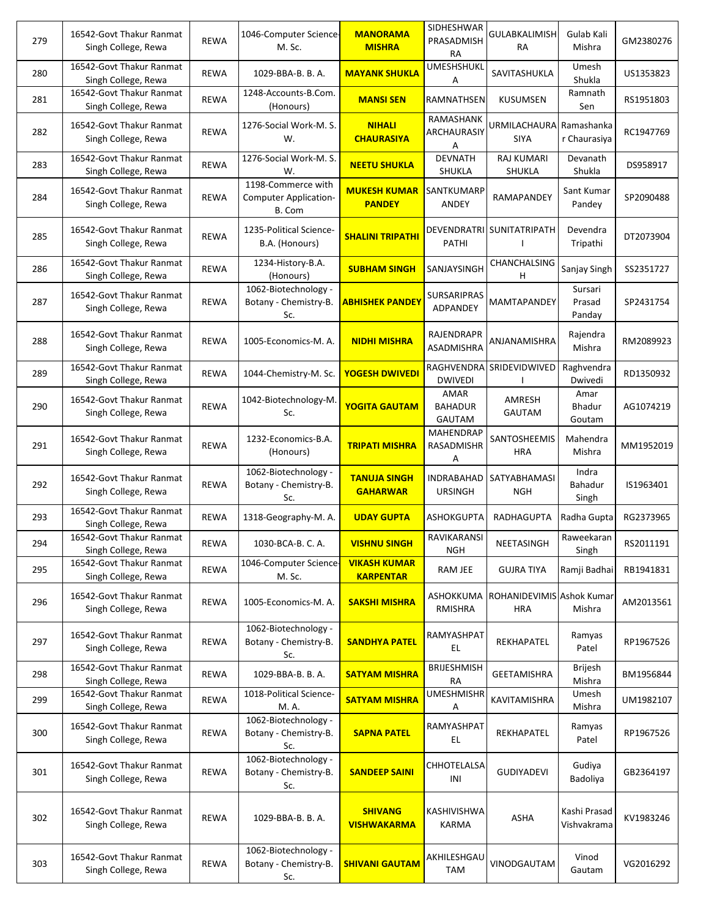| 279 | 16542-Govt Thakur Ranmat Singh College, Rewa | REWA | 1046-Computer Science-M. Sc. | **MANORAMA MISHRA** | SIDHESHWAR PRASADMISHRA | GULABKALIMISHRA | Gulab Kali Mishra | GM2380276 |
|---|---|---|---|---|---|---|---|---|
| 280 | 16542-Govt Thakur Ranmat Singh College, Rewa | REWA | 1029-BBA-B. B. A. | **MAYANK SHUKLA** | UMESHSHUKLA | SAVITASHUKLA | Umesh Shukla | US1353823 |
| 281 | 16542-Govt Thakur Ranmat Singh College, Rewa | REWA | 1248-Accounts-B.Com. (Honours) | **MANSI SEN** | RAMNATHSEN | KUSUMSEN | Ramnath Sen | RS1951803 |
| 282 | 16542-Govt Thakur Ranmat Singh College, Rewa | REWA | 1276-Social Work-M. S. W. | **NIHALI CHAURASIYA** | RAMASHANKARCHAURASIYA | URMILACHAURASIYA | Ramashankar Chaurasiya | RC1947769 |
| 283 | 16542-Govt Thakur Ranmat Singh College, Rewa | REWA | 1276-Social Work-M. S. W. | **NEETU SHUKLA** | DEVNATH SHUKLA | RAJ KUMARI SHUKLA | Devanath Shukla | DS958917 |
| 284 | 16542-Govt Thakur Ranmat Singh College, Rewa | REWA | 1198-Commerce with Computer Application-B. Com | **MUKESH KUMAR PANDEY** | SANTKUMARPANDEY | RAMAPANDEY | Sant Kumar Pandey | SP2090488 |
| 285 | 16542-Govt Thakur Ranmat Singh College, Rewa | REWA | 1235-Political Science-B.A. (Honours) | **SHALINI TRIPATHI** | DEVENDRATRIPATHI | SUNITATRIPATHI | Devendra Tripathi | DT2073904 |
| 286 | 16542-Govt Thakur Ranmat Singh College, Rewa | REWA | 1234-History-B.A. (Honours) | **SUBHAM SINGH** | SANJAYSINGH | CHANCHALSINGH | Sanjay Singh | SS2351727 |
| 287 | 16542-Govt Thakur Ranmat Singh College, Rewa | REWA | 1062-Biotechnology - Botany - Chemistry-B. Sc. | **ABHISHEK PANDEY** | SURSARIPRASADPANDEY | MAMTAPANDEY | Sursari Prasad Panday | SP2431754 |
| 288 | 16542-Govt Thakur Ranmat Singh College, Rewa | REWA | 1005-Economics-M. A. | **NIDHI MISHRA** | RAJENDRAPRASADMISHRA | ANJANAMISHRA | Rajendra Mishra | RM2089923 |
| 289 | 16542-Govt Thakur Ranmat Singh College, Rewa | REWA | 1044-Chemistry-M. Sc. | **YOGESH DWIVEDI** | RAGHVENDRA DWIVEDI | SRIDEVIDWIVEDI | Raghvendra Dwivedi | RD1350932 |
| 290 | 16542-Govt Thakur Ranmat Singh College, Rewa | REWA | 1042-Biotechnology-M. Sc. | **YOGITA GAUTAM** | AMAR BAHADUR GAUTAM | AMRESH GAUTAM | Amar Bhadur Goutam | AG1074219 |
| 291 | 16542-Govt Thakur Ranmat Singh College, Rewa | REWA | 1232-Economics-B.A. (Honours) | **TRIPATI MISHRA** | MAHENDRAPRASADMISHRA | SANTOSHEEMISHRA | Mahendra Mishra | MM1952019 |
| 292 | 16542-Govt Thakur Ranmat Singh College, Rewa | REWA | 1062-Biotechnology - Botany - Chemistry-B. Sc. | **TANUJA SINGH GAHARWAR** | INDRABAHADURSINGH | SATYABHAMASINGH | Indra Bahadur Singh | IS1963401 |
| 293 | 16542-Govt Thakur Ranmat Singh College, Rewa | REWA | 1318-Geography-M. A. | **UDAY GUPTA** | ASHOKGUPTA | RADHAGUPTA | Radha Gupta | RG2373965 |
| 294 | 16542-Govt Thakur Ranmat Singh College, Rewa | REWA | 1030-BCA-B. C. A. | **VISHNU SINGH** | RAVIKARANSINGH | NEETASINGH | Raweekaran Singh | RS2011191 |
| 295 | 16542-Govt Thakur Ranmat Singh College, Rewa | REWA | 1046-Computer Science-M. Sc. | **VIKASH KUMAR KARPENTAR** | RAM JEE | GUJRA TIYA | Ramji Badhai | RB1941831 |
| 296 | 16542-Govt Thakur Ranmat Singh College, Rewa | REWA | 1005-Economics-M. A. | **SAKSHI MISHRA** | ASHOKKUMARMISHRA | ROHANIDEVIMISHRA | Ashok Kumar Mishra | AM2013561 |
| 297 | 16542-Govt Thakur Ranmat Singh College, Rewa | REWA | 1062-Biotechnology - Botany - Chemistry-B. Sc. | **SANDHYA PATEL** | RAMYASHPATEL | REKHAPATEL | Ramyas Patel | RP1967526 |
| 298 | 16542-Govt Thakur Ranmat Singh College, Rewa | REWA | 1029-BBA-B. B. A. | **SATYAM MISHRA** | BRIJESHMISHRA | GEETAMISHRA | Brijesh Mishra | BM1956844 |
| 299 | 16542-Govt Thakur Ranmat Singh College, Rewa | REWA | 1018-Political Science-M. A. | **SATYAM MISHRA** | UMESHMISHRA | KAVITAMISHRA | Umesh Mishra | UM1982107 |
| 300 | 16542-Govt Thakur Ranmat Singh College, Rewa | REWA | 1062-Biotechnology - Botany - Chemistry-B. Sc. | **SAPNA PATEL** | RAMYASHPATEL | REKHAPATEL | Ramyas Patel | RP1967526 |
| 301 | 16542-Govt Thakur Ranmat Singh College, Rewa | REWA | 1062-Biotechnology - Botany - Chemistry-B. Sc. | **SANDEEP SAINI** | CHHOTELALSAINI | GUDIYADEVI | Gudiya Badoliya | GB2364197 |
| 302 | 16542-Govt Thakur Ranmat Singh College, Rewa | REWA | 1029-BBA-B. B. A. | **SHIVANG VISHWAKARMA** | KASHIVISHWAKARMA | ASHA | Kashi Prasad Vishvakrama | KV1983246 |
| 303 | 16542-Govt Thakur Ranmat Singh College, Rewa | REWA | 1062-Biotechnology - Botany - Chemistry-B. Sc. | **SHIVANI GAUTAM** | AKHILESHGAUTAM | VINODGAUTAM | Vinod Gautam | VG2016292 |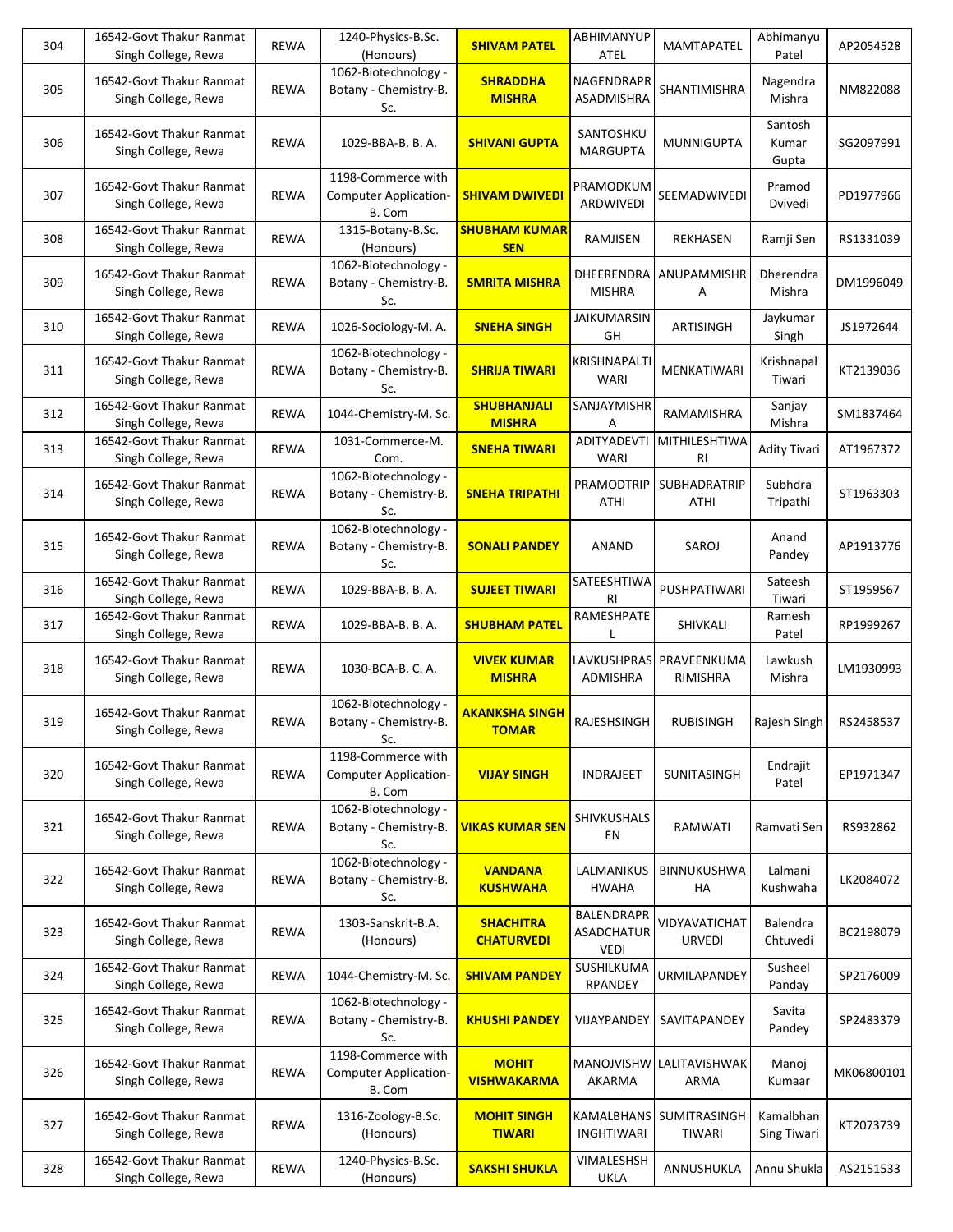| 304 | 16542-Govt Thakur Ranmat Singh College, Rewa | REWA | 1240-Physics-B.Sc. (Honours) | **SHIVAM PATEL** | ABHIMANYUPATEL | MAMTAPATEL | Abhimanyu Patel | AP2054528 |
|---|---|---|---|---|---|---|---|---|
| 305 | 16542-Govt Thakur Ranmat Singh College, Rewa | REWA | 1062-Biotechnology - Botany - Chemistry-B. Sc. | **SHRADDHA MISHRA** | NAGENDRAPRASADMISHRA | SHANTIMISHRA | Nagendra Mishra | NM822088 |
| 306 | 16542-Govt Thakur Ranmat Singh College, Rewa | REWA | 1029-BBA-B. B. A. | **SHIVANI GUPTA** | SANTOSHKUMARGUPTA | MUNNIGUPTA | Santosh Kumar Gupta | SG2097991 |
| 307 | 16542-Govt Thakur Ranmat Singh College, Rewa | REWA | 1198-Commerce with Computer Application-B. Com | **SHIVAM DWIVEDI** | PRAMODKUMARDWIVEDI | SEEMADWIVEDI | Pramod Dvivedi | PD1977966 |
| 308 | 16542-Govt Thakur Ranmat Singh College, Rewa | REWA | 1315-Botany-B.Sc. (Honours) | **SHUBHAM KUMAR SEN** | RAMJISEN | REKHASEN | Ramji Sen | RS1331039 |
| 309 | 16542-Govt Thakur Ranmat Singh College, Rewa | REWA | 1062-Biotechnology - Botany - Chemistry-B. Sc. | **SMRITA MISHRA** | DHEERENDRA MISHRA | ANUPAMMISHRA | Dherendra Mishra | DM1996049 |
| 310 | 16542-Govt Thakur Ranmat Singh College, Rewa | REWA | 1026-Sociology-M. A. | **SNEHA SINGH** | JAIKUMARSINGH | ARTISINGH | Jaykumar Singh | JS1972644 |
| 311 | 16542-Govt Thakur Ranmat Singh College, Rewa | REWA | 1062-Biotechnology - Botany - Chemistry-B. Sc. | **SHRIJA TIWARI** | KRISHNAPALTIWARI | MENKATIWARI | Krishnapal Tiwari | KT2139036 |
| 312 | 16542-Govt Thakur Ranmat Singh College, Rewa | REWA | 1044-Chemistry-M. Sc. | **SHUBHANJALI MISHRA** | SANJAYMISHRA | RAMAMISHRA | Sanjay Mishra | SM1837464 |
| 313 | 16542-Govt Thakur Ranmat Singh College, Rewa | REWA | 1031-Commerce-M. Com. | **SNEHA TIWARI** | ADITYADEVTIWARI | MITHILESHTIWARI | Adity Tivari | AT1967372 |
| 314 | 16542-Govt Thakur Ranmat Singh College, Rewa | REWA | 1062-Biotechnology - Botany - Chemistry-B. Sc. | **SNEHA TRIPATHI** | PRAMODTRIPATHI | SUBHADRATRIPATHI | Subhdra Tripathi | ST1963303 |
| 315 | 16542-Govt Thakur Ranmat Singh College, Rewa | REWA | 1062-Biotechnology - Botany - Chemistry-B. Sc. | **SONALI PANDEY** | ANAND | SAROJ | Anand Pandey | AP1913776 |
| 316 | 16542-Govt Thakur Ranmat Singh College, Rewa | REWA | 1029-BBA-B. B. A. | **SUJEET TIWARI** | SATEESHTIWARI | PUSHPATIWARI | Sateesh Tiwari | ST1959567 |
| 317 | 16542-Govt Thakur Ranmat Singh College, Rewa | REWA | 1029-BBA-B. B. A. | **SHUBHAM PATEL** | RAMESHPATEL | SHIVKALI | Ramesh Patel | RP1999267 |
| 318 | 16542-Govt Thakur Ranmat Singh College, Rewa | REWA | 1030-BCA-B. C. A. | **VIVEK KUMAR MISHRA** | LAVKUSHPRASADMISHRA | PRAVEENKUMARIMISHRA | Lawkush Mishra | LM1930993 |
| 319 | 16542-Govt Thakur Ranmat Singh College, Rewa | REWA | 1062-Biotechnology - Botany - Chemistry-B. Sc. | **AKANKSHA SINGH TOMAR** | RAJESHSINGH | RUBISINGH | Rajesh Singh | RS2458537 |
| 320 | 16542-Govt Thakur Ranmat Singh College, Rewa | REWA | 1198-Commerce with Computer Application-B. Com | **VIJAY SINGH** | INDRAJEET | SUNITASINGH | Endrajit Patel | EP1971347 |
| 321 | 16542-Govt Thakur Ranmat Singh College, Rewa | REWA | 1062-Biotechnology - Botany - Chemistry-B. Sc. | **VIKAS KUMAR SEN** | SHIVKUSHALSEN | RAMWATI | Ramvati Sen | RS932862 |
| 322 | 16542-Govt Thakur Ranmat Singh College, Rewa | REWA | 1062-Biotechnology - Botany - Chemistry-B. Sc. | **VANDANA KUSHWAHA** | LALMANIKUSHWAHA | BINNUKUSHWAHA | Lalmani Kushwaha | LK2084072 |
| 323 | 16542-Govt Thakur Ranmat Singh College, Rewa | REWA | 1303-Sanskrit-B.A. (Honours) | **SHACHITRA CHATURVEDI** | BALENDRAPRASADCHATURVEDI | VIDYAVATICHATURVEDI | Balendra Chtuvedi | BC2198079 |
| 324 | 16542-Govt Thakur Ranmat Singh College, Rewa | REWA | 1044-Chemistry-M. Sc. | **SHIVAM PANDEY** | SUSHILKUMARPANDEY | URMILAPANDEY | Susheel Panday | SP2176009 |
| 325 | 16542-Govt Thakur Ranmat Singh College, Rewa | REWA | 1062-Biotechnology - Botany - Chemistry-B. Sc. | **KHUSHI PANDEY** | VIJAYPANDEY | SAVITAPANDEY | Savita Pandey | SP2483379 |
| 326 | 16542-Govt Thakur Ranmat Singh College, Rewa | REWA | 1198-Commerce with Computer Application-B. Com | **MOHIT VISHWAKARMA** | MANOJVISHWAKARMA | LALITAVISHWAKARMA | Manoj Kumaar | MK06800101 |
| 327 | 16542-Govt Thakur Ranmat Singh College, Rewa | REWA | 1316-Zoology-B.Sc. (Honours) | **MOHIT SINGH TIWARI** | KAMALBHANSINGHTIWARI | SUMITRASINGH TIWARI | Kamalbhan Sing Tiwari | KT2073739 |
| 328 | 16542-Govt Thakur Ranmat Singh College, Rewa | REWA | 1240-Physics-B.Sc. (Honours) | **SAKSHI SHUKLA** | VIMALESHSHUKLA | ANNUSHUKLA | Annu Shukla | AS2151533 |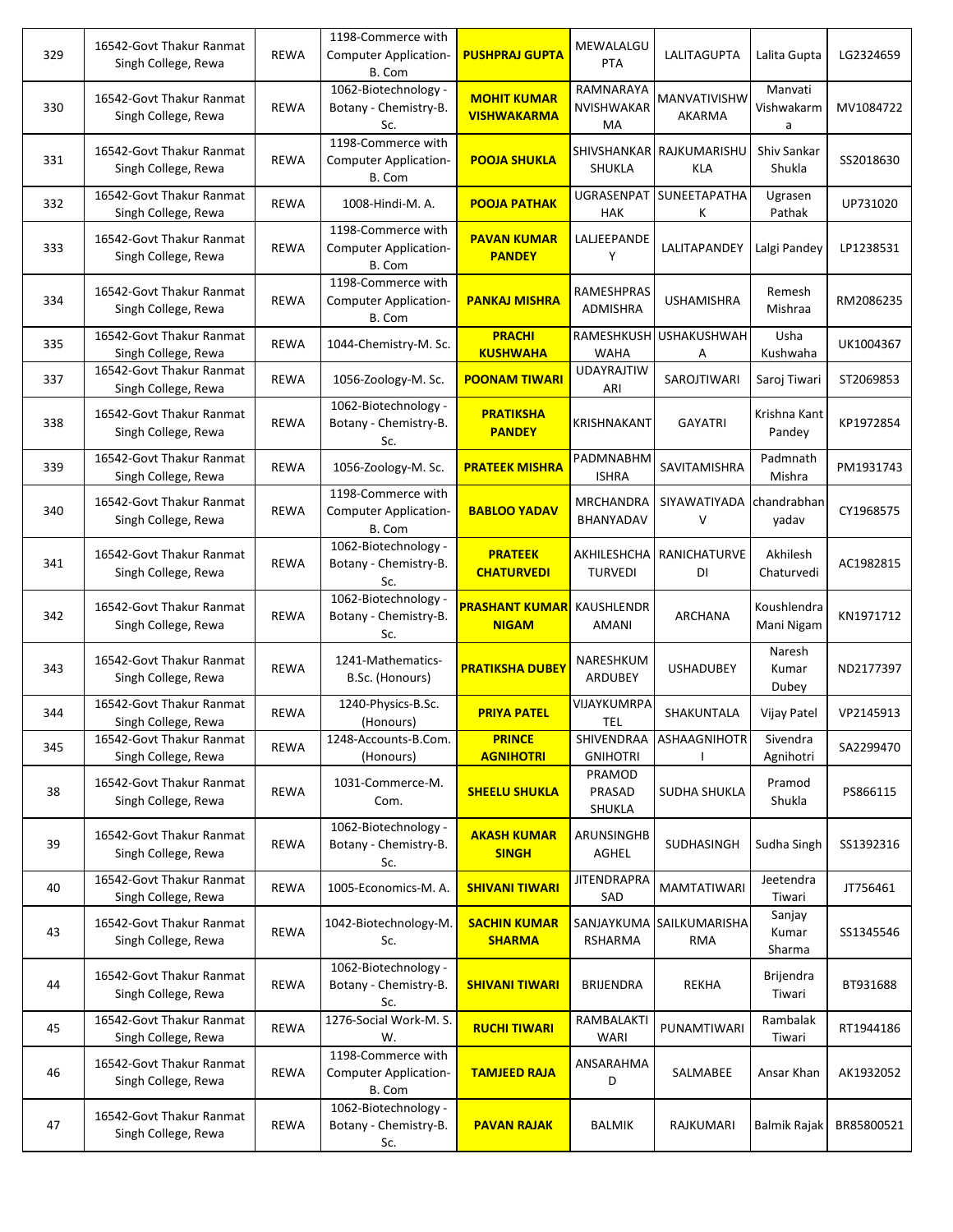| 329 | 16542-Govt Thakur Ranmat Singh College, Rewa | REWA | 1198-Commerce with Computer Application-B. Com | **PUSHPRAJ GUPTA** | MEWALALGUPTA | LALITAGUPTA | Lalita Gupta | LG2324659 |
|---|---|---|---|---|---|---|---|---|
| 330 | 16542-Govt Thakur Ranmat Singh College, Rewa | REWA | 1062-Biotechnology - Botany - Chemistry-B. Sc. | **MOHIT KUMAR VISHWAKARMA** | RAMNARAYANVISHWAKARMA | MANVATIVISHWAKARMA | Manvati Vishwakarma | MV1084722 |
| 331 | 16542-Govt Thakur Ranmat Singh College, Rewa | REWA | 1198-Commerce with Computer Application-B. Com | **POOJA SHUKLA** | SHIVSHANKAR SHUKLA | RAJKUMARISHUKLA | Shiv Sankar Shukla | SS2018630 |
| 332 | 16542-Govt Thakur Ranmat Singh College, Rewa | REWA | 1008-Hindi-M. A. | **POOJA PATHAK** | UGRASENPATHAK | SUNEETAPATHAK | Ugrasen Pathak | UP731020 |
| 333 | 16542-Govt Thakur Ranmat Singh College, Rewa | REWA | 1198-Commerce with Computer Application-B. Com | **PAVAN KUMAR PANDEY** | LALJEEPANDEY | LALITAPANDEY | Lalgi Pandey | LP1238531 |
| 334 | 16542-Govt Thakur Ranmat Singh College, Rewa | REWA | 1198-Commerce with Computer Application-B. Com | **PANKAJ MISHRA** | RAMESHPRASADMISHRA | USHAMISHRA | Remesh Mishraa | RM2086235 |
| 335 | 16542-Govt Thakur Ranmat Singh College, Rewa | REWA | 1044-Chemistry-M. Sc. | **PRACHI KUSHWAHA** | RAMESHKUSHWAHA | USHAKUSHWAHA | Usha Kushwaha | UK1004367 |
| 337 | 16542-Govt Thakur Ranmat Singh College, Rewa | REWA | 1056-Zoology-M. Sc. | **POONAM TIWARI** | UDAYRAJTIWARI | SAROJTIWARI | Saroj Tiwari | ST2069853 |
| 338 | 16542-Govt Thakur Ranmat Singh College, Rewa | REWA | 1062-Biotechnology - Botany - Chemistry-B. Sc. | **PRATIKSHA PANDEY** | KRISHNAKANT | GAYATRI | Krishna Kant Pandey | KP1972854 |
| 339 | 16542-Govt Thakur Ranmat Singh College, Rewa | REWA | 1056-Zoology-M. Sc. | **PRATEEK MISHRA** | PADMNABHMISHRA | SAVITAMISHRA | Padmnath Mishra | PM1931743 |
| 340 | 16542-Govt Thakur Ranmat Singh College, Rewa | REWA | 1198-Commerce with Computer Application-B. Com | **BABLOO YADAV** | MRCHANDRABHANYADAV | SIYAWATIYADAV | chandrabhan yadav | CY1968575 |
| 341 | 16542-Govt Thakur Ranmat Singh College, Rewa | REWA | 1062-Biotechnology - Botany - Chemistry-B. Sc. | **PRATEEK CHATURVEDI** | AKHILESHCHATURVEDI | RANICHATURVEDI | Akhilesh Chaturvedi | AC1982815 |
| 342 | 16542-Govt Thakur Ranmat Singh College, Rewa | REWA | 1062-Biotechnology - Botany - Chemistry-B. Sc. | **PRASHANT KUMAR NIGAM** | KAUSHLENDRAMANI | ARCHANA | Koushlendra Mani Nigam | KN1971712 |
| 343 | 16542-Govt Thakur Ranmat Singh College, Rewa | REWA | 1241-Mathematics-B.Sc. (Honours) | **PRATIKSHA DUBEY** | NARESHKUMARDUBEY | USHADUBEY | Naresh Kumar Dubey | ND2177397 |
| 344 | 16542-Govt Thakur Ranmat Singh College, Rewa | REWA | 1240-Physics-B.Sc. (Honours) | **PRIYA PATEL** | VIJAYKUMRPATEL | SHAKUNTALA | Vijay Patel | VP2145913 |
| 345 | 16542-Govt Thakur Ranmat Singh College, Rewa | REWA | 1248-Accounts-B.Com. (Honours) | **PRINCE AGNIHOTRI** | SHIVENDRAAGNIHOTRI | ASHAAGNIHOTRI | Sivendra Agnihotri | SA2299470 |
| 38 | 16542-Govt Thakur Ranmat Singh College, Rewa | REWA | 1031-Commerce-M. Com. | **SHEELU SHUKLA** | PRAMOD PRASAD SHUKLA | SUDHA SHUKLA | Pramod Shukla | PS866115 |
| 39 | 16542-Govt Thakur Ranmat Singh College, Rewa | REWA | 1062-Biotechnology - Botany - Chemistry-B. Sc. | **AKASH KUMAR SINGH** | ARUNSINGHBAGHEL | SUDHASINGH | Sudha Singh | SS1392316 |
| 40 | 16542-Govt Thakur Ranmat Singh College, Rewa | REWA | 1005-Economics-M. A. | **SHIVANI TIWARI** | JITENDRAPRASAD | MAMTATIWARI | Jeetendra Tiwari | JT756461 |
| 43 | 16542-Govt Thakur Ranmat Singh College, Rewa | REWA | 1042-Biotechnology-M. Sc. | **SACHIN KUMAR SHARMA** | SANJAYKUMARSHARMA | SAILKUMARISHARMA | Sanjay Kumar Sharma | SS1345546 |
| 44 | 16542-Govt Thakur Ranmat Singh College, Rewa | REWA | 1062-Biotechnology - Botany - Chemistry-B. Sc. | **SHIVANI TIWARI** | BRIJENDRA | REKHA | Brijendra Tiwari | BT931688 |
| 45 | 16542-Govt Thakur Ranmat Singh College, Rewa | REWA | 1276-Social Work-M. S. W. | **RUCHI TIWARI** | RAMBALAKTIWARI | PUNAMTIWARI | Rambalak Tiwari | RT1944186 |
| 46 | 16542-Govt Thakur Ranmat Singh College, Rewa | REWA | 1198-Commerce with Computer Application-B. Com | **TAMJEED RAJA** | ANSARAHMAD | SALMABEE | Ansar Khan | AK1932052 |
| 47 | 16542-Govt Thakur Ranmat Singh College, Rewa | REWA | 1062-Biotechnology - Botany - Chemistry-B. Sc. | **PAVAN RAJAK** | BALMIK | RAJKUMARI | Balmik Rajak | BR85800521 |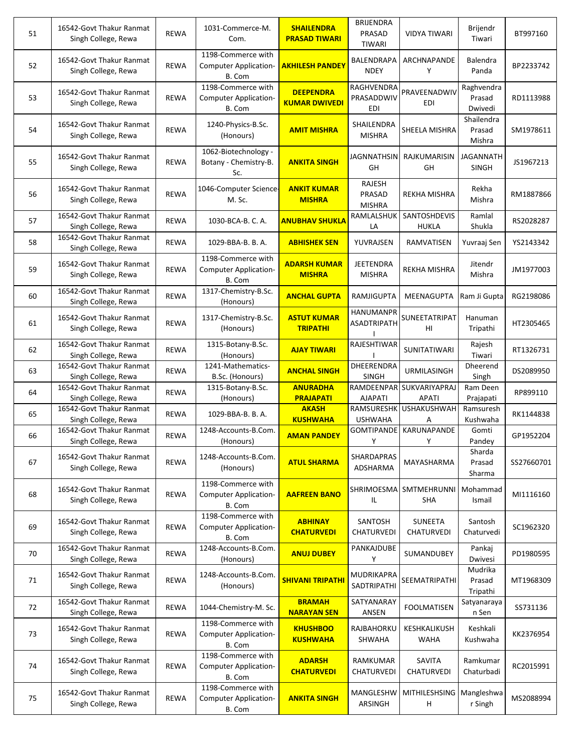| 51 | 16542-Govt Thakur Ranmat Singh College, Rewa | REWA | 1031-Commerce-M. Com. | **SHAILENDRA PRASAD TIWARI** | BRIJENDRA PRASAD TIWARI | VIDYA TIWARI | Brijendr Tiwari | BT997160 |
|---|---|---|---|---|---|---|---|---|
| 52 | 16542-Govt Thakur Ranmat Singh College, Rewa | REWA | 1198-Commerce with Computer Application-B. Com | **AKHILESH PANDEY** | BALENDRAPANDEY | ARCHNAPANDEY | Balendra Panda | BP2233742 |
| 53 | 16542-Govt Thakur Ranmat Singh College, Rewa | REWA | 1198-Commerce with Computer Application-B. Com | **DEEPENDRA KUMAR DWIVEDI** | RAGHVENDRA PRASADDWIVEDI | PRAVEENADWIVEDI | Raghvendra Prasad Dwivedi | RD1113988 |
| 54 | 16542-Govt Thakur Ranmat Singh College, Rewa | REWA | 1240-Physics-B.Sc. (Honours) | **AMIT MISHRA** | SHAILENDRA MISHRA | SHEELA MISHRA | Shailendra Prasad Mishra | SM1978611 |
| 55 | 16542-Govt Thakur Ranmat Singh College, Rewa | REWA | 1062-Biotechnology - Botany - Chemistry-B. Sc. | **ANKITA SINGH** | JAGNNATHSINGH | RAJKUMARISINGH | JAGANNATH SINGH | JS1967213 |
| 56 | 16542-Govt Thakur Ranmat Singh College, Rewa | REWA | 1046-Computer Science-M. Sc. | **ANKIT KUMAR MISHRA** | RAJESH PRASAD MISHRA | REKHA MISHRA | Rekha Mishra | RM1887866 |
| 57 | 16542-Govt Thakur Ranmat Singh College, Rewa | REWA | 1030-BCA-B. C. A. | **ANUBHAV SHUKLA** | RAMLALSHUKLA | SANTOSHDEVISHUKLA | Ramlal Shukla | RS2028287 |
| 58 | 16542-Govt Thakur Ranmat Singh College, Rewa | REWA | 1029-BBA-B. B. A. | **ABHISHEK SEN** | YUVRAJSEN | RAMVATISEN | Yuvraaj Sen | YS2143342 |
| 59 | 16542-Govt Thakur Ranmat Singh College, Rewa | REWA | 1198-Commerce with Computer Application-B. Com | **ADARSH KUMAR MISHRA** | JEETENDRA MISHRA | REKHA MISHRA | Jitendr Mishra | JM1977003 |
| 60 | 16542-Govt Thakur Ranmat Singh College, Rewa | REWA | 1317-Chemistry-B.Sc. (Honours) | **ANCHAL GUPTA** | RAMJIGUPTA | MEENAGUPTA | Ram Ji Gupta | RG2198086 |
| 61 | 16542-Govt Thakur Ranmat Singh College, Rewa | REWA | 1317-Chemistry-B.Sc. (Honours) | **ASTUT KUMAR TRIPATHI** | HANUMANPRASADTRIPATHI | SUNEETATRIPATHI | Hanuman Tripathi | HT2305465 |
| 62 | 16542-Govt Thakur Ranmat Singh College, Rewa | REWA | 1315-Botany-B.Sc. (Honours) | **AJAY TIWARI** | RAJESHTIWARI | SUNITATIWARI | Rajesh Tiwari | RT1326731 |
| 63 | 16542-Govt Thakur Ranmat Singh College, Rewa | REWA | 1241-Mathematics-B.Sc. (Honours) | **ANCHAL SINGH** | DHEERENDRA SINGH | URMILASINGH | Dheerend Singh | DS2089950 |
| 64 | 16542-Govt Thakur Ranmat Singh College, Rewa | REWA | 1315-Botany-B.Sc. (Honours) | **ANURADHA PRAJAPATI** | RAMDEENPARAJAPATI | SUKVARIYAPRAJAPATI | Ram Deen Prajapati | RP899110 |
| 65 | 16542-Govt Thakur Ranmat Singh College, Rewa | REWA | 1029-BBA-B. B. A. | **AKASH KUSHWAHA** | RAMSURESHKUSHWAHA | USHAKUSHWAHA | Ramsuresh Kushwaha | RK1144838 |
| 66 | 16542-Govt Thakur Ranmat Singh College, Rewa | REWA | 1248-Accounts-B.Com. (Honours) | **AMAN PANDEY** | GOMTIPANDEY | KARUNAPANDEY | Gomti Pandey | GP1952204 |
| 67 | 16542-Govt Thakur Ranmat Singh College, Rewa | REWA | 1248-Accounts-B.Com. (Honours) | **ATUL SHARMA** | SHARDAPRASADSHARMA | MAYASHARMA | Sharda Prasad Sharma | SS27660701 |
| 68 | 16542-Govt Thakur Ranmat Singh College, Rewa | REWA | 1198-Commerce with Computer Application-B. Com | **AAFREEN BANO** | SHRIMOESMAIL | SMTMEHRUNNISHA | Mohammad Ismail | MI1116160 |
| 69 | 16542-Govt Thakur Ranmat Singh College, Rewa | REWA | 1198-Commerce with Computer Application-B. Com | **ABHINAY CHATURVEDI** | SANTOSH CHATURVEDI | SUNEETA CHATURVEDI | Santosh Chaturvedi | SC1962320 |
| 70 | 16542-Govt Thakur Ranmat Singh College, Rewa | REWA | 1248-Accounts-B.Com. (Honours) | **ANUJ DUBEY** | PANKAJDUBEY | SUMANDUBEY | Pankaj Dwivesi | PD1980595 |
| 71 | 16542-Govt Thakur Ranmat Singh College, Rewa | REWA | 1248-Accounts-B.Com. (Honours) | **SHIVANI TRIPATHI** | MUDRIKAPRASADTRIPATHI | SEEMATRIPATHI | Mudrika Prasad Tripathi | MT1968309 |
| 72 | 16542-Govt Thakur Ranmat Singh College, Rewa | REWA | 1044-Chemistry-M. Sc. | **BRAMAH NARAYAN SEN** | SATYANARAYANSEN | FOOLMATISEN | Satyanarayan Sen | SS731136 |
| 73 | 16542-Govt Thakur Ranmat Singh College, Rewa | REWA | 1198-Commerce with Computer Application-B. Com | **KHUSHBOO KUSHWAHA** | RAJBAHORKUSHWAHA | KESHKALIKUSHWAHA | Keshkali Kushwaha | KK2376954 |
| 74 | 16542-Govt Thakur Ranmat Singh College, Rewa | REWA | 1198-Commerce with Computer Application-B. Com | **ADARSH CHATURVEDI** | RAMKUMAR CHATURVEDI | SAVITA CHATURVEDI | Ramkumar Chaturbadi | RC2015991 |
| 75 | 16542-Govt Thakur Ranmat Singh College, Rewa | REWA | 1198-Commerce with Computer Application-B. Com | **ANKITA SINGH** | MANGLESHWARSINGH | MITHILESHSINGH | Mangleshwar Singh | MS2088994 |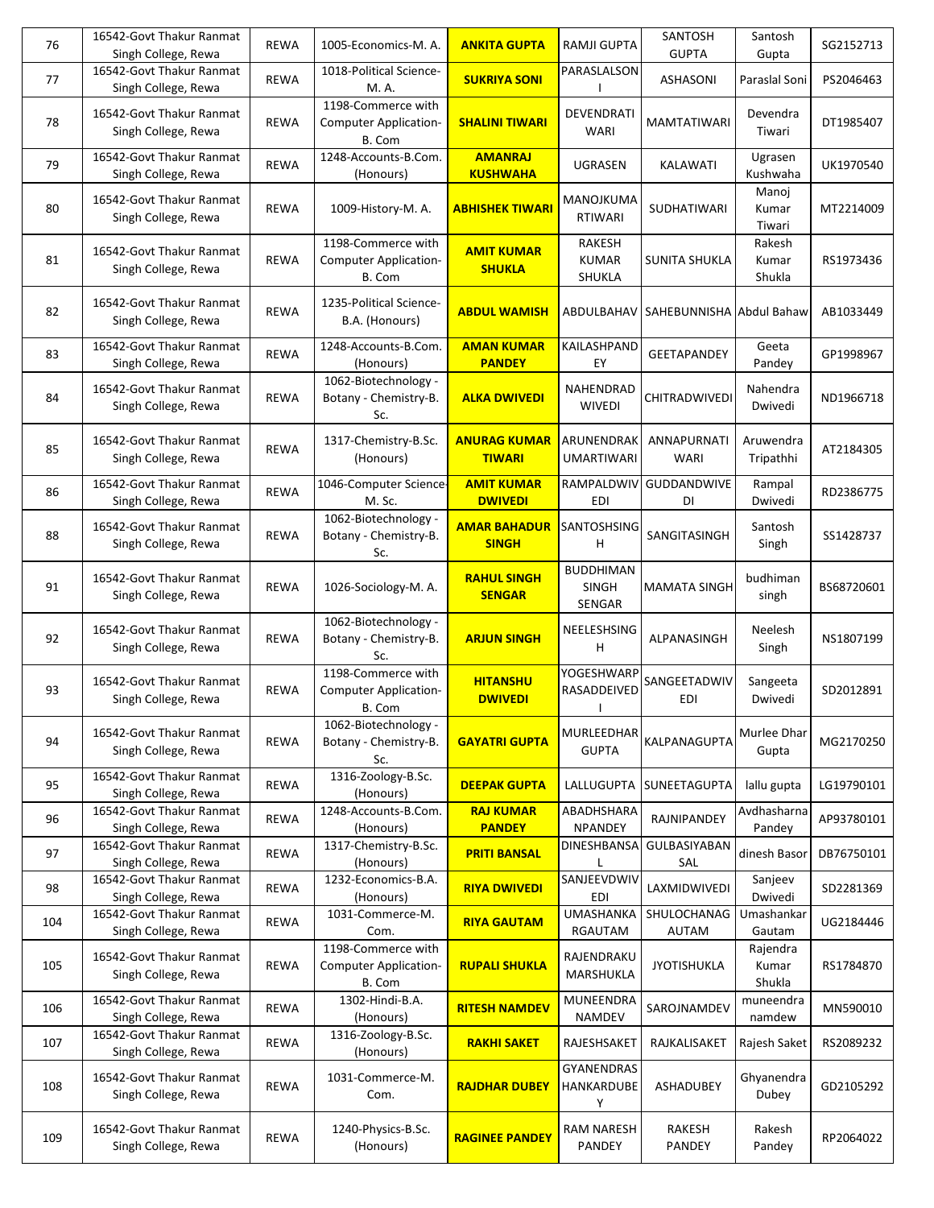| 76 | 16542-Govt Thakur Ranmat Singh College, Rewa | REWA | 1005-Economics-M. A. | **ANKITA GUPTA** | RAMJI GUPTA | SANTOSH GUPTA | Santosh Gupta | SG2152713 |
|---|---|---|---|---|---|---|---|---|
| 77 | 16542-Govt Thakur Ranmat Singh College, Rewa | REWA | 1018-Political Science-M. A. | **SUKRIYA SONI** | PARASLALSONI | ASHASONI | Paraslal Soni | PS2046463 |
| 78 | 16542-Govt Thakur Ranmat Singh College, Rewa | REWA | 1198-Commerce with Computer Application-B. Com | **SHALINI TIWARI** | DEVENDRATIWARI | MAMTATIWARI | Devendra Tiwari | DT1985407 |
| 79 | 16542-Govt Thakur Ranmat Singh College, Rewa | REWA | 1248-Accounts-B.Com. (Honours) | **AMANRAJ KUSHWAHA** | UGRASEN | KALAWATI | Ugrasen Kushwaha | UK1970540 |
| 80 | 16542-Govt Thakur Ranmat Singh College, Rewa | REWA | 1009-History-M. A. | **ABHISHEK TIWARI** | MANOJKUMARTIWARI | SUDHATIWARI | Manoj Kumar Tiwari | MT2214009 |
| 81 | 16542-Govt Thakur Ranmat Singh College, Rewa | REWA | 1198-Commerce with Computer Application-B. Com | **AMIT KUMAR SHUKLA** | RAKESH KUMAR SHUKLA | SUNITA SHUKLA | Rakesh Kumar Shukla | RS1973436 |
| 82 | 16542-Govt Thakur Ranmat Singh College, Rewa | REWA | 1235-Political Science-B.A. (Honours) | **ABDUL WAMISH** | ABDULBAHAV | SAHEBUNNISHA | Abdul Bahaw | AB1033449 |
| 83 | 16542-Govt Thakur Ranmat Singh College, Rewa | REWA | 1248-Accounts-B.Com. (Honours) | **AMAN KUMAR PANDEY** | KAILASHPANDEY | GEETAPANDEY | Geeta Pandey | GP1998967 |
| 84 | 16542-Govt Thakur Ranmat Singh College, Rewa | REWA | 1062-Biotechnology - Botany - Chemistry-B. Sc. | **ALKA DWIVEDI** | NAHENDRADWIVEDI | CHITRADWIVEDI | Nahendra Dwivedi | ND1966718 |
| 85 | 16542-Govt Thakur Ranmat Singh College, Rewa | REWA | 1317-Chemistry-B.Sc. (Honours) | **ANURAG KUMAR TIWARI** | ARUNENDRAKUMARTIWARI | ANNAPURNATIWARI | Aruwendra Tripathhi | AT2184305 |
| 86 | 16542-Govt Thakur Ranmat Singh College, Rewa | REWA | 1046-Computer Science-M. Sc. | **AMIT KUMAR DWIVEDI** | RAMPALDWIVEDI | GUDDANDWIVEDI | Rampal Dwivedi | RD2386775 |
| 88 | 16542-Govt Thakur Ranmat Singh College, Rewa | REWA | 1062-Biotechnology - Botany - Chemistry-B. Sc. | **AMAR BAHADUR SINGH** | SANTOSHSINGH | SANGITASINGH | Santosh Singh | SS1428737 |
| 91 | 16542-Govt Thakur Ranmat Singh College, Rewa | REWA | 1026-Sociology-M. A. | **RAHUL SINGH SENGAR** | BUDDHIMAN SINGH SENGAR | MAMATA SINGH | budhiman singh | BS68720601 |
| 92 | 16542-Govt Thakur Ranmat Singh College, Rewa | REWA | 1062-Biotechnology - Botany - Chemistry-B. Sc. | **ARJUN SINGH** | NEELESHSINGH | ALPANASINGH | Neelesh Singh | NS1807199 |
| 93 | 16542-Govt Thakur Ranmat Singh College, Rewa | REWA | 1198-Commerce with Computer Application-B. Com | **HITANSHU DWIVEDI** | YOGESHWARPRASADDEIVEDI | SANGEETADWIVEDI | Sangeeta Dwivedi | SD2012891 |
| 94 | 16542-Govt Thakur Ranmat Singh College, Rewa | REWA | 1062-Biotechnology - Botany - Chemistry-B. Sc. | **GAYATRI GUPTA** | MURLEEDHAR GUPTA | KALPANAGUPTA | Murlee Dhar Gupta | MG2170250 |
| 95 | 16542-Govt Thakur Ranmat Singh College, Rewa | REWA | 1316-Zoology-B.Sc. (Honours) | **DEEPAK GUPTA** | LALLUGUPTA | SUNEETAGUPTA | lallu gupta | LG19790101 |
| 96 | 16542-Govt Thakur Ranmat Singh College, Rewa | REWA | 1248-Accounts-B.Com. (Honours) | **RAJ KUMAR PANDEY** | ABADHSHARANPANDEY | RAJNIPANDEY | Avdhasharna Pandey | AP93780101 |
| 97 | 16542-Govt Thakur Ranmat Singh College, Rewa | REWA | 1317-Chemistry-B.Sc. (Honours) | **PRITI BANSAL** | DINESHBANSAL | GULBASIYABANSAL | dinesh Basor | DB76750101 |
| 98 | 16542-Govt Thakur Ranmat Singh College, Rewa | REWA | 1232-Economics-B.A. (Honours) | **RIYA DWIVEDI** | SANJEEVDWIVEDI | LAXMIDWIVEDI | Sanjeev Dwivedi | SD2281369 |
| 104 | 16542-Govt Thakur Ranmat Singh College, Rewa | REWA | 1031-Commerce-M. Com. | **RIYA GAUTAM** | UMASHANKARGAUTAM | SHULOCHANAGAUTAM | Umashankar Gautam | UG2184446 |
| 105 | 16542-Govt Thakur Ranmat Singh College, Rewa | REWA | 1198-Commerce with Computer Application-B. Com | **RUPALI SHUKLA** | RAJENDRAKUMARSHUKLA | JYOTISHUKLA | Rajendra Kumar Shukla | RS1784870 |
| 106 | 16542-Govt Thakur Ranmat Singh College, Rewa | REWA | 1302-Hindi-B.A. (Honours) | **RITESH NAMDEV** | MUNEENDRA NAMDEV | SAROJNAMDEV | muneendra namdew | MN590010 |
| 107 | 16542-Govt Thakur Ranmat Singh College, Rewa | REWA | 1316-Zoology-B.Sc. (Honours) | **RAKHI SAKET** | RAJESHSAKET | RAJKALISAKET | Rajesh Saket | RS2089232 |
| 108 | 16542-Govt Thakur Ranmat Singh College, Rewa | REWA | 1031-Commerce-M. Com. | **RAJDHAR DUBEY** | GYANENDRASHANKARDUBEY | ASHADUBEY | Ghyanendra Dubey | GD2105292 |
| 109 | 16542-Govt Thakur Ranmat Singh College, Rewa | REWA | 1240-Physics-B.Sc. (Honours) | **RAGINEE PANDEY** | RAM NARESH PANDEY | RAKESH PANDEY | Rakesh Pandey | RP2064022 |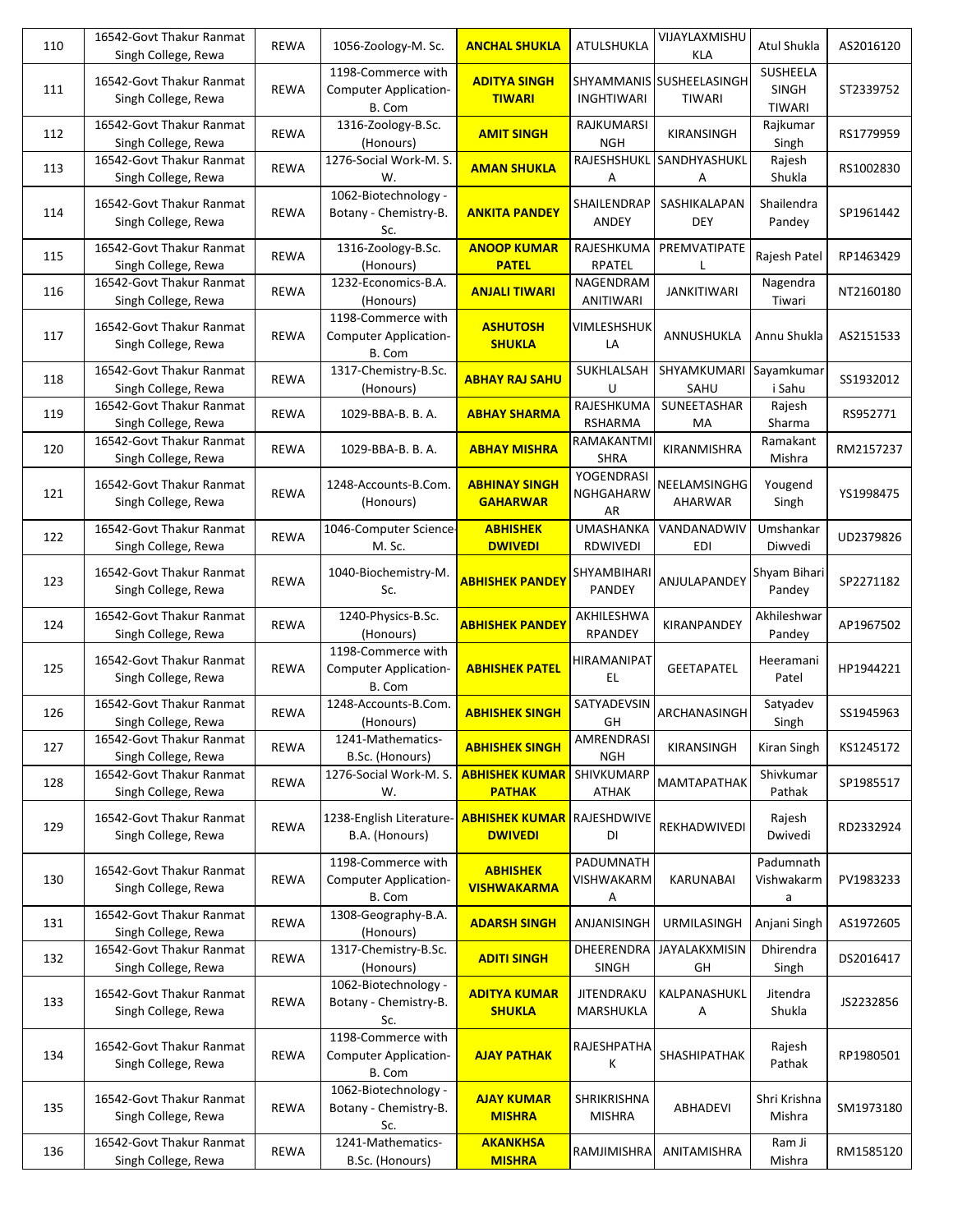| | | | | | | | | |
|---|---|---|---|---|---|---|---|---|
| 110 | 16542-Govt Thakur Ranmat Singh College, Rewa | REWA | 1056-Zoology-M. Sc. | **ANCHAL SHUKLA** | ATULSHUKLA | VIJAYLAXMISHUKLA | Atul Shukla | AS2016120 |
| 111 | 16542-Govt Thakur Ranmat Singh College, Rewa | REWA | 1198-Commerce with Computer Application-B. Com | **ADITYA SINGH TIWARI** | SHYAMMANISINGHTIWARI | SUSHEELASINGHTIWARI | SUSHEELA SINGH TIWARI | ST2339752 |
| 112 | 16542-Govt Thakur Ranmat Singh College, Rewa | REWA | 1316-Zoology-B.Sc. (Honours) | **AMIT SINGH** | RAJKUMARSINGH | KIRANSINGH | Rajkumar Singh | RS1779959 |
| 113 | 16542-Govt Thakur Ranmat Singh College, Rewa | REWA | 1276-Social Work-M. S. W. | **AMAN SHUKLA** | RAJESHSHUKLA | SANDHYASHUKLA | Rajesh Shukla | RS1002830 |
| 114 | 16542-Govt Thakur Ranmat Singh College, Rewa | REWA | 1062-Biotechnology - Botany - Chemistry-B. Sc. | **ANKITA PANDEY** | SHAILENDRAPANDEY | SASHIKALAPANDEY | Shailendra Pandey | SP1961442 |
| 115 | 16542-Govt Thakur Ranmat Singh College, Rewa | REWA | 1316-Zoology-B.Sc. (Honours) | **ANOOP KUMAR PATEL** | RAJESHKUMARPATEL | PREMVATIPATEL | Rajesh Patel | RP1463429 |
| 116 | 16542-Govt Thakur Ranmat Singh College, Rewa | REWA | 1232-Economics-B.A. (Honours) | **ANJALI TIWARI** | NAGENDRAMANITIWARI | JANKITIWARI | Nagendra Tiwari | NT2160180 |
| 117 | 16542-Govt Thakur Ranmat Singh College, Rewa | REWA | 1198-Commerce with Computer Application-B. Com | **ASHUTOSH SHUKLA** | VIMLESHSHUKLA | ANNUSHUKLA | Annu Shukla | AS2151533 |
| 118 | 16542-Govt Thakur Ranmat Singh College, Rewa | REWA | 1317-Chemistry-B.Sc. (Honours) | **ABHAY RAJ SAHU** | SUKHLALSAHU | SHYAMKUMARI SAHU | Sayamkumari Sahu | SS1932012 |
| 119 | 16542-Govt Thakur Ranmat Singh College, Rewa | REWA | 1029-BBA-B. B. A. | **ABHAY SHARMA** | RAJESHKUMARSHARMA | SUNEETASHARMA | Rajesh Sharma | RS952771 |
| 120 | 16542-Govt Thakur Ranmat Singh College, Rewa | REWA | 1029-BBA-B. B. A. | **ABHAY MISHRA** | RAMAKANTMISHRA | KIRANMISHRA | Ramakant Mishra | RM2157237 |
| 121 | 16542-Govt Thakur Ranmat Singh College, Rewa | REWA | 1248-Accounts-B.Com. (Honours) | **ABHINAY SINGH GAHARWAR** | YOGENDRASINGHGAHARWAR | NEELAMSINGHGAHARWAR | Yougend Singh | YS1998475 |
| 122 | 16542-Govt Thakur Ranmat Singh College, Rewa | REWA | 1046-Computer Science-M. Sc. | **ABHISHEK DWIVEDI** | UMASHANKARDWIVEDI | VANDANADWIVEDI | Umshankar Diwvedi | UD2379826 |
| 123 | 16542-Govt Thakur Ranmat Singh College, Rewa | REWA | 1040-Biochemistry-M. Sc. | **ABHISHEK PANDEY** | SHYAMBIHARI PANDEY | ANJULAPANDEY | Shyam Bihari Pandey | SP2271182 |
| 124 | 16542-Govt Thakur Ranmat Singh College, Rewa | REWA | 1240-Physics-B.Sc. (Honours) | **ABHISHEK PANDEY** | AKHILESHWARPANDEY | KIRANPANDEY | Akhileshwar Pandey | AP1967502 |
| 125 | 16542-Govt Thakur Ranmat Singh College, Rewa | REWA | 1198-Commerce with Computer Application-B. Com | **ABHISHEK PATEL** | HIRAMANIPATEL | GEETAPATEL | Heeramani Patel | HP1944221 |
| 126 | 16542-Govt Thakur Ranmat Singh College, Rewa | REWA | 1248-Accounts-B.Com. (Honours) | **ABHISHEK SINGH** | SATYADEVSINGH | ARCHANASINGH | Satyadev Singh | SS1945963 |
| 127 | 16542-Govt Thakur Ranmat Singh College, Rewa | REWA | 1241-Mathematics-B.Sc. (Honours) | **ABHISHEK SINGH** | AMRENDRASINGH | KIRANSINGH | Kiran Singh | KS1245172 |
| 128 | 16542-Govt Thakur Ranmat Singh College, Rewa | REWA | 1276-Social Work-M. S. W. | **ABHISHEK KUMAR PATHAK** | SHIVKUMARPATHAK | MAMTAPATHAK | Shivkumar Pathak | SP1985517 |
| 129 | 16542-Govt Thakur Ranmat Singh College, Rewa | REWA | 1238-English Literature-B.A. (Honours) | **ABHISHEK KUMAR DWIVEDI** | RAJESHDWIVEDI | REKHADWIVEDI | Rajesh Dwivedi | RD2332924 |
| 130 | 16542-Govt Thakur Ranmat Singh College, Rewa | REWA | 1198-Commerce with Computer Application-B. Com | **ABHISHEK VISHWAKARMA** | PADUMNATH VISHWAKARMA | KARUNABAI | Padumnath Vishwakarma | PV1983233 |
| 131 | 16542-Govt Thakur Ranmat Singh College, Rewa | REWA | 1308-Geography-B.A. (Honours) | **ADARSH SINGH** | ANJANISINGH | URMILASINGH | Anjani Singh | AS1972605 |
| 132 | 16542-Govt Thakur Ranmat Singh College, Rewa | REWA | 1317-Chemistry-B.Sc. (Honours) | **ADITI SINGH** | DHEERENDRA SINGH | JAYALAKXMISINGH | Dhirendra Singh | DS2016417 |
| 133 | 16542-Govt Thakur Ranmat Singh College, Rewa | REWA | 1062-Biotechnology - Botany - Chemistry-B. Sc. | **ADITYA KUMAR SHUKLA** | JITENDRAKUMARSHUKLA | KALPANASHUKLA | Jitendra Shukla | JS2232856 |
| 134 | 16542-Govt Thakur Ranmat Singh College, Rewa | REWA | 1198-Commerce with Computer Application-B. Com | **AJAY PATHAK** | RAJESHPATHAK | SHASHIPATHAK | Rajesh Pathak | RP1980501 |
| 135 | 16542-Govt Thakur Ranmat Singh College, Rewa | REWA | 1062-Biotechnology - Botany - Chemistry-B. Sc. | **AJAY KUMAR MISHRA** | SHRIKRISHNA MISHRA | ABHADEVI | Shri Krishna Mishra | SM1973180 |
| 136 | 16542-Govt Thakur Ranmat Singh College, Rewa | REWA | 1241-Mathematics-B.Sc. (Honours) | **AKANKHSA MISHRA** | RAMJIMISHRA | ANITAMISHRA | Ram Ji Mishra | RM1585120 |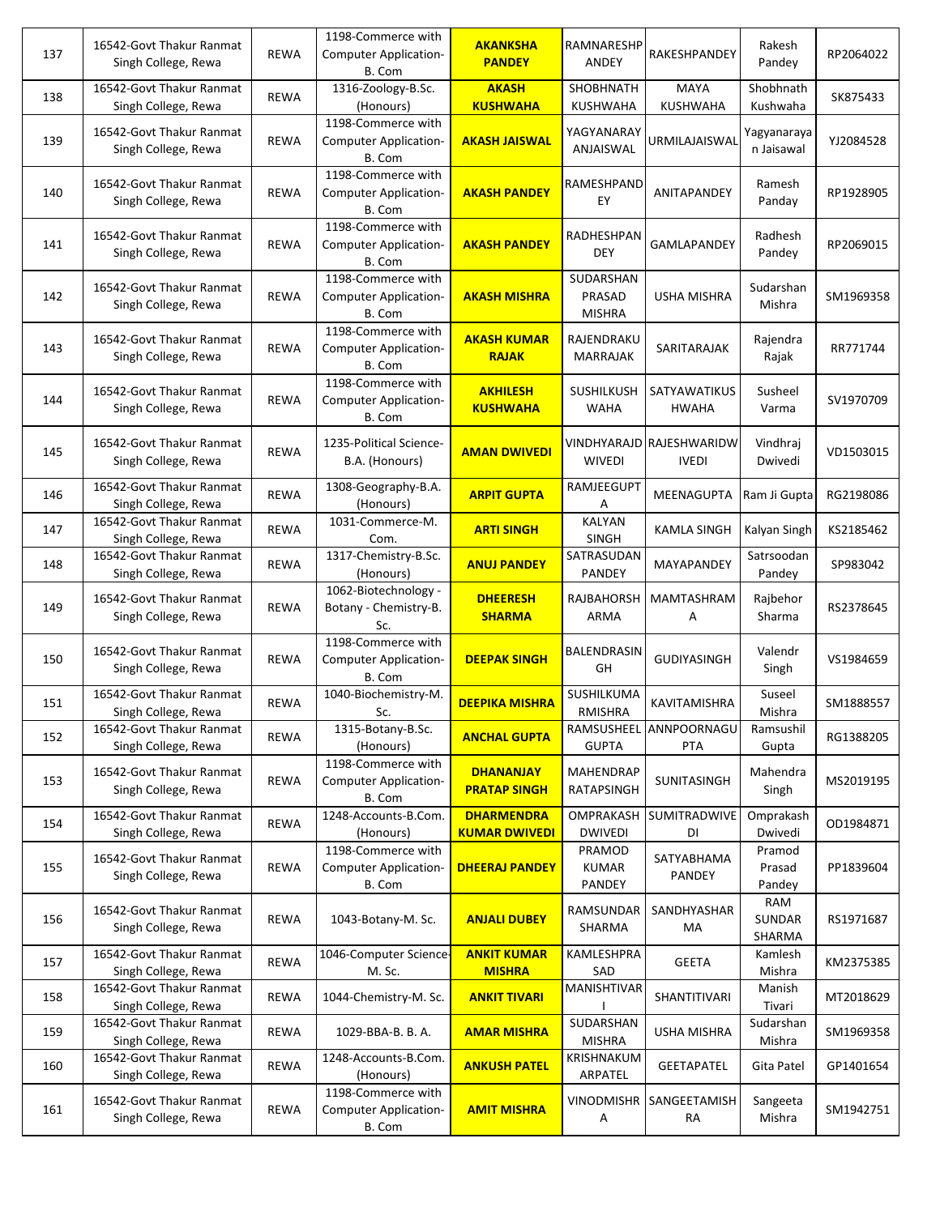| 137 | 16542-Govt Thakur Ranmat Singh College, Rewa | REWA | 1198-Commerce with Computer Application-B. Com | **AKANKSHA PANDEY** | RAMNARESHPANDEY | RAKESHPANDEY | Rakesh Pandey | RP2064022 |
|---|---|---|---|---|---|---|---|---|
| 138 | 16542-Govt Thakur Ranmat Singh College, Rewa | REWA | 1316-Zoology-B.Sc. (Honours) | **AKASH KUSHWAHA** | SHOBHNATH KUSHWAHA | MAYA KUSHWAHA | Shobhnath Kushwaha | SK875433 |
| 139 | 16542-Govt Thakur Ranmat Singh College, Rewa | REWA | 1198-Commerce with Computer Application-B. Com | **AKASH JAISWAL** | YAGYANARAYANJAISWAL | URMILAJAISWAL | Yagyanarayan Jaisawal | YJ2084528 |
| 140 | 16542-Govt Thakur Ranmat Singh College, Rewa | REWA | 1198-Commerce with Computer Application-B. Com | **AKASH PANDEY** | RAMESHPANDEY | ANITAPANDEY | Ramesh Panday | RP1928905 |
| 141 | 16542-Govt Thakur Ranmat Singh College, Rewa | REWA | 1198-Commerce with Computer Application-B. Com | **AKASH PANDEY** | RADHESHPANDEY | GAMLAPANDEY | Radhesh Pandey | RP2069015 |
| 142 | 16542-Govt Thakur Ranmat Singh College, Rewa | REWA | 1198-Commerce with Computer Application-B. Com | **AKASH MISHRA** | SUDARSHAN PRASAD MISHRA | USHA MISHRA | Sudarshan Mishra | SM1969358 |
| 143 | 16542-Govt Thakur Ranmat Singh College, Rewa | REWA | 1198-Commerce with Computer Application-B. Com | **AKASH KUMAR RAJAK** | RAJENDRAKUMARRAJAK | SARITARAJAK | Rajendra Rajak | RR771744 |
| 144 | 16542-Govt Thakur Ranmat Singh College, Rewa | REWA | 1198-Commerce with Computer Application-B. Com | **AKHILESH KUSHWAHA** | SUSHILKUSHWAHA | SATYAWATIKUSHWAHA | Susheel Varma | SV1970709 |
| 145 | 16542-Govt Thakur Ranmat Singh College, Rewa | REWA | 1235-Political Science-B.A. (Honours) | **AMAN DWIVEDI** | VINDHYARAJDWIVEDI | RAJESHWARIDWIVEDI | Vindhraj Dwivedi | VD1503015 |
| 146 | 16542-Govt Thakur Ranmat Singh College, Rewa | REWA | 1308-Geography-B.A. (Honours) | **ARPIT GUPTA** | RAMJEEGUPTA | MEENAGUPTA | Ram Ji Gupta | RG2198086 |
| 147 | 16542-Govt Thakur Ranmat Singh College, Rewa | REWA | 1031-Commerce-M. Com. | **ARTI SINGH** | KALYAN SINGH | KAMLA SINGH | Kalyan Singh | KS2185462 |
| 148 | 16542-Govt Thakur Ranmat Singh College, Rewa | REWA | 1317-Chemistry-B.Sc. (Honours) | **ANUJ PANDEY** | SATRASUDAN PANDEY | MAYAPANDEY | Satrsoodan Pandey | SP983042 |
| 149 | 16542-Govt Thakur Ranmat Singh College, Rewa | REWA | 1062-Biotechnology - Botany - Chemistry-B. Sc. | **DHEERESH SHARMA** | RAJBAHORSHARMA | MAMTASHRAMA | Rajbehor Sharma | RS2378645 |
| 150 | 16542-Govt Thakur Ranmat Singh College, Rewa | REWA | 1198-Commerce with Computer Application-B. Com | **DEEPAK SINGH** | BALENDRASINGH | GUDIYASINGH | Valendr Singh | VS1984659 |
| 151 | 16542-Govt Thakur Ranmat Singh College, Rewa | REWA | 1040-Biochemistry-M. Sc. | **DEEPIKA MISHRA** | SUSHILKUMARMISHRA | KAVITAMISHRA | Suseel Mishra | SM1888557 |
| 152 | 16542-Govt Thakur Ranmat Singh College, Rewa | REWA | 1315-Botany-B.Sc. (Honours) | **ANCHAL GUPTA** | RAMSUSHEEL GUPTA | ANNPOORNAGUPTA | Ramsushil Gupta | RG1388205 |
| 153 | 16542-Govt Thakur Ranmat Singh College, Rewa | REWA | 1198-Commerce with Computer Application-B. Com | **DHANANJAY PRATAP SINGH** | MAHENDRAPRATAPSINGH | SUNITASINGH | Mahendra Singh | MS2019195 |
| 154 | 16542-Govt Thakur Ranmat Singh College, Rewa | REWA | 1248-Accounts-B.Com. (Honours) | **DHARMENDRA KUMAR DWIVEDI** | OMPRAKASH DWIVEDI | SUMITRADWIVEDI | Omprakash Dwivedi | OD1984871 |
| 155 | 16542-Govt Thakur Ranmat Singh College, Rewa | REWA | 1198-Commerce with Computer Application-B. Com | **DHEERAJ PANDEY** | PRAMOD KUMAR PANDEY | SATYABHAMA PANDEY | Pramod Prasad Pandey | PP1839604 |
| 156 | 16542-Govt Thakur Ranmat Singh College, Rewa | REWA | 1043-Botany-M. Sc. | **ANJALI DUBEY** | RAMSUNDAR SHARMA | SANDHYASHARMA | RAM SUNDAR SHARMA | RS1971687 |
| 157 | 16542-Govt Thakur Ranmat Singh College, Rewa | REWA | 1046-Computer Science-M. Sc. | **ANKIT KUMAR MISHRA** | KAMLESHPRASAD | GEETA | Kamlesh Mishra | KM2375385 |
| 158 | 16542-Govt Thakur Ranmat Singh College, Rewa | REWA | 1044-Chemistry-M. Sc. | **ANKIT TIVARI** | MANISHTIVARI | SHANTITIVARI | Manish Tivari | MT2018629 |
| 159 | 16542-Govt Thakur Ranmat Singh College, Rewa | REWA | 1029-BBA-B. B. A. | **AMAR MISHRA** | SUDARSHAN MISHRA | USHA MISHRA | Sudarshan Mishra | SM1969358 |
| 160 | 16542-Govt Thakur Ranmat Singh College, Rewa | REWA | 1248-Accounts-B.Com. (Honours) | **ANKUSH PATEL** | KRISHNAKUMARPATEL | GEETAPATEL | Gita Patel | GP1401654 |
| 161 | 16542-Govt Thakur Ranmat Singh College, Rewa | REWA | 1198-Commerce with Computer Application-B. Com | **AMIT MISHRA** | VINODMISHRA | SANGEETAMISHRA | Sangeeta Mishra | SM1942751 |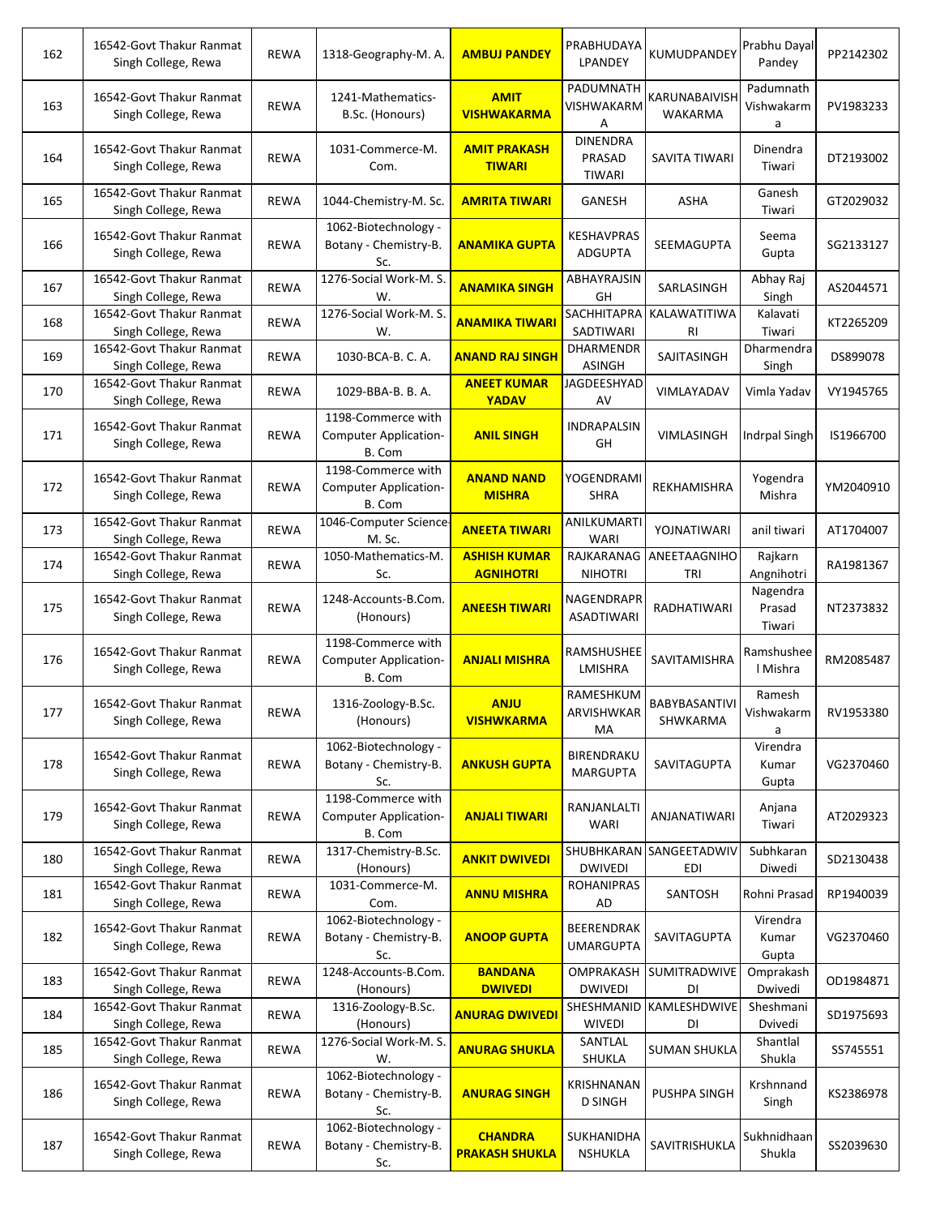| 162 | 16542-Govt Thakur Ranmat Singh College, Rewa | REWA | 1318-Geography-M. A. | **AMBUJ PANDEY** | PRABHUDAYALPANDEY | KUMUDPANDEY | Prabhu Dayal Pandey | PP2142302 |
|---|---|---|---|---|---|---|---|---|
| 163 | 16542-Govt Thakur Ranmat Singh College, Rewa | REWA | 1241-Mathematics-B.Sc. (Honours) | **AMIT VISHWAKARMA** | PADUMNATH VISHWAKARMA | KARUNABAIVISHWAKARMA | Padumnath Vishwakarma | PV1983233 |
| 164 | 16542-Govt Thakur Ranmat Singh College, Rewa | REWA | 1031-Commerce-M. Com. | **AMIT PRAKASH TIWARI** | DINENDRA PRASAD TIWARI | SAVITA TIWARI | Dinendra Tiwari | DT2193002 |
| 165 | 16542-Govt Thakur Ranmat Singh College, Rewa | REWA | 1044-Chemistry-M. Sc. | **AMRITA TIWARI** | GANESH | ASHA | Ganesh Tiwari | GT2029032 |
| 166 | 16542-Govt Thakur Ranmat Singh College, Rewa | REWA | 1062-Biotechnology - Botany - Chemistry-B. Sc. | **ANAMIKA GUPTA** | KESHAVPRASADGUPTA | SEEMAGUPTA | Seema Gupta | SG2133127 |
| 167 | 16542-Govt Thakur Ranmat Singh College, Rewa | REWA | 1276-Social Work-M. S. W. | **ANAMIKA SINGH** | ABHAYRAJSINGH | SARLASINGH | Abhay Raj Singh | AS2044571 |
| 168 | 16542-Govt Thakur Ranmat Singh College, Rewa | REWA | 1276-Social Work-M. S. W. | **ANAMIKA TIWARI** | SACHHITAPRASADTIWARI | KALAWATITIWARI | Kalavati Tiwari | KT2265209 |
| 169 | 16542-Govt Thakur Ranmat Singh College, Rewa | REWA | 1030-BCA-B. C. A. | **ANAND RAJ SINGH** | DHARMENDRASINGH | SAJITASINGH | Dharmendra Singh | DS899078 |
| 170 | 16542-Govt Thakur Ranmat Singh College, Rewa | REWA | 1029-BBA-B. B. A. | **ANEET KUMAR YADAV** | JAGDEESHYADAV | VIMLAYADAV | Vimla Yadav | VY1945765 |
| 171 | 16542-Govt Thakur Ranmat Singh College, Rewa | REWA | 1198-Commerce with Computer Application-B. Com | **ANIL SINGH** | INDRAPALSINGH | VIMLASINGH | Indrpal Singh | IS1966700 |
| 172 | 16542-Govt Thakur Ranmat Singh College, Rewa | REWA | 1198-Commerce with Computer Application-B. Com | **ANAND NAND MISHRA** | YOGENDRAMISHRA | REKHAMISHRA | Yogendra Mishra | YM2040910 |
| 173 | 16542-Govt Thakur Ranmat Singh College, Rewa | REWA | 1046-Computer Science-M. Sc. | **ANEETA TIWARI** | ANILKUMARTIWARI | YOJNATIWARI | anil tiwari | AT1704007 |
| 174 | 16542-Govt Thakur Ranmat Singh College, Rewa | REWA | 1050-Mathematics-M. Sc. | **ASHISH KUMAR AGNIHOTRI** | RAJKARANAGNIHOTRI | ANEETAAGNIHOTRI | Rajkarn Angnihotri | RA1981367 |
| 175 | 16542-Govt Thakur Ranmat Singh College, Rewa | REWA | 1248-Accounts-B.Com. (Honours) | **ANEESH TIWARI** | NAGENDRAPRASADTIWARI | RADHATIWARI | Nagendra Prasad Tiwari | NT2373832 |
| 176 | 16542-Govt Thakur Ranmat Singh College, Rewa | REWA | 1198-Commerce with Computer Application-B. Com | **ANJALI MISHRA** | RAMSHUSHEELMISHRA | SAVITAMISHRA | Ramshushee l Mishra | RM2085487 |
| 177 | 16542-Govt Thakur Ranmat Singh College, Rewa | REWA | 1316-Zoology-B.Sc. (Honours) | **ANJU VISHWKARMA** | RAMESHKUMARVISHWKARMA | BABYBASANTIVISHWKARMA | Ramesh Vishwakarma | RV1953380 |
| 178 | 16542-Govt Thakur Ranmat Singh College, Rewa | REWA | 1062-Biotechnology - Botany - Chemistry-B. Sc. | **ANKUSH GUPTA** | BIRENDRAKUMARGUPTA | SAVITAGUPTA | Virendra Kumar Gupta | VG2370460 |
| 179 | 16542-Govt Thakur Ranmat Singh College, Rewa | REWA | 1198-Commerce with Computer Application-B. Com | **ANJALI TIWARI** | RANJANLALTIWARI | ANJANATIWARI | Anjana Tiwari | AT2029323 |
| 180 | 16542-Govt Thakur Ranmat Singh College, Rewa | REWA | 1317-Chemistry-B.Sc. (Honours) | **ANKIT DWIVEDI** | SHUBHKARAN DWIVEDI | SANGEETADWIVEDI | Subhkaran Diwedi | SD2130438 |
| 181 | 16542-Govt Thakur Ranmat Singh College, Rewa | REWA | 1031-Commerce-M. Com. | **ANNU MISHRA** | ROHANIPRASAD | SANTOSH | Rohni Prasad | RP1940039 |
| 182 | 16542-Govt Thakur Ranmat Singh College, Rewa | REWA | 1062-Biotechnology - Botany - Chemistry-B. Sc. | **ANOOP GUPTA** | BEERENDRAKUMARGUPTA | SAVITAGUPTA | Virendra Kumar Gupta | VG2370460 |
| 183 | 16542-Govt Thakur Ranmat Singh College, Rewa | REWA | 1248-Accounts-B.Com. (Honours) | **BANDANA DWIVEDI** | OMPRAKASH DWIVEDI | SUMITRADWIVEDI | Omprakash Dwivedi | OD1984871 |
| 184 | 16542-Govt Thakur Ranmat Singh College, Rewa | REWA | 1316-Zoology-B.Sc. (Honours) | **ANURAG DWIVEDI** | SHESHMANIDWIVEDI | KAMLESHDWIVEDI | Sheshmani Dvivedi | SD1975693 |
| 185 | 16542-Govt Thakur Ranmat Singh College, Rewa | REWA | 1276-Social Work-M. S. W. | **ANURAG SHUKLA** | SANTLAL SHUKLA | SUMAN SHUKLA | Shantlal Shukla | SS745551 |
| 186 | 16542-Govt Thakur Ranmat Singh College, Rewa | REWA | 1062-Biotechnology - Botany - Chemistry-B. Sc. | **ANURAG SINGH** | KRISHNANAND SINGH | PUSHPA SINGH | Krshnnand Singh | KS2386978 |
| 187 | 16542-Govt Thakur Ranmat Singh College, Rewa | REWA | 1062-Biotechnology - Botany - Chemistry-B. Sc. | **CHANDRA PRAKASH SHUKLA** | SUKHANIDHANSHUKLA | SAVITRISHUKLA | Sukhnidhaan Shukla | SS2039630 |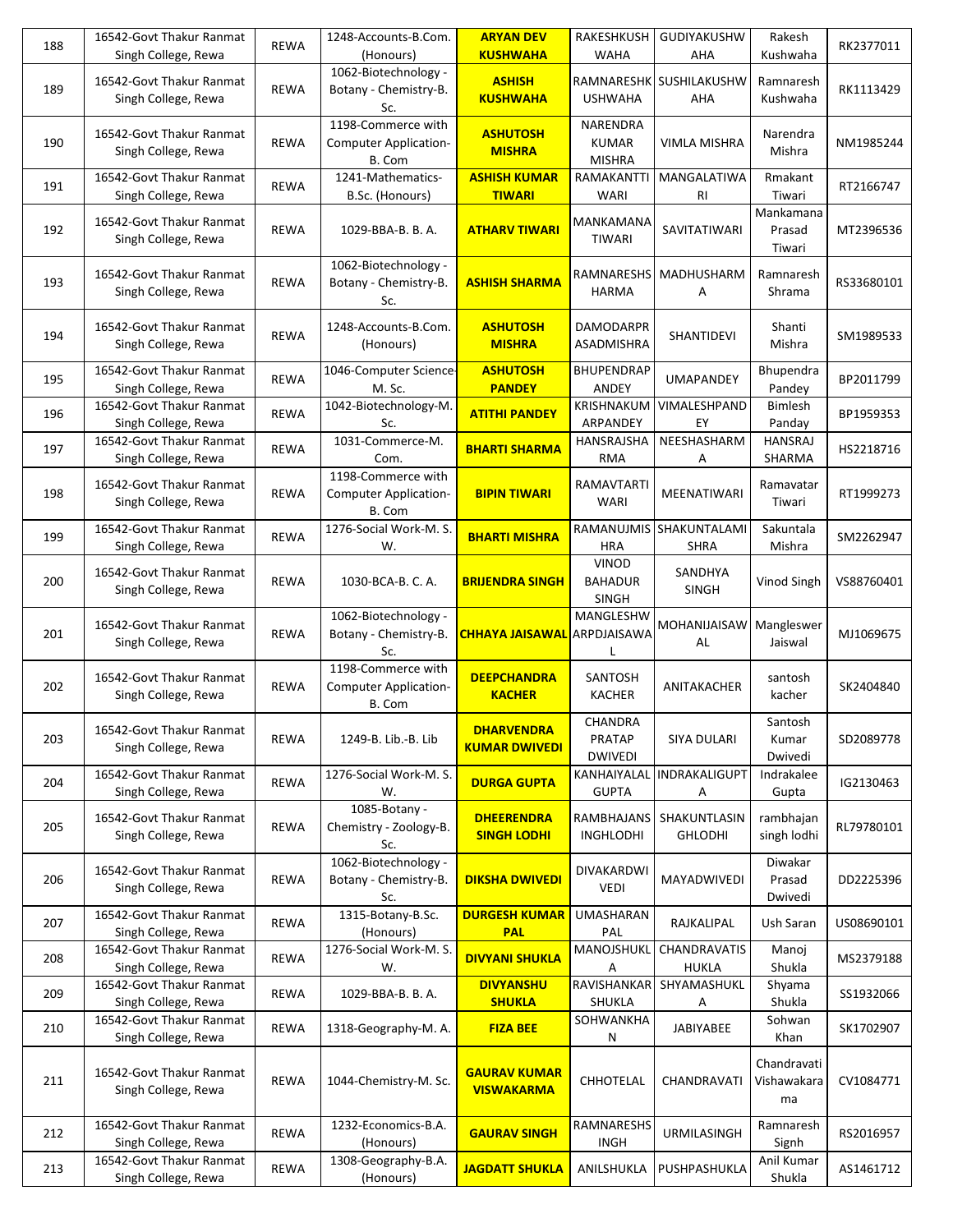| 188 | 16542-Govt Thakur Ranmat Singh College, Rewa | REWA | 1248-Accounts-B.Com. (Honours) | **ARYAN DEV KUSHWAHA** | RAKESHKUSHWAHA | GUDIYAKUSHWAHA | Rakesh Kushwaha | RK2377011 |
|---|---|---|---|---|---|---|---|---|
| 189 | 16542-Govt Thakur Ranmat Singh College, Rewa | REWA | 1062-Biotechnology - Botany - Chemistry-B. Sc. | **ASHISH KUSHWAHA** | RAMNARESHKUSHWAHA | SUSHILAKUSHWAHA | Ramnaresh Kushwaha | RK1113429 |
| 190 | 16542-Govt Thakur Ranmat Singh College, Rewa | REWA | 1198-Commerce with Computer Application-B. Com | **ASHUTOSH MISHRA** | NARENDRA KUMAR MISHRA | VIMLA MISHRA | Narendra Mishra | NM1985244 |
| 191 | 16542-Govt Thakur Ranmat Singh College, Rewa | REWA | 1241-Mathematics-B.Sc. (Honours) | **ASHISH KUMAR TIWARI** | RAMAKANTTIWARI | MANGALATIWARI | Rmakant Tiwari | RT2166747 |
| 192 | 16542-Govt Thakur Ranmat Singh College, Rewa | REWA | 1029-BBA-B. B. A. | **ATHARV TIWARI** | MANKAMANA TIWARI | SAVITATIWARI | Mankamana Prasad Tiwari | MT2396536 |
| 193 | 16542-Govt Thakur Ranmat Singh College, Rewa | REWA | 1062-Biotechnology - Botany - Chemistry-B. Sc. | **ASHISH SHARMA** | RAMNARESHSHARMA | MADHUSHARMA | Ramnaresh Shrama | RS33680101 |
| 194 | 16542-Govt Thakur Ranmat Singh College, Rewa | REWA | 1248-Accounts-B.Com. (Honours) | **ASHUTOSH MISHRA** | DAMODARPRASADMISHRA | SHANTIDEVI | Shanti Mishra | SM1989533 |
| 195 | 16542-Govt Thakur Ranmat Singh College, Rewa | REWA | 1046-Computer Science-M. Sc. | **ASHUTOSH PANDEY** | BHUPENDRAPANDEY | UMAPANDEY | Bhupendra Pandey | BP2011799 |
| 196 | 16542-Govt Thakur Ranmat Singh College, Rewa | REWA | 1042-Biotechnology-M. Sc. | **ATITHI PANDEY** | KRISHNAKUMARPANDEY | VIMALESHPANDEY | Bimlesh Panday | BP1959353 |
| 197 | 16542-Govt Thakur Ranmat Singh College, Rewa | REWA | 1031-Commerce-M. Com. | **BHARTI SHARMA** | HANSRAJSHARMA | NEESHASHARMA | HANSRAJ SHARMA | HS2218716 |
| 198 | 16542-Govt Thakur Ranmat Singh College, Rewa | REWA | 1198-Commerce with Computer Application-B. Com | **BIPIN TIWARI** | RAMAVTARTIWARI | MEENATIWARI | Ramavatar Tiwari | RT1999273 |
| 199 | 16542-Govt Thakur Ranmat Singh College, Rewa | REWA | 1276-Social Work-M. S. W. | **BHARTI MISHRA** | RAMANUJMISHRA | SHAKUNTALAMISHRA | Sakuntala Mishra | SM2262947 |
| 200 | 16542-Govt Thakur Ranmat Singh College, Rewa | REWA | 1030-BCA-B. C. A. | **BRIJENDRA SINGH** | VINOD BAHADUR SINGH | SANDHYA SINGH | Vinod Singh | VS88760401 |
| 201 | 16542-Govt Thakur Ranmat Singh College, Rewa | REWA | 1062-Biotechnology - Botany - Chemistry-B. Sc. | **CHHAYA JAISAWAL** | MANGLESHWARPDJAISAWAL | MOHANIJAISAWAL | Mangleswer Jaiswal | MJ1069675 |
| 202 | 16542-Govt Thakur Ranmat Singh College, Rewa | REWA | 1198-Commerce with Computer Application-B. Com | **DEEPCHANDRA KACHER** | SANTOSH KACHER | ANITAKACHER | santosh kacher | SK2404840 |
| 203 | 16542-Govt Thakur Ranmat Singh College, Rewa | REWA | 1249-B. Lib.-B. Lib | **DHARVENDRA KUMAR DWIVEDI** | CHANDRA PRATAP DWIVEDI | SIYA DULARI | Santosh Kumar Dwivedi | SD2089778 |
| 204 | 16542-Govt Thakur Ranmat Singh College, Rewa | REWA | 1276-Social Work-M. S. W. | **DURGA GUPTA** | KANHAIYALAL GUPTA | INDRAKALIGUPTA | Indrakalee Gupta | IG2130463 |
| 205 | 16542-Govt Thakur Ranmat Singh College, Rewa | REWA | 1085-Botany - Chemistry - Zoology-B. Sc. | **DHEERENDRA SINGH LODHI** | RAMBHAJANSINGHLODHI | SHAKUNTLASINGHLODHI | rambhajan singh lodhi | RL79780101 |
| 206 | 16542-Govt Thakur Ranmat Singh College, Rewa | REWA | 1062-Biotechnology - Botany - Chemistry-B. Sc. | **DIKSHA DWIVEDI** | DIVAKARDWIVEDI | MAYADWIVEDI | Diwakar Prasad Dwivedi | DD2225396 |
| 207 | 16542-Govt Thakur Ranmat Singh College, Rewa | REWA | 1315-Botany-B.Sc. (Honours) | **DURGESH KUMAR PAL** | UMASHARAN PAL | RAJKALIPAL | Ush Saran | US08690101 |
| 208 | 16542-Govt Thakur Ranmat Singh College, Rewa | REWA | 1276-Social Work-M. S. W. | **DIVYANI SHUKLA** | MANOJSHUKLA | CHANDRAVATISHUKLA | Manoj Shukla | MS2379188 |
| 209 | 16542-Govt Thakur Ranmat Singh College, Rewa | REWA | 1029-BBA-B. B. A. | **DIVYANSHU SHUKLA** | RAVISHANKAR SHUKLA | SHYAMASHUKLA | Shyama Shukla | SS1932066 |
| 210 | 16542-Govt Thakur Ranmat Singh College, Rewa | REWA | 1318-Geography-M. A. | **FIZA BEE** | SOHWANKHAN | JABIYABEE | Sohwan Khan | SK1702907 |
| 211 | 16542-Govt Thakur Ranmat Singh College, Rewa | REWA | 1044-Chemistry-M. Sc. | **GAURAV KUMAR VISWAKARMA** | CHHOTELAL | CHANDRAVATI | Chandravati Vishawakarama | CV1084771 |
| 212 | 16542-Govt Thakur Ranmat Singh College, Rewa | REWA | 1232-Economics-B.A. (Honours) | **GAURAV SINGH** | RAMNARESHSINGH | URMILASINGH | Ramnaresh Signh | RS2016957 |
| 213 | 16542-Govt Thakur Ranmat Singh College, Rewa | REWA | 1308-Geography-B.A. (Honours) | **JAGDATT SHUKLA** | ANILSHUKLA | PUSHPASHUKLA | Anil Kumar Shukla | AS1461712 |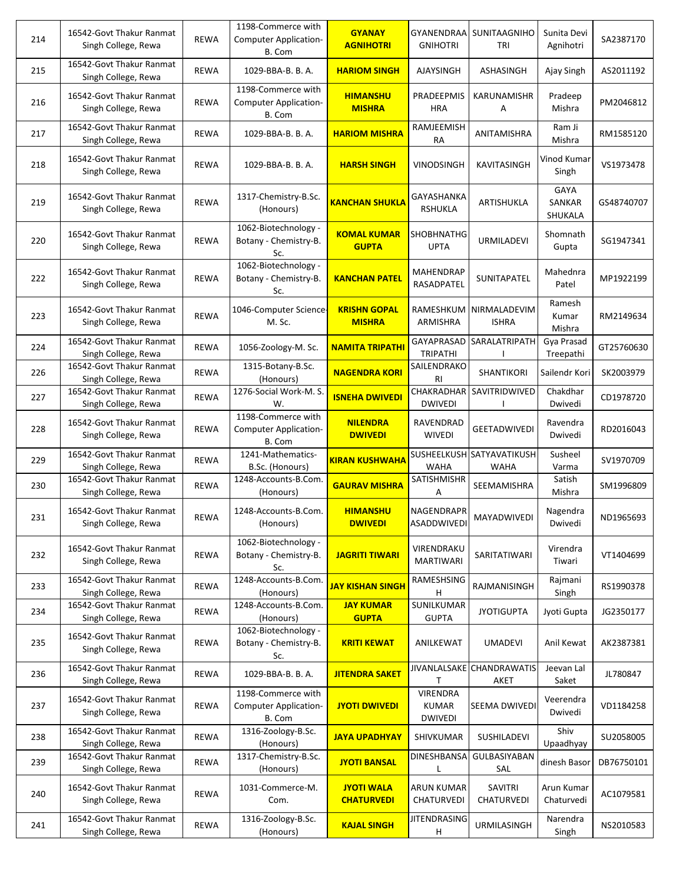| 214 | 16542-Govt Thakur Ranmat Singh College, Rewa | REWA | 1198-Commerce with Computer Application-B. Com | **GYANAY AGNIHOTRI** | GYANENDRAAGNIHOTRI | SUNITAAGNIHOTRI | Sunita Devi Agnihotri | SA2387170 |
|---|---|---|---|---|---|---|---|---|
| 215 | 16542-Govt Thakur Ranmat Singh College, Rewa | REWA | 1029-BBA-B. B. A. | **HARIOM SINGH** | AJAYSINGH | ASHASINGH | Ajay Singh | AS2011192 |
| 216 | 16542-Govt Thakur Ranmat Singh College, Rewa | REWA | 1198-Commerce with Computer Application-B. Com | **HIMANSHU MISHRA** | PRADEEPMISHRA | KARUNAMISHRA | Pradeep Mishra | PM2046812 |
| 217 | 16542-Govt Thakur Ranmat Singh College, Rewa | REWA | 1029-BBA-B. B. A. | **HARIOM MISHRA** | RAMJEEMISHRA | ANITAMISHRA | Ram Ji Mishra | RM1585120 |
| 218 | 16542-Govt Thakur Ranmat Singh College, Rewa | REWA | 1029-BBA-B. B. A. | **HARSH SINGH** | VINODSINGH | KAVITASINGH | Vinod Kumar Singh | VS1973478 |
| 219 | 16542-Govt Thakur Ranmat Singh College, Rewa | REWA | 1317-Chemistry-B.Sc. (Honours) | **KANCHAN SHUKLA** | GAYASHANKARSHUKLA | ARTISHUKLA | GAYA SANKAR SHUKALA | GS48740707 |
| 220 | 16542-Govt Thakur Ranmat Singh College, Rewa | REWA | 1062-Biotechnology - Botany - Chemistry-B. Sc. | **KOMAL KUMAR GUPTA** | SHOBHNATHGUPTA | URMILADEVI | Shomnath Gupta | SG1947341 |
| 222 | 16542-Govt Thakur Ranmat Singh College, Rewa | REWA | 1062-Biotechnology - Botany - Chemistry-B. Sc. | **KANCHAN PATEL** | MAHENDRAPRASADPATEL | SUNITAPATEL | Mahednra Patel | MP1922199 |
| 223 | 16542-Govt Thakur Ranmat Singh College, Rewa | REWA | 1046-Computer Science-M. Sc. | **KRISHN GOPAL MISHRA** | RAMESHKUMARMISHRA | NIRMALADEVIMISHRA | Ramesh Kumar Mishra | RM2149634 |
| 224 | 16542-Govt Thakur Ranmat Singh College, Rewa | REWA | 1056-Zoology-M. Sc. | **NAMITA TRIPATHI** | GAYAPRASAD TRIPATHI | SARALATRIPATHI | Gya Prasad Treepathi | GT25760630 |
| 226 | 16542-Govt Thakur Ranmat Singh College, Rewa | REWA | 1315-Botany-B.Sc. (Honours) | **NAGENDRA KORI** | SAILENDRAKORI | SHANTIKORI | Sailendr Kori | SK2003979 |
| 227 | 16542-Govt Thakur Ranmat Singh College, Rewa | REWA | 1276-Social Work-M. S. W. | **ISNEHA DWIVEDI** | CHAKRADHAR DWIVEDI | SAVITRIDWIVEDI | Chakdhar Dwivedi | CD1978720 |
| 228 | 16542-Govt Thakur Ranmat Singh College, Rewa | REWA | 1198-Commerce with Computer Application-B. Com | **NILENDRA DWIVEDI** | RAVENDRADWIVEDI | GEETADWIVEDI | Ravendra Dwivedi | RD2016043 |
| 229 | 16542-Govt Thakur Ranmat Singh College, Rewa | REWA | 1241-Mathematics-B.Sc. (Honours) | **KIRAN KUSHWAHA** | SUSHEELKUSHWAHA | SATYAVATIKUSHWAHA | Susheel Varma | SV1970709 |
| 230 | 16542-Govt Thakur Ranmat Singh College, Rewa | REWA | 1248-Accounts-B.Com. (Honours) | **GAURAV MISHRA** | SATISHMISHRA | SEEMAMISHRA | Satish Mishra | SM1996809 |
| 231 | 16542-Govt Thakur Ranmat Singh College, Rewa | REWA | 1248-Accounts-B.Com. (Honours) | **HIMANSHU DWIVEDI** | NAGENDRAPRASADDWIVEDI | MAYADWIVEDI | Nagendra Dwivedi | ND1965693 |
| 232 | 16542-Govt Thakur Ranmat Singh College, Rewa | REWA | 1062-Biotechnology - Botany - Chemistry-B. Sc. | **JAGRITI TIWARI** | VIRENDRAKUMARTIWARI | SARITATIWARI | Virendra Tiwari | VT1404699 |
| 233 | 16542-Govt Thakur Ranmat Singh College, Rewa | REWA | 1248-Accounts-B.Com. (Honours) | **JAY KISHAN SINGH** | RAMESHSINGH | RAJMANISINGH | Rajmani Singh | RS1990378 |
| 234 | 16542-Govt Thakur Ranmat Singh College, Rewa | REWA | 1248-Accounts-B.Com. (Honours) | **JAY KUMAR GUPTA** | SUNILKUMAR GUPTA | JYOTIGUPTA | Jyoti Gupta | JG2350177 |
| 235 | 16542-Govt Thakur Ranmat Singh College, Rewa | REWA | 1062-Biotechnology - Botany - Chemistry-B. Sc. | **KRITI KEWAT** | ANILKEWAT | UMADEVI | Anil Kewat | AK2387381 |
| 236 | 16542-Govt Thakur Ranmat Singh College, Rewa | REWA | 1029-BBA-B. B. A. | **JITENDRA SAKET** | JIVANLALSAKET | CHANDRAWATISAKET | Jeevan Lal Saket | JL780847 |
| 237 | 16542-Govt Thakur Ranmat Singh College, Rewa | REWA | 1198-Commerce with Computer Application-B. Com | **JYOTI DWIVEDI** | VIRENDRA KUMAR DWIVEDI | SEEMA DWIVEDI | Veerendra Dwivedi | VD1184258 |
| 238 | 16542-Govt Thakur Ranmat Singh College, Rewa | REWA | 1316-Zoology-B.Sc. (Honours) | **JAYA UPADHYAY** | SHIVKUMAR | SUSHILADEVI | Shiv Upaadhyay | SU2058005 |
| 239 | 16542-Govt Thakur Ranmat Singh College, Rewa | REWA | 1317-Chemistry-B.Sc. (Honours) | **JYOTI BANSAL** | DINESHBANSAL | GULBASIYABANSAL | dinesh Basor | DB76750101 |
| 240 | 16542-Govt Thakur Ranmat Singh College, Rewa | REWA | 1031-Commerce-M. Com. | **JYOTI WALA CHATURVEDI** | ARUN KUMAR CHATURVEDI | SAVITRI CHATURVEDI | Arun Kumar Chaturvedi | AC1079581 |
| 241 | 16542-Govt Thakur Ranmat Singh College, Rewa | REWA | 1316-Zoology-B.Sc. (Honours) | **KAJAL SINGH** | JITENDRASINGH | URMILASINGH | Narendra Singh | NS2010583 |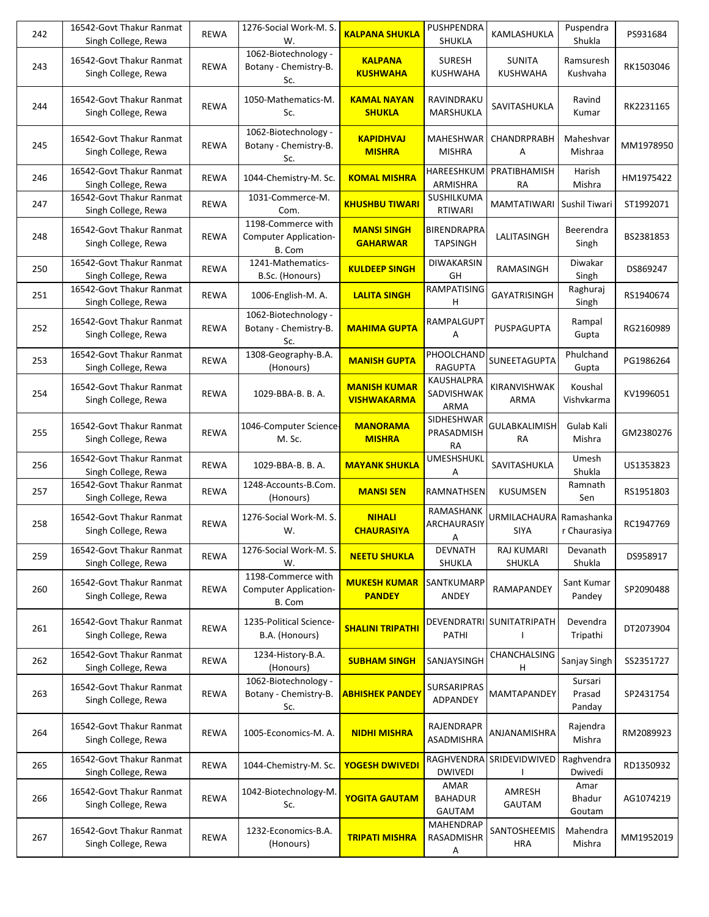| | | | | | | | | |
|---|---|---|---|---|---|---|---|---|
| 242 | 16542-Govt Thakur Ranmat Singh College, Rewa | REWA | 1276-Social Work-M. S. W. | **KALPANA SHUKLA** | PUSHPENDRA SHUKLA | KAMLASHUKLA | Puspendra Shukla | PS931684 |
| 243 | 16542-Govt Thakur Ranmat Singh College, Rewa | REWA | 1062-Biotechnology - Botany - Chemistry-B. Sc. | **KALPANA KUSHWAHA** | SURESH KUSHWAHA | SUNITA KUSHWAHA | Ramsuresh Kushvaha | RK1503046 |
| 244 | 16542-Govt Thakur Ranmat Singh College, Rewa | REWA | 1050-Mathematics-M. Sc. | **KAMAL NAYAN SHUKLA** | RAVINDRAKUMARSHUKLA | SAVITASHUKLA | Ravind Kumar | RK2231165 |
| 245 | 16542-Govt Thakur Ranmat Singh College, Rewa | REWA | 1062-Biotechnology - Botany - Chemistry-B. Sc. | **KAPIDHVAJ MISHRA** | MAHESHWAR MISHRA | CHANDRPRABHA | Maheshvar Mishraa | MM1978950 |
| 246 | 16542-Govt Thakur Ranmat Singh College, Rewa | REWA | 1044-Chemistry-M. Sc. | **KOMAL MISHRA** | HAREESHKUMARMISHRA | PRATIBHAMISHRA | Harish Mishra | HM1975422 |
| 247 | 16542-Govt Thakur Ranmat Singh College, Rewa | REWA | 1031-Commerce-M. Com. | **KHUSHBU TIWARI** | SUSHILKUMARTIWARI | MAMTATIWARI | Sushil Tiwari | ST1992071 |
| 248 | 16542-Govt Thakur Ranmat Singh College, Rewa | REWA | 1198-Commerce with Computer Application-B. Com | **MANSI SINGH GAHARWAR** | BIRENDRAPRATAPSINGH | LALITASINGH | Beerendra Singh | BS2381853 |
| 250 | 16542-Govt Thakur Ranmat Singh College, Rewa | REWA | 1241-Mathematics-B.Sc. (Honours) | **KULDEEP SINGH** | DIWAKARSINGH | RAMASINGH | Diwakar Singh | DS869247 |
| 251 | 16542-Govt Thakur Ranmat Singh College, Rewa | REWA | 1006-English-M. A. | **LALITA SINGH** | RAMPATISINGH | GAYATRISINGH | Raghuraj Singh | RS1940674 |
| 252 | 16542-Govt Thakur Ranmat Singh College, Rewa | REWA | 1062-Biotechnology - Botany - Chemistry-B. Sc. | **MAHIMA GUPTA** | RAMPALGUPTA | PUSPAGUPTA | Rampal Gupta | RG2160989 |
| 253 | 16542-Govt Thakur Ranmat Singh College, Rewa | REWA | 1308-Geography-B.A. (Honours) | **MANISH GUPTA** | PHOOLCHANDRAGUPTA | SUNEETAGUPTA | Phulchand Gupta | PG1986264 |
| 254 | 16542-Govt Thakur Ranmat Singh College, Rewa | REWA | 1029-BBA-B. B. A. | **MANISH KUMAR VISHWAKARMA** | KAUSHALPRASADVISHWAKARMA | KIRANVISHWAKARMA | Koushal Vishvkarma | KV1996051 |
| 255 | 16542-Govt Thakur Ranmat Singh College, Rewa | REWA | 1046-Computer Science-M. Sc. | **MANORAMA MISHRA** | SIDHESHWARPRASADMISHRA | GULABKALIMISHRA | Gulab Kali Mishra | GM2380276 |
| 256 | 16542-Govt Thakur Ranmat Singh College, Rewa | REWA | 1029-BBA-B. B. A. | **MAYANK SHUKLA** | UMESHSHUKLA | SAVITASHUKLA | Umesh Shukla | US1353823 |
| 257 | 16542-Govt Thakur Ranmat Singh College, Rewa | REWA | 1248-Accounts-B.Com. (Honours) | **MANSI SEN** | RAMNATHSEN | KUSUMSEN | Ramnath Sen | RS1951803 |
| 258 | 16542-Govt Thakur Ranmat Singh College, Rewa | REWA | 1276-Social Work-M. S. W. | **NIHALI CHAURASIYA** | RAMASHANKARCHAURASIYA | URMILACHAURASIYA | Ramashankar Chaurasiya | RC1947769 |
| 259 | 16542-Govt Thakur Ranmat Singh College, Rewa | REWA | 1276-Social Work-M. S. W. | **NEETU SHUKLA** | DEVNATH SHUKLA | RAJ KUMARI SHUKLA | Devanath Shukla | DS958917 |
| 260 | 16542-Govt Thakur Ranmat Singh College, Rewa | REWA | 1198-Commerce with Computer Application-B. Com | **MUKESH KUMAR PANDEY** | SANTKUMARPANDEY | RAMAPANDEY | Sant Kumar Pandey | SP2090488 |
| 261 | 16542-Govt Thakur Ranmat Singh College, Rewa | REWA | 1235-Political Science-B.A. (Honours) | **SHALINI TRIPATHI** | DEVENDRATRIPATHI | SUNITATRIPATHI | Devendra Tripathi | DT2073904 |
| 262 | 16542-Govt Thakur Ranmat Singh College, Rewa | REWA | 1234-History-B.A. (Honours) | **SUBHAM SINGH** | SANJAYSINGH | CHANCHALSINGH | Sanjay Singh | SS2351727 |
| 263 | 16542-Govt Thakur Ranmat Singh College, Rewa | REWA | 1062-Biotechnology - Botany - Chemistry-B. Sc. | **ABHISHEK PANDEY** | SURSARIPRASADPANDEY | MAMTAPANDEY | Sursari Prasad Panday | SP2431754 |
| 264 | 16542-Govt Thakur Ranmat Singh College, Rewa | REWA | 1005-Economics-M. A. | **NIDHI MISHRA** | RAJENDRAPRASADMISHRA | ANJANAMISHRA | Rajendra Mishra | RM2089923 |
| 265 | 16542-Govt Thakur Ranmat Singh College, Rewa | REWA | 1044-Chemistry-M. Sc. | **YOGESH DWIVEDI** | RAGHVENDRA DWIVEDI | SRIDEVIDWIVEDI | Raghvendra Dwivedi | RD1350932 |
| 266 | 16542-Govt Thakur Ranmat Singh College, Rewa | REWA | 1042-Biotechnology-M. Sc. | **YOGITA GAUTAM** | AMAR BAHADUR GAUTAM | AMRESH GAUTAM | Amar Bhadur Goutam | AG1074219 |
| 267 | 16542-Govt Thakur Ranmat Singh College, Rewa | REWA | 1232-Economics-B.A. (Honours) | **TRIPATI MISHRA** | MAHENDRAPRASADMISHRA | SANTOSHEEMISHRA | Mahendra Mishra | MM1952019 |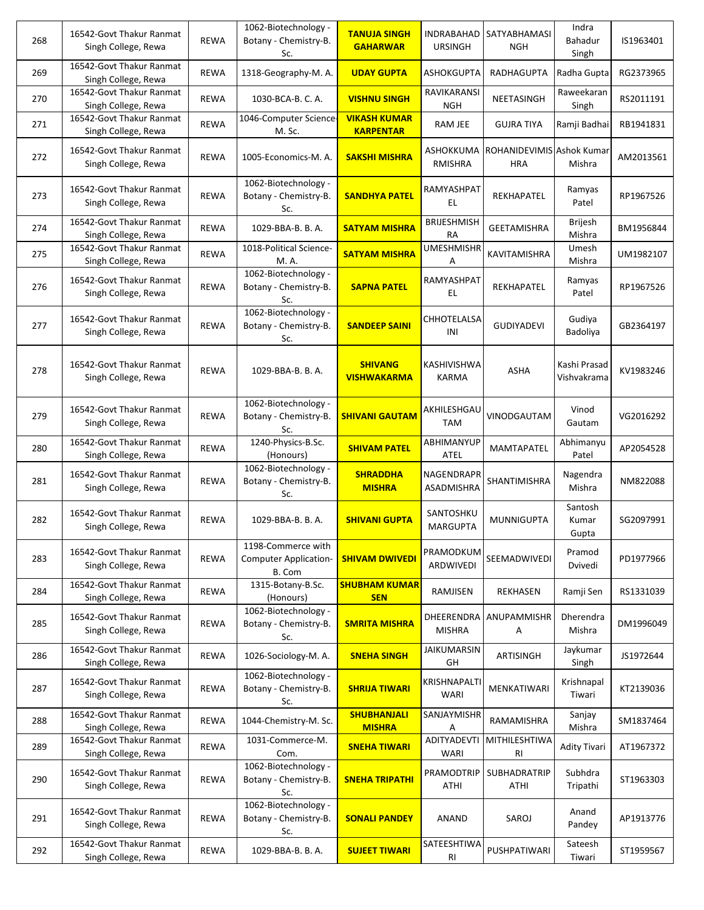| | | | | | | | | |
|---|---|---|---|---|---|---|---|---|
| 268 | 16542-Govt Thakur Ranmat Singh College, Rewa | REWA | 1062-Biotechnology - Botany - Chemistry-B. Sc. | **TANUJA SINGH GAHARWAR** | INDRABAHADURSINGH | SATYABHAMASINGH | Indra Bahadur Singh | IS1963401 |
| 269 | 16542-Govt Thakur Ranmat Singh College, Rewa | REWA | 1318-Geography-M. A. | **UDAY GUPTA** | ASHOKGUPTA | RADHAGUPTA | Radha Gupta | RG2373965 |
| 270 | 16542-Govt Thakur Ranmat Singh College, Rewa | REWA | 1030-BCA-B. C. A. | **VISHNU SINGH** | RAVIKARANSINGH | NEETASINGH | Raweekaran Singh | RS2011191 |
| 271 | 16542-Govt Thakur Ranmat Singh College, Rewa | REWA | 1046-Computer Science-M. Sc. | **VIKASH KUMAR KARPENTAR** | RAM JEE | GUJRA TIYA | Ramji Badhai | RB1941831 |
| 272 | 16542-Govt Thakur Ranmat Singh College, Rewa | REWA | 1005-Economics-M. A. | **SAKSHI MISHRA** | ASHOKKUMARMISHRA | ROHANIDEVIMISHRA | Ashok Kumar Mishra | AM2013561 |
| 273 | 16542-Govt Thakur Ranmat Singh College, Rewa | REWA | 1062-Biotechnology - Botany - Chemistry-B. Sc. | **SANDHYA PATEL** | RAMYASHPATEL | REKHAPATEL | Ramyas Patel | RP1967526 |
| 274 | 16542-Govt Thakur Ranmat Singh College, Rewa | REWA | 1029-BBA-B. B. A. | **SATYAM MISHRA** | BRIJESHMISHRA | GEETAMISHRA | Brijesh Mishra | BM1956844 |
| 275 | 16542-Govt Thakur Ranmat Singh College, Rewa | REWA | 1018-Political Science-M. A. | **SATYAM MISHRA** | UMESHMISHRA | KAVITAMISHRA | Umesh Mishra | UM1982107 |
| 276 | 16542-Govt Thakur Ranmat Singh College, Rewa | REWA | 1062-Biotechnology - Botany - Chemistry-B. Sc. | **SAPNA PATEL** | RAMYASHPATEL | REKHAPATEL | Ramyas Patel | RP1967526 |
| 277 | 16542-Govt Thakur Ranmat Singh College, Rewa | REWA | 1062-Biotechnology - Botany - Chemistry-B. Sc. | **SANDEEP SAINI** | CHHOTELALSAINI | GUDIYADEVI | Gudiya Badoliya | GB2364197 |
| 278 | 16542-Govt Thakur Ranmat Singh College, Rewa | REWA | 1029-BBA-B. B. A. | **SHIVANG VISHWAKARMA** | KASHIVISHWAKARMA | ASHA | Kashi Prasad Vishvakrama | KV1983246 |
| 279 | 16542-Govt Thakur Ranmat Singh College, Rewa | REWA | 1062-Biotechnology - Botany - Chemistry-B. Sc. | **SHIVANI GAUTAM** | AKHILESHGAUTAM | VINODGAUTAM | Vinod Gautam | VG2016292 |
| 280 | 16542-Govt Thakur Ranmat Singh College, Rewa | REWA | 1240-Physics-B.Sc. (Honours) | **SHIVAM PATEL** | ABHIMANYUPATEL | MAMTAPATEL | Abhimanyu Patel | AP2054528 |
| 281 | 16542-Govt Thakur Ranmat Singh College, Rewa | REWA | 1062-Biotechnology - Botany - Chemistry-B. Sc. | **SHRADDHA MISHRA** | NAGENDRAPRASADMISHRA | SHANTIMISHRA | Nagendra Mishra | NM822088 |
| 282 | 16542-Govt Thakur Ranmat Singh College, Rewa | REWA | 1029-BBA-B. B. A. | **SHIVANI GUPTA** | SANTOSHKUMARGUPTA | MUNNIGUPTA | Santosh Kumar Gupta | SG2097991 |
| 283 | 16542-Govt Thakur Ranmat Singh College, Rewa | REWA | 1198-Commerce with Computer Application-B. Com | **SHIVAM DWIVEDI** | PRAMODKUMARDWIVEDI | SEEMADWIVEDI | Pramod Dvivedi | PD1977966 |
| 284 | 16542-Govt Thakur Ranmat Singh College, Rewa | REWA | 1315-Botany-B.Sc. (Honours) | **SHUBHAM KUMAR SEN** | RAMJISEN | REKHASEN | Ramji Sen | RS1331039 |
| 285 | 16542-Govt Thakur Ranmat Singh College, Rewa | REWA | 1062-Biotechnology - Botany - Chemistry-B. Sc. | **SMRITA MISHRA** | DHEERENDRA MISHRA | ANUPAMMISHRA | Dherendra Mishra | DM1996049 |
| 286 | 16542-Govt Thakur Ranmat Singh College, Rewa | REWA | 1026-Sociology-M. A. | **SNEHA SINGH** | JAIKUMARSINGH | ARTISINGH | Jaykumar Singh | JS1972644 |
| 287 | 16542-Govt Thakur Ranmat Singh College, Rewa | REWA | 1062-Biotechnology - Botany - Chemistry-B. Sc. | **SHRIJA TIWARI** | KRISHNAPALTIWARI | MENKATIWARI | Krishnapal Tiwari | KT2139036 |
| 288 | 16542-Govt Thakur Ranmat Singh College, Rewa | REWA | 1044-Chemistry-M. Sc. | **SHUBHANJALI MISHRA** | SANJAYMISHRA | RAMAMISHRA | Sanjay Mishra | SM1837464 |
| 289 | 16542-Govt Thakur Ranmat Singh College, Rewa | REWA | 1031-Commerce-M. Com. | **SNEHA TIWARI** | ADITYADEVTIWARI | MITHILESHTIWARI | Adity Tivari | AT1967372 |
| 290 | 16542-Govt Thakur Ranmat Singh College, Rewa | REWA | 1062-Biotechnology - Botany - Chemistry-B. Sc. | **SNEHA TRIPATHI** | PRAMODTRIPATHI | SUBHADRATRIPATHI | Subhdra Tripathi | ST1963303 |
| 291 | 16542-Govt Thakur Ranmat Singh College, Rewa | REWA | 1062-Biotechnology - Botany - Chemistry-B. Sc. | **SONALI PANDEY** | ANAND | SAROJ | Anand Pandey | AP1913776 |
| 292 | 16542-Govt Thakur Ranmat Singh College, Rewa | REWA | 1029-BBA-B. B. A. | **SUJEET TIWARI** | SATEESHTIWARI | PUSHPATIWARI | Sateesh Tiwari | ST1959567 |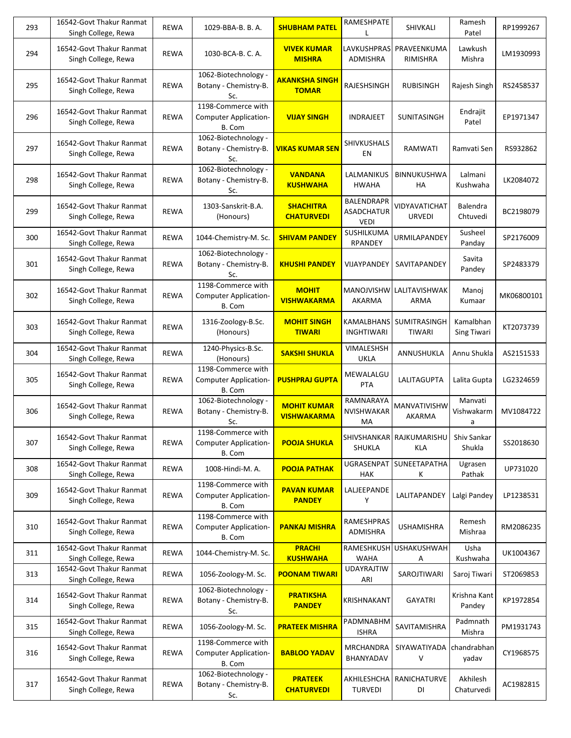| 293 | 16542-Govt Thakur Ranmat Singh College, Rewa | REWA | 1029-BBA-B. B. A. | **SHUBHAM PATEL** | RAMESHPATEL | SHIVKALI | Ramesh Patel | RP1999267 |
|---|---|---|---|---|---|---|---|---|
| 294 | 16542-Govt Thakur Ranmat Singh College, Rewa | REWA | 1030-BCA-B. C. A. | **VIVEK KUMAR MISHRA** | LAVKUSHPRASADMISHRA | PRAVEENKUMARIMISHRA | Lawkush Mishra | LM1930993 |
| 295 | 16542-Govt Thakur Ranmat Singh College, Rewa | REWA | 1062-Biotechnology - Botany - Chemistry-B. Sc. | **AKANKSHA SINGH TOMAR** | RAJESHSINGH | RUBISINGH | Rajesh Singh | RS2458537 |
| 296 | 16542-Govt Thakur Ranmat Singh College, Rewa | REWA | 1198-Commerce with Computer Application-B. Com | **VIJAY SINGH** | INDRAJEET | SUNITASINGH | Endrajit Patel | EP1971347 |
| 297 | 16542-Govt Thakur Ranmat Singh College, Rewa | REWA | 1062-Biotechnology - Botany - Chemistry-B. Sc. | **VIKAS KUMAR SEN** | SHIVKUSHALSEN | RAMWATI | Ramvati Sen | RS932862 |
| 298 | 16542-Govt Thakur Ranmat Singh College, Rewa | REWA | 1062-Biotechnology - Botany - Chemistry-B. Sc. | **VANDANA KUSHWAHA** | LALMANIKUSHWAHA | BINNUKUSHWAHA | Lalmani Kushwaha | LK2084072 |
| 299 | 16542-Govt Thakur Ranmat Singh College, Rewa | REWA | 1303-Sanskrit-B.A. (Honours) | **SHACHITRA CHATURVEDI** | BALENDRAPRASADCHATURVEDI | VIDYAVATICHATURVEDI | Balendra Chtuvedi | BC2198079 |
| 300 | 16542-Govt Thakur Ranmat Singh College, Rewa | REWA | 1044-Chemistry-M. Sc. | **SHIVAM PANDEY** | SUSHILKUMARPANDEY | URMILAPANDEY | Susheel Panday | SP2176009 |
| 301 | 16542-Govt Thakur Ranmat Singh College, Rewa | REWA | 1062-Biotechnology - Botany - Chemistry-B. Sc. | **KHUSHI PANDEY** | VIJAYPANDEY | SAVITAPANDEY | Savita Pandey | SP2483379 |
| 302 | 16542-Govt Thakur Ranmat Singh College, Rewa | REWA | 1198-Commerce with Computer Application-B. Com | **MOHIT VISHWAKARMA** | MANOJVISHWAKARMA | LALITAVISHWAKARMA | Manoj Kumaar | MK06800101 |
| 303 | 16542-Govt Thakur Ranmat Singh College, Rewa | REWA | 1316-Zoology-B.Sc. (Honours) | **MOHIT SINGH TIWARI** | KAMALBHANSINGHTIWARI | SUMITRASINGHTIWARI | Kamalbhan Sing Tiwari | KT2073739 |
| 304 | 16542-Govt Thakur Ranmat Singh College, Rewa | REWA | 1240-Physics-B.Sc. (Honours) | **SAKSHI SHUKLA** | VIMALESHSHUKLA | ANNUSHUKLA | Annu Shukla | AS2151533 |
| 305 | 16542-Govt Thakur Ranmat Singh College, Rewa | REWA | 1198-Commerce with Computer Application-B. Com | **PUSHPRAJ GUPTA** | MEWALALGUPTA | LALITAGUPTA | Lalita Gupta | LG2324659 |
| 306 | 16542-Govt Thakur Ranmat Singh College, Rewa | REWA | 1062-Biotechnology - Botany - Chemistry-B. Sc. | **MOHIT KUMAR VISHWAKARMA** | RAMNARAYANVISHWAKARMA | MANVATIVISHWAKARMA | Manvati Vishwakarma | MV1084722 |
| 307 | 16542-Govt Thakur Ranmat Singh College, Rewa | REWA | 1198-Commerce with Computer Application-B. Com | **POOJA SHUKLA** | SHIVSHANKARSHUKLA | RAJKUMARISHUKLA | Shiv Sankar Shukla | SS2018630 |
| 308 | 16542-Govt Thakur Ranmat Singh College, Rewa | REWA | 1008-Hindi-M. A. | **POOJA PATHAK** | UGRASENPATHAK | SUNEETAPATHAK | Ugrasen Pathak | UP731020 |
| 309 | 16542-Govt Thakur Ranmat Singh College, Rewa | REWA | 1198-Commerce with Computer Application-B. Com | **PAVAN KUMAR PANDEY** | LALJEEPANDEY | LALITAPANDEY | Lalgi Pandey | LP1238531 |
| 310 | 16542-Govt Thakur Ranmat Singh College, Rewa | REWA | 1198-Commerce with Computer Application-B. Com | **PANKAJ MISHRA** | RAMESHPRASADMISHRA | USHAMISHRA | Remesh Mishraa | RM2086235 |
| 311 | 16542-Govt Thakur Ranmat Singh College, Rewa | REWA | 1044-Chemistry-M. Sc. | **PRACHI KUSHWAHA** | RAMESHKUSHWAHA | USHAKUSHWAHA | Usha Kushwaha | UK1004367 |
| 313 | 16542-Govt Thakur Ranmat Singh College, Rewa | REWA | 1056-Zoology-M. Sc. | **POONAM TIWARI** | UDAYRAJTIWARI | SAROJTIWARI | Saroj Tiwari | ST2069853 |
| 314 | 16542-Govt Thakur Ranmat Singh College, Rewa | REWA | 1062-Biotechnology - Botany - Chemistry-B. Sc. | **PRATIKSHA PANDEY** | KRISHNAKANT | GAYATRI | Krishna Kant Pandey | KP1972854 |
| 315 | 16542-Govt Thakur Ranmat Singh College, Rewa | REWA | 1056-Zoology-M. Sc. | **PRATEEK MISHRA** | PADMNABHMISHRA | SAVITAMISHRA | Padmnath Mishra | PM1931743 |
| 316 | 16542-Govt Thakur Ranmat Singh College, Rewa | REWA | 1198-Commerce with Computer Application-B. Com | **BABLOO YADAV** | MRCHANDRABHANYADAV | SIYAWATIYADAV | chandrabhan yadav | CY1968575 |
| 317 | 16542-Govt Thakur Ranmat Singh College, Rewa | REWA | 1062-Biotechnology - Botany - Chemistry-B. Sc. | **PRATEEK CHATURVEDI** | AKHILESHCHATURVEDI | RANICHATURVEDI | Akhilesh Chaturvedi | AC1982815 |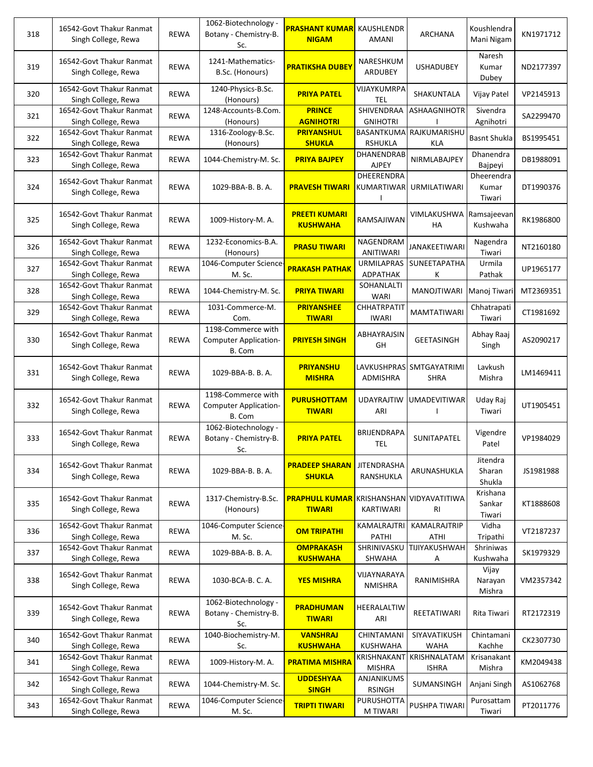| 318 | 16542-Govt Thakur Ranmat Singh College, Rewa | REWA | 1062-Biotechnology - Botany - Chemistry-B. Sc. | **PRASHANT KUMAR NIGAM** | KAUSHLENDRAMANI | ARCHANA | Koushlendra Mani Nigam | KN1971712 |
|---|---|---|---|---|---|---|---|---|
| 319 | 16542-Govt Thakur Ranmat Singh College, Rewa | REWA | 1241-Mathematics-B.Sc. (Honours) | **PRATIKSHA DUBEY** | NARESHKUMARDUBEY | USHADUBEY | Naresh Kumar Dubey | ND2177397 |
| 320 | 16542-Govt Thakur Ranmat Singh College, Rewa | REWA | 1240-Physics-B.Sc. (Honours) | **PRIYA PATEL** | VIJAYKUMRPATEL | SHAKUNTALA | Vijay Patel | VP2145913 |
| 321 | 16542-Govt Thakur Ranmat Singh College, Rewa | REWA | 1248-Accounts-B.Com. (Honours) | **PRINCE AGNIHOTRI** | SHIVENDRAAGNIHOTRI | ASHAAGNIHOTRI | Sivendra Agnihotri | SA2299470 |
| 322 | 16542-Govt Thakur Ranmat Singh College, Rewa | REWA | 1316-Zoology-B.Sc. (Honours) | **PRIYANSHUL SHUKLA** | BASANTKUMARSHUKLA | RAJKUMARISHUKLA | Basnt Shukla | BS1995451 |
| 323 | 16542-Govt Thakur Ranmat Singh College, Rewa | REWA | 1044-Chemistry-M. Sc. | **PRIYA BAJPEY** | DHANENDRABAJPEY | NIRMLABAJPEY | Dhanendra Bajpeyi | DB1988091 |
| 324 | 16542-Govt Thakur Ranmat Singh College, Rewa | REWA | 1029-BBA-B. B. A. | **PRAVESH TIWARI** | DHEERENDRAKUMARTIWARI | URMILATIWARI | Dheerendra Kumar Tiwari | DT1990376 |
| 325 | 16542-Govt Thakur Ranmat Singh College, Rewa | REWA | 1009-History-M. A. | **PREETI KUMARI KUSHWAHA** | RAMSAJIWAN | VIMLAKUSHWAHA | Ramsajeevan Kushwaha | RK1986800 |
| 326 | 16542-Govt Thakur Ranmat Singh College, Rewa | REWA | 1232-Economics-B.A. (Honours) | **PRASU TIWARI** | NAGENDRAMANITIWARI | JANAKEETIWARI | Nagendra Tiwari | NT2160180 |
| 327 | 16542-Govt Thakur Ranmat Singh College, Rewa | REWA | 1046-Computer Science-M. Sc. | **PRAKASH PATHAK** | URMILAPRASADPATHAK | SUNEETAPATHAK | Urmila Pathak | UP1965177 |
| 328 | 16542-Govt Thakur Ranmat Singh College, Rewa | REWA | 1044-Chemistry-M. Sc. | **PRIYA TIWARI** | SOHANLALTIWARI | MANOJTIWARI | Manoj Tiwari | MT2369351 |
| 329 | 16542-Govt Thakur Ranmat Singh College, Rewa | REWA | 1031-Commerce-M. Com. | **PRIYANSHEE TIWARI** | CHHATRPATITIWARI | MAMTATIWARI | Chhatrapati Tiwari | CT1981692 |
| 330 | 16542-Govt Thakur Ranmat Singh College, Rewa | REWA | 1198-Commerce with Computer Application-B. Com | **PRIYESH SINGH** | ABHAYRAJSINGH | GEETASINGH | Abhay Raaj Singh | AS2090217 |
| 331 | 16542-Govt Thakur Ranmat Singh College, Rewa | REWA | 1029-BBA-B. B. A. | **PRIYANSHU MISHRA** | LAVKUSHPRASADMISHRA | SMTGAYATRIMISHRA | Lavkush Mishra | LM1469411 |
| 332 | 16542-Govt Thakur Ranmat Singh College, Rewa | REWA | 1198-Commerce with Computer Application-B. Com | **PURUSHOTTAM TIWARI** | UDAYRAJTIWARI | UMADEVITIWARI | Uday Raj Tiwari | UT1905451 |
| 333 | 16542-Govt Thakur Ranmat Singh College, Rewa | REWA | 1062-Biotechnology - Botany - Chemistry-B. Sc. | **PRIYA PATEL** | BRIJENDRAPATEL | SUNITAPATEL | Vigendre Patel | VP1984029 |
| 334 | 16542-Govt Thakur Ranmat Singh College, Rewa | REWA | 1029-BBA-B. B. A. | **PRADEEP SHARAN SHUKLA** | JITENDRASHARANSHUKLA | ARUNASHUKLA | Jitendra Sharan Shukla | JS1981988 |
| 335 | 16542-Govt Thakur Ranmat Singh College, Rewa | REWA | 1317-Chemistry-B.Sc. (Honours) | **PRAPHULL KUMAR TIWARI** | KRISHANSHANKARTIWARI | VIDYAVATITIWARI | Krishana Sankar Tiwari | KT1888608 |
| 336 | 16542-Govt Thakur Ranmat Singh College, Rewa | REWA | 1046-Computer Science-M. Sc. | **OM TRIPATHI** | KAMALRAJTRIPATHI | KAMALRAJTRIPATHI | Vidha Tripathi | VT2187237 |
| 337 | 16542-Govt Thakur Ranmat Singh College, Rewa | REWA | 1029-BBA-B. B. A. | **OMPRAKASH KUSHWAHA** | SHRINIVASKUSHWAHA | TIJIYAKUSHWAHA | Shriniwas Kushwaha | SK1979329 |
| 338 | 16542-Govt Thakur Ranmat Singh College, Rewa | REWA | 1030-BCA-B. C. A. | **YES MISHRA** | VIJAYNARAYANMISHRA | RANIMISHRA | Vijay Narayan Mishra | VM2357342 |
| 339 | 16542-Govt Thakur Ranmat Singh College, Rewa | REWA | 1062-Biotechnology - Botany - Chemistry-B. Sc. | **PRADHUMAN TIWARI** | HEERALALTIWARI | REETATIWARI | Rita Tiwari | RT2172319 |
| 340 | 16542-Govt Thakur Ranmat Singh College, Rewa | REWA | 1040-Biochemistry-M. Sc. | **VANSHRAJ KUSHWAHA** | CHINTAMANI KUSHWAHA | SIYAVATIKUSHWAHA | Chintamani Kachhe | CK2307730 |
| 341 | 16542-Govt Thakur Ranmat Singh College, Rewa | REWA | 1009-History-M. A. | **PRATIMA MISHRA** | KRISHNAKANTMISHRA | KRISHNALATAMISHRA | Krisanakant Mishra | KM2049438 |
| 342 | 16542-Govt Thakur Ranmat Singh College, Rewa | REWA | 1044-Chemistry-M. Sc. | **UDDESHYAA SINGH** | ANJANIKUMSRSINGH | SUMANSINGH | Anjani Singh | AS1062768 |
| 343 | 16542-Govt Thakur Ranmat Singh College, Rewa | REWA | 1046-Computer Science-M. Sc. | **TRIPTI TIWARI** | PURUSHOTTAM TIWARI | PUSHPA TIWARI | Purosattam Tiwari | PT2011776 |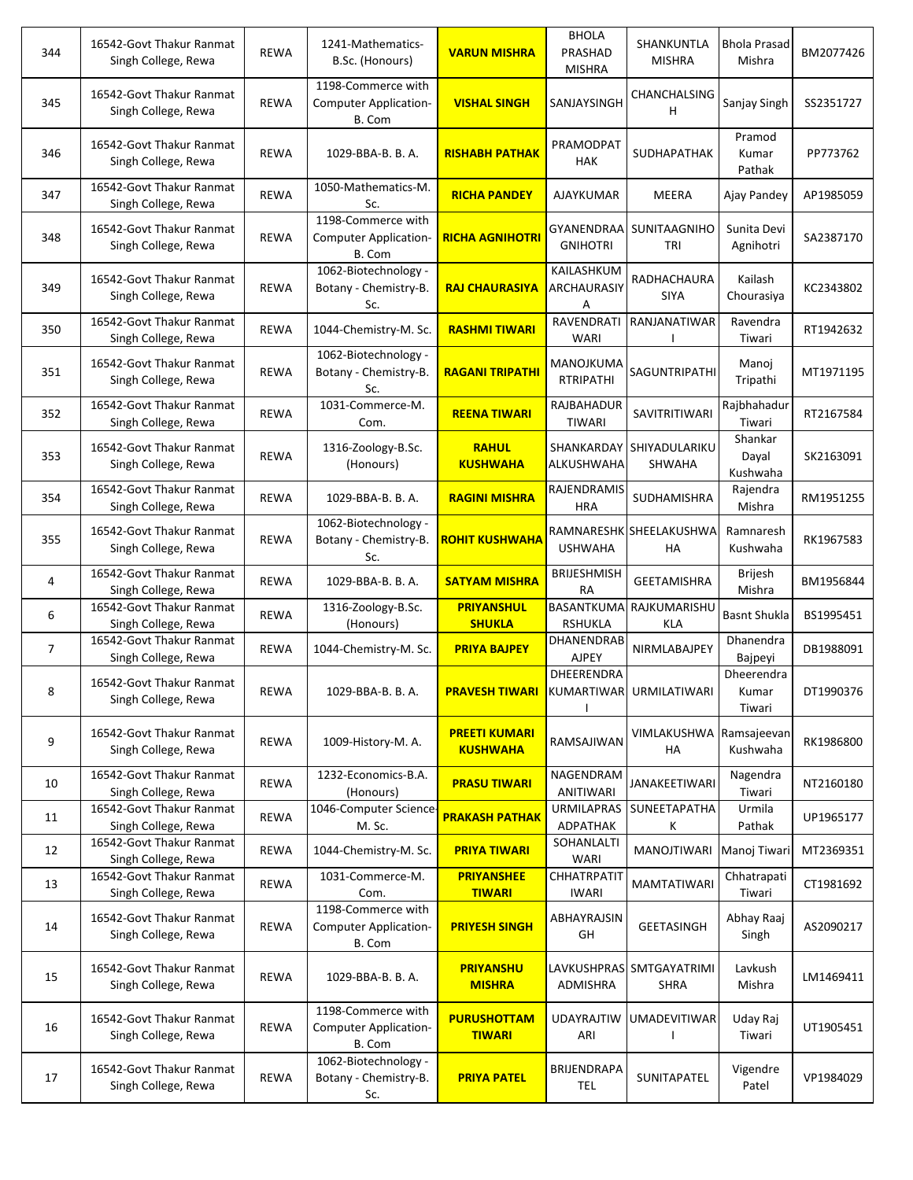| | | | | | | | | |
|---|---|---|---|---|---|---|---|---|
| 344 | 16542-Govt Thakur Ranmat Singh College, Rewa | REWA | 1241-Mathematics-B.Sc. (Honours) | **VARUN MISHRA** | BHOLA PRASHAD MISHRA | SHANKUNTLA MISHRA | Bhola Prasad Mishra | BM2077426 |
| 345 | 16542-Govt Thakur Ranmat Singh College, Rewa | REWA | 1198-Commerce with Computer Application-B. Com | **VISHAL SINGH** | SANJAYSINGH | CHANCHALSINGH | Sanjay Singh | SS2351727 |
| 346 | 16542-Govt Thakur Ranmat Singh College, Rewa | REWA | 1029-BBA-B. B. A. | **RISHABH PATHAK** | PRAMODPATHAK | SUDHAPATHAK | Pramod Kumar Pathak | PP773762 |
| 347 | 16542-Govt Thakur Ranmat Singh College, Rewa | REWA | 1050-Mathematics-M. Sc. | **RICHA PANDEY** | AJAYKUMAR | MEERA | Ajay Pandey | AP1985059 |
| 348 | 16542-Govt Thakur Ranmat Singh College, Rewa | REWA | 1198-Commerce with Computer Application-B. Com | **RICHA AGNIHOTRI** | GYANENDRAAGNIHOTRI | SUNITAAGNIHOTRI | Sunita Devi Agnihotri | SA2387170 |
| 349 | 16542-Govt Thakur Ranmat Singh College, Rewa | REWA | 1062-Biotechnology - Botany - Chemistry-B. Sc. | **RAJ CHAURASIYA** | KAILASHKUMARCHAURASIYA | RADHACHAURASIYA | Kailash Chourasiya | KC2343802 |
| 350 | 16542-Govt Thakur Ranmat Singh College, Rewa | REWA | 1044-Chemistry-M. Sc. | **RASHMI TIWARI** | RAVENDRATIWARI | RANJANATIWARI | Ravendra Tiwari | RT1942632 |
| 351 | 16542-Govt Thakur Ranmat Singh College, Rewa | REWA | 1062-Biotechnology - Botany - Chemistry-B. Sc. | **RAGANI TRIPATHI** | MANOJKUMARTRIPATHI | SAGUNTRIPATHI | Manoj Tripathi | MT1971195 |
| 352 | 16542-Govt Thakur Ranmat Singh College, Rewa | REWA | 1031-Commerce-M. Com. | **REENA TIWARI** | RAJBAHADURTIWARI | SAVITRITIWARI | Rajbhahadur Tiwari | RT2167584 |
| 353 | 16542-Govt Thakur Ranmat Singh College, Rewa | REWA | 1316-Zoology-B.Sc. (Honours) | **RAHUL KUSHWAHA** | SHANKARDAYALKUSHWAHA | SHIYADULARIKUSHWAHA | Shankar Dayal Kushwaha | SK2163091 |
| 354 | 16542-Govt Thakur Ranmat Singh College, Rewa | REWA | 1029-BBA-B. B. A. | **RAGINI MISHRA** | RAJENDRAMISHRA | SUDHAMISHRA | Rajendra Mishra | RM1951255 |
| 355 | 16542-Govt Thakur Ranmat Singh College, Rewa | REWA | 1062-Biotechnology - Botany - Chemistry-B. Sc. | **ROHIT KUSHWAHA** | RAMNARESHKUSHWAHA | SHEELAKUSHWAHA | Ramnaresh Kushwaha | RK1967583 |
| 4 | 16542-Govt Thakur Ranmat Singh College, Rewa | REWA | 1029-BBA-B. B. A. | **SATYAM MISHRA** | BRIJESHMISHRA | GEETAMISHRA | Brijesh Mishra | BM1956844 |
| 6 | 16542-Govt Thakur Ranmat Singh College, Rewa | REWA | 1316-Zoology-B.Sc. (Honours) | **PRIYANSHUL SHUKLA** | BASANTKUMARSHUKLA | RAJKUMARISHUKLA | Basnt Shukla | BS1995451 |
| 7 | 16542-Govt Thakur Ranmat Singh College, Rewa | REWA | 1044-Chemistry-M. Sc. | **PRIYA BAJPEY** | DHANENDRABAJPEY | NIRMLABAJPEY | Dhanendra Bajpeyi | DB1988091 |
| 8 | 16542-Govt Thakur Ranmat Singh College, Rewa | REWA | 1029-BBA-B. B. A. | **PRAVESH TIWARI** | DHEERENDRA KUMARTIWARI | URMILATIWARI | Dheerendra Kumar Tiwari | DT1990376 |
| 9 | 16542-Govt Thakur Ranmat Singh College, Rewa | REWA | 1009-History-M. A. | **PREETI KUMARI KUSHWAHA** | RAMSAJIWAN | VIMLAKUSHWAHA | Ramsajeevan Kushwaha | RK1986800 |
| 10 | 16542-Govt Thakur Ranmat Singh College, Rewa | REWA | 1232-Economics-B.A. (Honours) | **PRASU TIWARI** | NAGENDRAMANITIWARI | JANAKEETIWARI | Nagendra Tiwari | NT2160180 |
| 11 | 16542-Govt Thakur Ranmat Singh College, Rewa | REWA | 1046-Computer Science-M. Sc. | **PRAKASH PATHAK** | URMILAPRASADPATHAK | SUNEETAPATHAK | Urmila Pathak | UP1965177 |
| 12 | 16542-Govt Thakur Ranmat Singh College, Rewa | REWA | 1044-Chemistry-M. Sc. | **PRIYA TIWARI** | SOHANLALTIWARI | MANOJTIWARI | Manoj Tiwari | MT2369351 |
| 13 | 16542-Govt Thakur Ranmat Singh College, Rewa | REWA | 1031-Commerce-M. Com. | **PRIYANSHEE TIWARI** | CHHATRPATITIWARI | MAMTATIWARI | Chhatrapati Tiwari | CT1981692 |
| 14 | 16542-Govt Thakur Ranmat Singh College, Rewa | REWA | 1198-Commerce with Computer Application-B. Com | **PRIYESH SINGH** | ABHAYRAJSINGH | GEETASINGH | Abhay Raaj Singh | AS2090217 |
| 15 | 16542-Govt Thakur Ranmat Singh College, Rewa | REWA | 1029-BBA-B. B. A. | **PRIYANSHU MISHRA** | LAVKUSHPRASADMISHRA | SMTGAYATRIMISHRA | Lavkush Mishra | LM1469411 |
| 16 | 16542-Govt Thakur Ranmat Singh College, Rewa | REWA | 1198-Commerce with Computer Application-B. Com | **PURUSHOTTAM TIWARI** | UDAYRAJTIWARI | UMADEVITIWARI | Uday Raj Tiwari | UT1905451 |
| 17 | 16542-Govt Thakur Ranmat Singh College, Rewa | REWA | 1062-Biotechnology - Botany - Chemistry-B. Sc. | **PRIYA PATEL** | BRIJENDRAPATEL | SUNITAPATEL | Vigendre Patel | VP1984029 |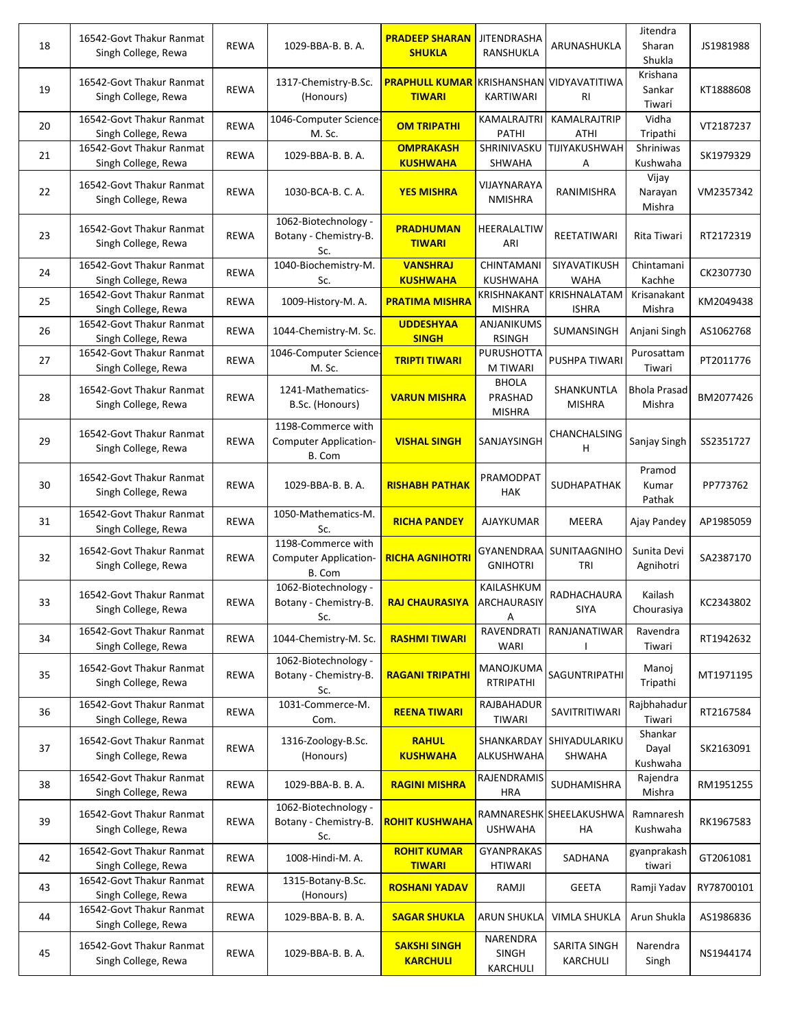| 18 | 16542-Govt Thakur Ranmat Singh College, Rewa | REWA | 1029-BBA-B. B. A. | **PRADEEP SHARAN SHUKLA** | JITENDRASHA RANSHUKLA | ARUNASHUKLA | Jitendra Sharan Shukla | JS1981988 |
|---|---|---|---|---|---|---|---|---|
| 19 | 16542-Govt Thakur Ranmat Singh College, Rewa | REWA | 1317-Chemistry-B.Sc. (Honours) | **PRAPHULL KUMAR TIWARI** | KRISHANSHAN KARTIWARI | VIDYAVATITIWA RI | Krishana Sankar Tiwari | KT1888608 |
| 20 | 16542-Govt Thakur Ranmat Singh College, Rewa | REWA | 1046-Computer Science-M. Sc. | **OM TRIPATHI** | KAMALRAJTRI PATHI | KAMALRAJTRIP ATHI | Vidha Tripathi | VT2187237 |
| 21 | 16542-Govt Thakur Ranmat Singh College, Rewa | REWA | 1029-BBA-B. B. A. | **OMPRAKASH KUSHWAHA** | SHRINIVASKU SHWAHA | TIJIYAKUSHWAH A | Shriniwas Kushwaha | SK1979329 |
| 22 | 16542-Govt Thakur Ranmat Singh College, Rewa | REWA | 1030-BCA-B. C. A. | **YES MISHRA** | VIJAYNARAYA NMISHRA | RANIMISHRA | Vijay Narayan Mishra | VM2357342 |
| 23 | 16542-Govt Thakur Ranmat Singh College, Rewa | REWA | 1062-Biotechnology - Botany - Chemistry-B. Sc. | **PRADHUMAN TIWARI** | HEERALALTIW ARI | REETATIWARI | Rita Tiwari | RT2172319 |
| 24 | 16542-Govt Thakur Ranmat Singh College, Rewa | REWA | 1040-Biochemistry-M. Sc. | **VANSHRAJ KUSHWAHA** | CHINTAMANI KUSHWAHA | SIYAVATIKUSH WAHA | Chintamani Kachhe | CK2307730 |
| 25 | 16542-Govt Thakur Ranmat Singh College, Rewa | REWA | 1009-History-M. A. | **PRATIMA MISHRA** | KRISHNAKANT MISHRA | KRISHNALATAM ISHRA | Krisanakant Mishra | KM2049438 |
| 26 | 16542-Govt Thakur Ranmat Singh College, Rewa | REWA | 1044-Chemistry-M. Sc. | **UDDESHYAA SINGH** | ANJANIKUMS RSINGH | SUMANSINGH | Anjani Singh | AS1062768 |
| 27 | 16542-Govt Thakur Ranmat Singh College, Rewa | REWA | 1046-Computer Science-M. Sc. | **TRIPTI TIWARI** | PURUSHOTTA M TIWARI | PUSHPA TIWARI | Purosattam Tiwari | PT2011776 |
| 28 | 16542-Govt Thakur Ranmat Singh College, Rewa | REWA | 1241-Mathematics-B.Sc. (Honours) | **VARUN MISHRA** | BHOLA PRASHAD MISHRA | SHANKUNTLA MISHRA | Bhola Prasad Mishra | BM2077426 |
| 29 | 16542-Govt Thakur Ranmat Singh College, Rewa | REWA | 1198-Commerce with Computer Application-B. Com | **VISHAL SINGH** | SANJAYSINGH | CHANCHALSING H | Sanjay Singh | SS2351727 |
| 30 | 16542-Govt Thakur Ranmat Singh College, Rewa | REWA | 1029-BBA-B. B. A. | **RISHABH PATHAK** | PRAMODPAT HAK | SUDHAPATHAK | Pramod Kumar Pathak | PP773762 |
| 31 | 16542-Govt Thakur Ranmat Singh College, Rewa | REWA | 1050-Mathematics-M. Sc. | **RICHA PANDEY** | AJAYKUMAR | MEERA | Ajay Pandey | AP1985059 |
| 32 | 16542-Govt Thakur Ranmat Singh College, Rewa | REWA | 1198-Commerce with Computer Application-B. Com | **RICHA AGNIHOTRI** | GYANENDRAA GNIHOTRI | SUNITAAGNIHO TRI | Sunita Devi Agnihotri | SA2387170 |
| 33 | 16542-Govt Thakur Ranmat Singh College, Rewa | REWA | 1062-Biotechnology - Botany - Chemistry-B. Sc. | **RAJ CHAURASIYA** | KAILASHKUM ARCHAURASIY A | RADHACHAURA SIYA | Kailash Chourasiya | KC2343802 |
| 34 | 16542-Govt Thakur Ranmat Singh College, Rewa | REWA | 1044-Chemistry-M. Sc. | **RASHMI TIWARI** | RAVENDRATI WARI | RANJANATIWAR I | Ravendra Tiwari | RT1942632 |
| 35 | 16542-Govt Thakur Ranmat Singh College, Rewa | REWA | 1062-Biotechnology - Botany - Chemistry-B. Sc. | **RAGANI TRIPATHI** | MANOJKUMA RTRIPATHI | SAGUNTRIPATHI | Manoj Tripathi | MT1971195 |
| 36 | 16542-Govt Thakur Ranmat Singh College, Rewa | REWA | 1031-Commerce-M. Com. | **REENA TIWARI** | RAJBAHADUR TIWARI | SAVITRITIWARI | Rajbhahadur Tiwari | RT2167584 |
| 37 | 16542-Govt Thakur Ranmat Singh College, Rewa | REWA | 1316-Zoology-B.Sc. (Honours) | **RAHUL KUSHWAHA** | SHANKARDAY ALKUSHWAHA | SHIYADULARIKU SHWAHA | Shankar Dayal Kushwaha | SK2163091 |
| 38 | 16542-Govt Thakur Ranmat Singh College, Rewa | REWA | 1029-BBA-B. B. A. | **RAGINI MISHRA** | RAJENDRAMIS HRA | SUDHAMISHRA | Rajendra Mishra | RM1951255 |
| 39 | 16542-Govt Thakur Ranmat Singh College, Rewa | REWA | 1062-Biotechnology - Botany - Chemistry-B. Sc. | **ROHIT KUSHWAHA** | RAMNARESHK USHWAHA | SHEELAKUSHWA HA | Ramnaresh Kushwaha | RK1967583 |
| 42 | 16542-Govt Thakur Ranmat Singh College, Rewa | REWA | 1008-Hindi-M. A. | **ROHIT KUMAR TIWARI** | GYANPRAKAS HTIWARI | SADHANA | gyanprakash tiwari | GT2061081 |
| 43 | 16542-Govt Thakur Ranmat Singh College, Rewa | REWA | 1315-Botany-B.Sc. (Honours) | **ROSHANI YADAV** | RAMJI | GEETA | Ramji Yadav | RY78700101 |
| 44 | 16542-Govt Thakur Ranmat Singh College, Rewa | REWA | 1029-BBA-B. B. A. | **SAGAR SHUKLA** | ARUN SHUKLA | VIMLA SHUKLA | Arun Shukla | AS1986836 |
| 45 | 16542-Govt Thakur Ranmat Singh College, Rewa | REWA | 1029-BBA-B. B. A. | **SAKSHI SINGH KARCHULI** | NARENDRA SINGH KARCHULI | SARITA SINGH KARCHULI | Narendra Singh | NS1944174 |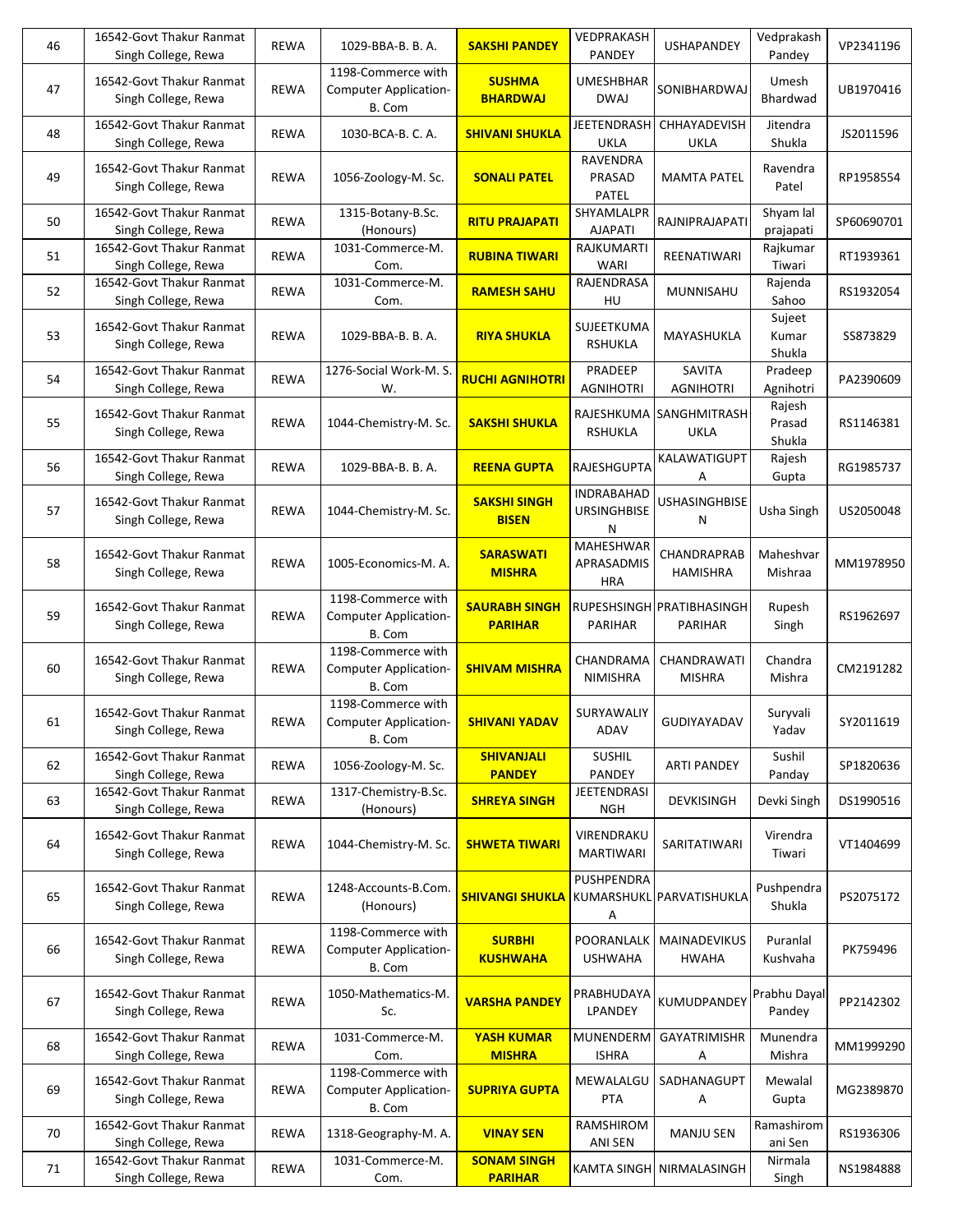| 46 | 16542-Govt Thakur Ranmat Singh College, Rewa | REWA | 1029-BBA-B. B. A. | **SAKSHI PANDEY** | VEDPRAKASH PANDEY | USHAPANDEY | Vedprakash Pandey | VP2341196 |
|---|---|---|---|---|---|---|---|---|
| 47 | 16542-Govt Thakur Ranmat Singh College, Rewa | REWA | 1198-Commerce with Computer Application-B. Com | **SUSHMA BHARDWAJ** | UMESHBHARDWAJ | SONIBHARDWAJ | Umesh Bhardwad | UB1970416 |
| 48 | 16542-Govt Thakur Ranmat Singh College, Rewa | REWA | 1030-BCA-B. C. A. | **SHIVANI SHUKLA** | JEETENDRASHUKLA | CHHAYADEVISHUKLA | Jitendra Shukla | JS2011596 |
| 49 | 16542-Govt Thakur Ranmat Singh College, Rewa | REWA | 1056-Zoology-M. Sc. | **SONALI PATEL** | RAVENDRA PRASAD PATEL | MAMTA PATEL | Ravendra Patel | RP1958554 |
| 50 | 16542-Govt Thakur Ranmat Singh College, Rewa | REWA | 1315-Botany-B.Sc. (Honours) | **RITU PRAJAPATI** | SHYAMLALPRAJAPATI | RAJNIPRAJAPATI | Shyam lal prajapati | SP60690701 |
| 51 | 16542-Govt Thakur Ranmat Singh College, Rewa | REWA | 1031-Commerce-M. Com. | **RUBINA TIWARI** | RAJKUMARTIWARI | REENATIWARI | Rajkumar Tiwari | RT1939361 |
| 52 | 16542-Govt Thakur Ranmat Singh College, Rewa | REWA | 1031-Commerce-M. Com. | **RAMESH SAHU** | RAJENDRASAHU | MUNNISAHU | Rajenda Sahoo | RS1932054 |
| 53 | 16542-Govt Thakur Ranmat Singh College, Rewa | REWA | 1029-BBA-B. B. A. | **RIYA SHUKLA** | SUJEETKUMARSHUKLA | MAYASHUKLA | Sujeet Kumar Shukla | SS873829 |
| 54 | 16542-Govt Thakur Ranmat Singh College, Rewa | REWA | 1276-Social Work-M. S. W. | **RUCHI AGNIHOTRI** | PRADEEP AGNIHOTRI | SAVITA AGNIHOTRI | Pradeep Agnihotri | PA2390609 |
| 55 | 16542-Govt Thakur Ranmat Singh College, Rewa | REWA | 1044-Chemistry-M. Sc. | **SAKSHI SHUKLA** | RAJESHKUMARSHUKLA | SANGHMITRASHUKLA | Rajesh Prasad Shukla | RS1146381 |
| 56 | 16542-Govt Thakur Ranmat Singh College, Rewa | REWA | 1029-BBA-B. B. A. | **REENA GUPTA** | RAJESHGUPTA | KALAWATIGUPTA | Rajesh Gupta | RG1985737 |
| 57 | 16542-Govt Thakur Ranmat Singh College, Rewa | REWA | 1044-Chemistry-M. Sc. | **SAKSHI SINGH BISEN** | INDRABAHADURSINGHBISEN | USHASINGHBISEN | Usha Singh | US2050048 |
| 58 | 16542-Govt Thakur Ranmat Singh College, Rewa | REWA | 1005-Economics-M. A. | **SARASWATI MISHRA** | MAHESHWARAPRASADMISHRA | CHANDRAPRABHAMISHRA | Maheshvar Mishraa | MM1978950 |
| 59 | 16542-Govt Thakur Ranmat Singh College, Rewa | REWA | 1198-Commerce with Computer Application-B. Com | **SAURABH SINGH PARIHAR** | RUPESHSINGH PARIHAR | PRATIBHASINGH PARIHAR | Rupesh Singh | RS1962697 |
| 60 | 16542-Govt Thakur Ranmat Singh College, Rewa | REWA | 1198-Commerce with Computer Application-B. Com | **SHIVAM MISHRA** | CHANDRAMANIMISHRA | CHANDRAWATI MISHRA | Chandra Mishra | CM2191282 |
| 61 | 16542-Govt Thakur Ranmat Singh College, Rewa | REWA | 1198-Commerce with Computer Application-B. Com | **SHIVANI YADAV** | SURYAWALIYADAV | GUDIYAYADAV | Suryvali Yadav | SY2011619 |
| 62 | 16542-Govt Thakur Ranmat Singh College, Rewa | REWA | 1056-Zoology-M. Sc. | **SHIVANJALI PANDEY** | SUSHIL PANDEY | ARTI PANDEY | Sushil Panday | SP1820636 |
| 63 | 16542-Govt Thakur Ranmat Singh College, Rewa | REWA | 1317-Chemistry-B.Sc. (Honours) | **SHREYA SINGH** | JEETENDRASINGH | DEVKISINGH | Devki Singh | DS1990516 |
| 64 | 16542-Govt Thakur Ranmat Singh College, Rewa | REWA | 1044-Chemistry-M. Sc. | **SHWETA TIWARI** | VIRENDRAKUMARTIWARI | SARITATIWARI | Virendra Tiwari | VT1404699 |
| 65 | 16542-Govt Thakur Ranmat Singh College, Rewa | REWA | 1248-Accounts-B.Com. (Honours) | **SHIVANGI SHUKLA** | PUSHPENDRA KUMARSHUKLA | PARVATISHUKLA | Pushpendra Shukla | PS2075172 |
| 66 | 16542-Govt Thakur Ranmat Singh College, Rewa | REWA | 1198-Commerce with Computer Application-B. Com | **SURBHI KUSHWAHA** | POORANLALKUSHWAHA | MAINADEVIKUSHWAHA | Puranlal Kushvaha | PK759496 |
| 67 | 16542-Govt Thakur Ranmat Singh College, Rewa | REWA | 1050-Mathematics-M. Sc. | **VARSHA PANDEY** | PRABHUDAYALPANDEY | KUMUDPANDEY | Prabhu Dayal Pandey | PP2142302 |
| 68 | 16542-Govt Thakur Ranmat Singh College, Rewa | REWA | 1031-Commerce-M. Com. | **YASH KUMAR MISHRA** | MUNENDERMISHRA | GAYATRIMISHRA | Munendra Mishra | MM1999290 |
| 69 | 16542-Govt Thakur Ranmat Singh College, Rewa | REWA | 1198-Commerce with Computer Application-B. Com | **SUPRIYA GUPTA** | MEWALALGUPTA | SADHANAGUPTA | Mewalal Gupta | MG2389870 |
| 70 | 16542-Govt Thakur Ranmat Singh College, Rewa | REWA | 1318-Geography-M. A. | **VINAY SEN** | RAMSHIROMANI SEN | MANJU SEN | Ramashiromani Sen | RS1936306 |
| 71 | 16542-Govt Thakur Ranmat Singh College, Rewa | REWA | 1031-Commerce-M. Com. | **SONAM SINGH PARIHAR** | KAMTA SINGH | NIRMALASINGH | Nirmala Singh | NS1984888 |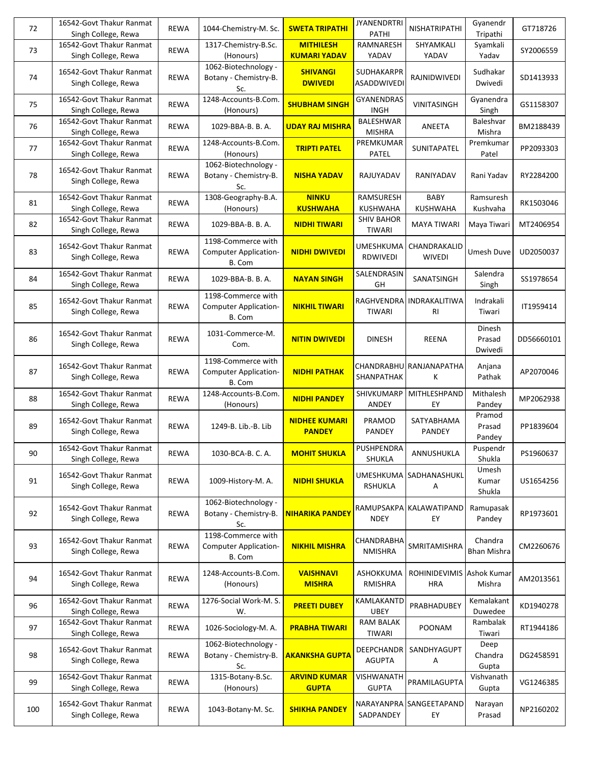| 72 | 16542-Govt Thakur Ranmat Singh College, Rewa | REWA | 1044-Chemistry-M. Sc. | **SWETA TRIPATHI** | JYANENDRTRIPATHI | NISHATRIPATHI | Gyanendr Tripathi | GT718726 |
|---|---|---|---|---|---|---|---|---|
| 73 | 16542-Govt Thakur Ranmat Singh College, Rewa | REWA | 1317-Chemistry-B.Sc. (Honours) | **MITHILESH KUMARI YADAV** | RAMNARESH YADAV | SHYAMKALI YADAV | Syamkali Yadav | SY2006559 |
| 74 | 16542-Govt Thakur Ranmat Singh College, Rewa | REWA | 1062-Biotechnology - Botany - Chemistry-B. Sc. | **SHIVANGI DWIVEDI** | SUDHAKARPRASADDWIVEDI | RAJNIDWIVEDI | Sudhakar Dwivedi | SD1413933 |
| 75 | 16542-Govt Thakur Ranmat Singh College, Rewa | REWA | 1248-Accounts-B.Com. (Honours) | **SHUBHAM SINGH** | GYANENDRASINGH | VINITASINGH | Gyanendra Singh | GS1158307 |
| 76 | 16542-Govt Thakur Ranmat Singh College, Rewa | REWA | 1029-BBA-B. B. A. | **UDAY RAJ MISHRA** | BALESHWAR MISHRA | ANEETA | Baleshvar Mishra | BM2188439 |
| 77 | 16542-Govt Thakur Ranmat Singh College, Rewa | REWA | 1248-Accounts-B.Com. (Honours) | **TRIPTI PATEL** | PREMKUMAR PATEL | SUNITAPATEL | Premkumar Patel | PP2093303 |
| 78 | 16542-Govt Thakur Ranmat Singh College, Rewa | REWA | 1062-Biotechnology - Botany - Chemistry-B. Sc. | **NISHA YADAV** | RAJUYADAV | RANIYADAV | Rani Yadav | RY2284200 |
| 81 | 16542-Govt Thakur Ranmat Singh College, Rewa | REWA | 1308-Geography-B.A. (Honours) | **NINKU KUSHWAHA** | RAMSURESH KUSHWAHA | BABY KUSHWAHA | Ramsuresh Kushvaha | RK1503046 |
| 82 | 16542-Govt Thakur Ranmat Singh College, Rewa | REWA | 1029-BBA-B. B. A. | **NIDHI TIWARI** | SHIV BAHOR TIWARI | MAYA TIWARI | Maya Tiwari | MT2406954 |
| 83 | 16542-Govt Thakur Ranmat Singh College, Rewa | REWA | 1198-Commerce with Computer Application-B. Com | **NIDHI DWIVEDI** | UMESHKUMARDWIVEDI | CHANDRAKALIDWIVEDI | Umesh Duve | UD2050037 |
| 84 | 16542-Govt Thakur Ranmat Singh College, Rewa | REWA | 1029-BBA-B. B. A. | **NAYAN SINGH** | SALENDRASINGH | SANATSINGH | Salendra Singh | SS1978654 |
| 85 | 16542-Govt Thakur Ranmat Singh College, Rewa | REWA | 1198-Commerce with Computer Application-B. Com | **NIKHIL TIWARI** | RAGHVENDRA TIWARI | INDRAKALITIWARI | Indrakali Tiwari | IT1959414 |
| 86 | 16542-Govt Thakur Ranmat Singh College, Rewa | REWA | 1031-Commerce-M. Com. | **NITIN DWIVEDI** | DINESH | REENA | Dinesh Prasad Dwivedi | DD56660101 |
| 87 | 16542-Govt Thakur Ranmat Singh College, Rewa | REWA | 1198-Commerce with Computer Application-B. Com | **NIDHI PATHAK** | CHANDRABHUSHANPATHAK | RANJANAPATHAK | Anjana Pathak | AP2070046 |
| 88 | 16542-Govt Thakur Ranmat Singh College, Rewa | REWA | 1248-Accounts-B.Com. (Honours) | **NIDHI PANDEY** | SHIVKUMARPANDEY | MITHLESHPANDEY | Mithalesh Pandey | MP2062938 |
| 89 | 16542-Govt Thakur Ranmat Singh College, Rewa | REWA | 1249-B. Lib.-B. Lib | **NIDHEE KUMARI PANDEY** | PRAMOD PANDEY | SATYABHAMA PANDEY | Pramod Prasad Pandey | PP1839604 |
| 90 | 16542-Govt Thakur Ranmat Singh College, Rewa | REWA | 1030-BCA-B. C. A. | **MOHIT SHUKLA** | PUSHPENDRA SHUKLA | ANNUSHUKLA | Puspendr Shukla | PS1960637 |
| 91 | 16542-Govt Thakur Ranmat Singh College, Rewa | REWA | 1009-History-M. A. | **NIDHI SHUKLA** | UMESHKUMARSHUKLA | SADHANASHUKLA | Umesh Kumar Shukla | US1654256 |
| 92 | 16542-Govt Thakur Ranmat Singh College, Rewa | REWA | 1062-Biotechnology - Botany - Chemistry-B. Sc. | **NIHARIKA PANDEY** | RAMUPSAKPANDEY | KALAWATIPANDEY | Ramupasak Pandey | RP1973601 |
| 93 | 16542-Govt Thakur Ranmat Singh College, Rewa | REWA | 1198-Commerce with Computer Application-B. Com | **NIKHIL MISHRA** | CHANDRABHANMISHRA | SMRITAMISHRA | Chandra Bhan Mishra | CM2260676 |
| 94 | 16542-Govt Thakur Ranmat Singh College, Rewa | REWA | 1248-Accounts-B.Com. (Honours) | **VAISHNAVI MISHRA** | ASHOKKUMARMISHRA | ROHINIDEVIMISHRA | Ashok Kumar Mishra | AM2013561 |
| 96 | 16542-Govt Thakur Ranmat Singh College, Rewa | REWA | 1276-Social Work-M. S. W. | **PREETI DUBEY** | KAMLAKANTDUBEY | PRABHADUBEY | Kemalakant Duwedee | KD1940278 |
| 97 | 16542-Govt Thakur Ranmat Singh College, Rewa | REWA | 1026-Sociology-M. A. | **PRABHA TIWARI** | RAM BALAK TIWARI | POONAM | Rambalak Tiwari | RT1944186 |
| 98 | 16542-Govt Thakur Ranmat Singh College, Rewa | REWA | 1062-Biotechnology - Botany - Chemistry-B. Sc. | **AKANKSHA GUPTA** | DEEPCHANDRAGUPTA | SANDHYAGUPTA | Deep Chandra Gupta | DG2458591 |
| 99 | 16542-Govt Thakur Ranmat Singh College, Rewa | REWA | 1315-Botany-B.Sc. (Honours) | **ARVIND KUMAR GUPTA** | VISHWANATH GUPTA | PRAMILAGUPTA | Vishvanath Gupta | VG1246385 |
| 100 | 16542-Govt Thakur Ranmat Singh College, Rewa | REWA | 1043-Botany-M. Sc. | **SHIKHA PANDEY** | NARAYANPRASADPANDEY | SANGEETAPANDEY | Narayan Prasad | NP2160202 |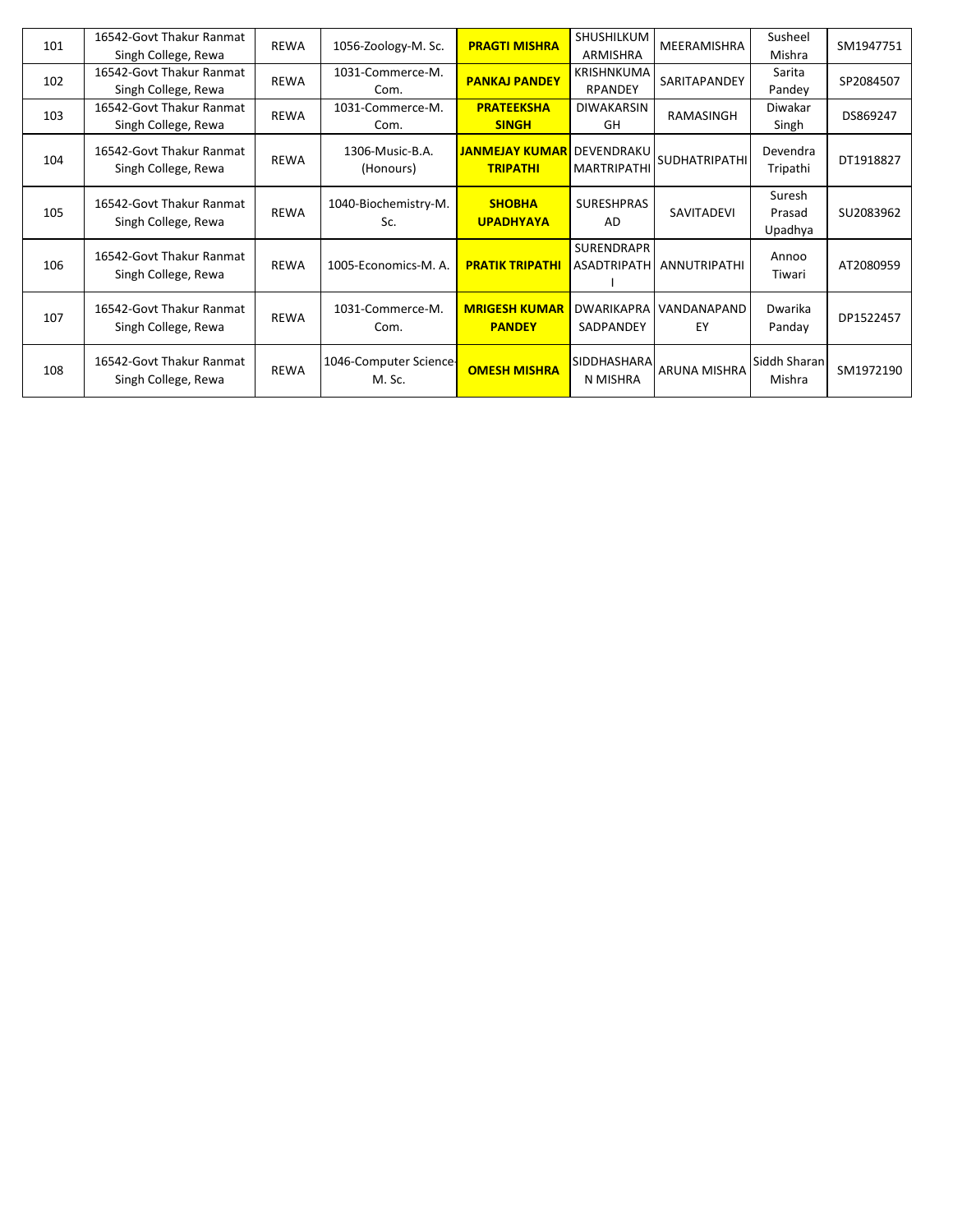| 101 | 16542-Govt Thakur Ranmat Singh College, Rewa | REWA | 1056-Zoology-M. Sc. | **PRAGTI MISHRA** | SHUSHILKUMARMISHRA | MEERAMISHRA | Susheel Mishra | SM1947751 |
|---|---|---|---|---|---|---|---|---|
| 102 | 16542-Govt Thakur Ranmat Singh College, Rewa | REWA | 1031-Commerce-M. Com. | **PANKAJ PANDEY** | KRISHNKUMARPANDEY | SARITAPANDEY | Sarita Pandey | SP2084507 |
| 103 | 16542-Govt Thakur Ranmat Singh College, Rewa | REWA | 1031-Commerce-M. Com. | **PRATEEKSHA SINGH** | DIWAKARSINGH | RAMASINGH | Diwakar Singh | DS869247 |
| 104 | 16542-Govt Thakur Ranmat Singh College, Rewa | REWA | 1306-Music-B.A. (Honours) | **JANMEJAY KUMAR TRIPATHI** | DEVENDRAKUMARTRIPATHI | SUDHATRIPATHI | Devendra Tripathi | DT1918827 |
| 105 | 16542-Govt Thakur Ranmat Singh College, Rewa | REWA | 1040-Biochemistry-M. Sc. | **SHOBHA UPADHYAYA** | SURESHPRASAD | SAVITADEVI | Suresh Prasad Upadhya | SU2083962 |
| 106 | 16542-Govt Thakur Ranmat Singh College, Rewa | REWA | 1005-Economics-M. A. | **PRATIK TRIPATHI** | SURENDRAPRASADTRIPATHI | ANNUTRIPATHI | Annoo Tiwari | AT2080959 |
| 107 | 16542-Govt Thakur Ranmat Singh College, Rewa | REWA | 1031-Commerce-M. Com. | **MRIGESH KUMAR PANDEY** | DWARIKAPRASADPANDEY | VANDANAPANDEY | Dwarika Panday | DP1522457 |
| 108 | 16542-Govt Thakur Ranmat Singh College, Rewa | REWA | 1046-Computer Science-M. Sc. | **OMESH MISHRA** | SIDDHASHARAN MISHRA | ARUNA MISHRA | Siddh Sharan Mishra | SM1972190 |